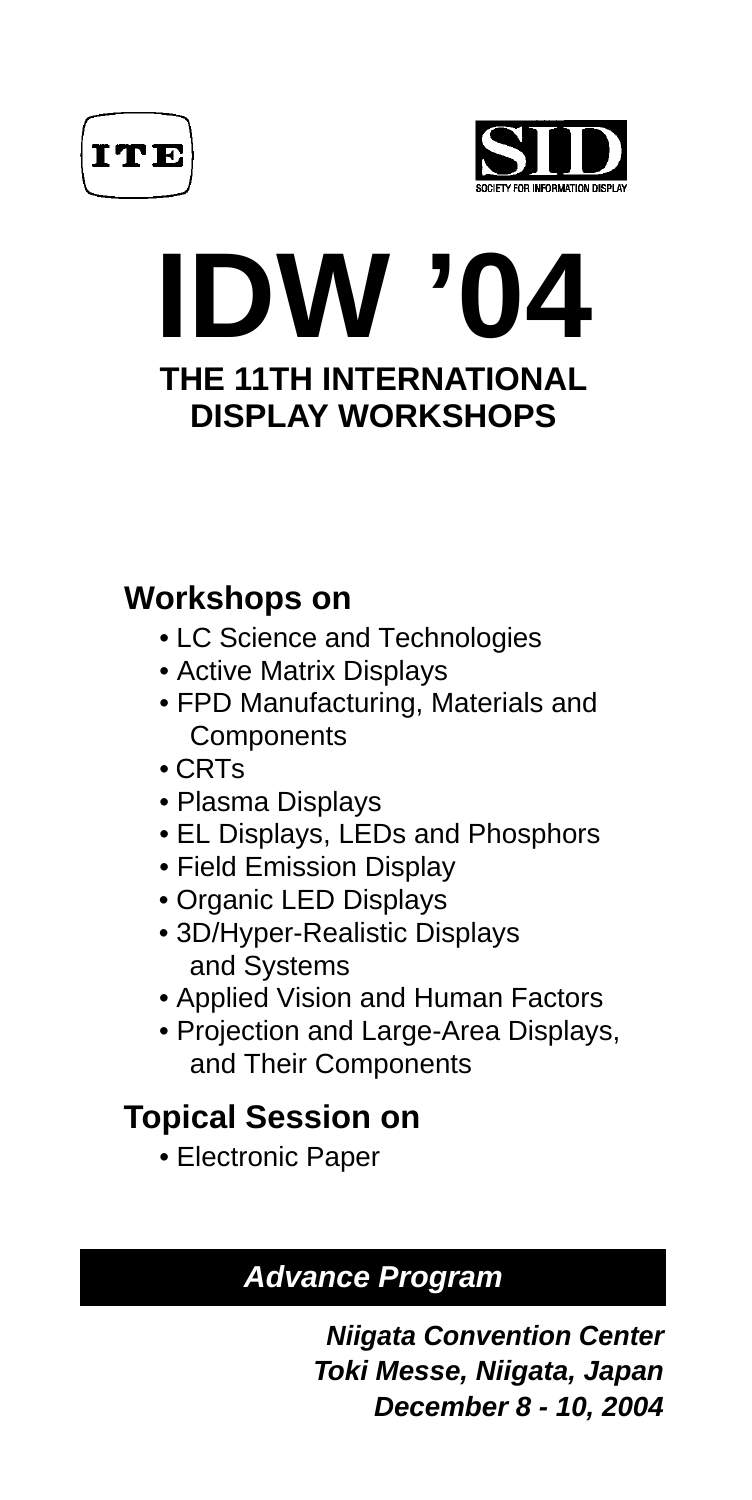ITE

SID
SOCIETY FOR INFORMATION DISPLAY

# IDW '04

## THE 11TH INTERNATIONAL DISPLAY WORKSHOPS

## Workshops on

- LC Science and Technologies
- Active Matrix Displays
- FPD Manufacturing, Materials and Components
- CRTs
- Plasma Displays
- EL Displays, LEDs and Phosphors
- Field Emission Display
- Organic LED Displays
- 3D/Hyper-Realistic Displays and Systems
- Applied Vision and Human Factors
- Projection and Large-Area Displays, and Their Components

## Topical Session on

- Electronic Paper

***Advance Program***

***Niigata Convention Center***
***Toki Messe, Niigata, Japan***
***December 8 - 10, 2004***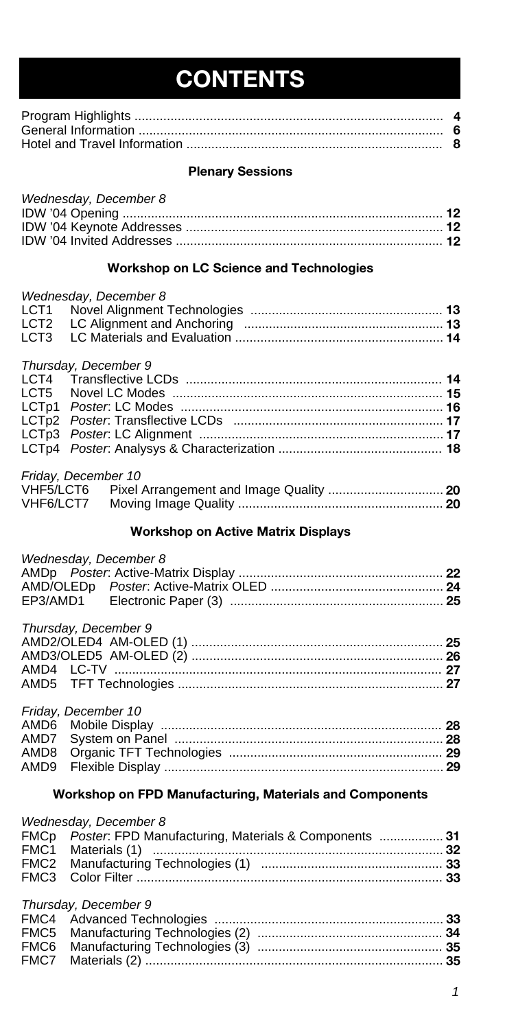# CONTENTS

| | |
|---|---|
| Program Highlights | 4 |
| General Information | 6 |
| Hotel and Travel Information | 8 |

### Plenary Sessions

*Wednesday, December 8*

| | |
|---|---|
| IDW '04 Opening | 12 |
| IDW '04 Keynote Addresses | 12 |
| IDW '04 Invited Addresses | 12 |

### Workshop on LC Science and Technologies

*Wednesday, December 8*

| | | |
|---|---|---|
| LCT1 | Novel Alignment Technologies | 13 |
| LCT2 | LC Alignment and Anchoring | 13 |
| LCT3 | LC Materials and Evaluation | 14 |

*Thursday, December 9*

| | | |
|---|---|---|
| LCT4 | Transflective LCDs | 14 |
| LCT5 | Novel LC Modes | 15 |
| LCTp1 | *Poster*: LC Modes | 16 |
| LCTp2 | *Poster*: Transflective LCDs | 17 |
| LCTp3 | *Poster*: LC Alignment | 17 |
| LCTp4 | *Poster*: Analysys & Characterization | 18 |

*Friday, December 10*

| | | |
|---|---|---|
| VHF5/LCT6 | Pixel Arrangement and Image Quality | 20 |
| VHF6/LCT7 | Moving Image Quality | 20 |

### Workshop on Active Matrix Displays

*Wednesday, December 8*

| | | |
|---|---|---|
| AMDp | *Poster*: Active-Matrix Display | 22 |
| AMD/OLEDp | *Poster*: Active-Matrix OLED | 24 |
| EP3/AMD1 | Electronic Paper (3) | 25 |

*Thursday, December 9*

| | | |
|---|---|---|
| AMD2/OLED4 | AM-OLED (1) | 25 |
| AMD3/OLED5 | AM-OLED (2) | 26 |
| AMD4 | LC-TV | 27 |
| AMD5 | TFT Technologies | 27 |

*Friday, December 10*

| | | |
|---|---|---|
| AMD6 | Mobile Display | 28 |
| AMD7 | System on Panel | 28 |
| AMD8 | Organic TFT Technologies | 29 |
| AMD9 | Flexible Display | 29 |

### Workshop on FPD Manufacturing, Materials and Components

*Wednesday, December 8*

| | | |
|---|---|---|
| FMCp | *Poster*: FPD Manufacturing, Materials & Components | 31 |
| FMC1 | Materials (1) | 32 |
| FMC2 | Manufacturing Technologies (1) | 33 |
| FMC3 | Color Filter | 33 |

*Thursday, December 9*

| | | |
|---|---|---|
| FMC4 | Advanced Technologies | 33 |
| FMC5 | Manufacturing Technologies (2) | 34 |
| FMC6 | Manufacturing Technologies (3) | 35 |
| FMC7 | Materials (2) | 35 |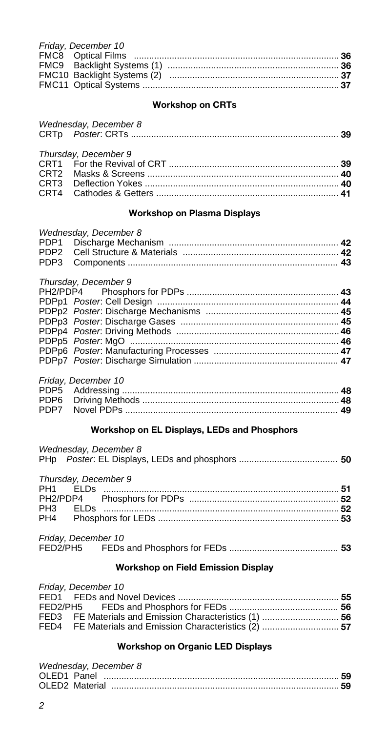*Friday, December 10*

| | | |
|---|---|---|
| FMC8 | Optical Films | **36** |
| FMC9 | Backlight Systems (1) | **36** |
| FMC10 | Backlight Systems (2) | **37** |
| FMC11 | Optical Systems | **37** |

### Workshop on CRTs

*Wednesday, December 8*

| | | |
|---|---|---|
| CRTp | *Poster*: CRTs | **39** |

*Thursday, December 9*

| | | |
|---|---|---|
| CRT1 | For the Revival of CRT | **39** |
| CRT2 | Masks & Screens | **40** |
| CRT3 | Deflection Yokes | **40** |
| CRT4 | Cathodes & Getters | **41** |

### Workshop on Plasma Displays

*Wednesday, December 8*

| | | |
|---|---|---|
| PDP1 | Discharge Mechanism | **42** |
| PDP2 | Cell Structure & Materials | **42** |
| PDP3 | Components | **43** |

*Thursday, December 9*

| | | |
|---|---|---|
| PH2/PDP4 | Phosphors for PDPs | **43** |
| PDPp1 | *Poster*: Cell Design | **44** |
| PDPp2 | *Poster*: Discharge Mechanisms | **45** |
| PDPp3 | *Poster*: Discharge Gases | **45** |
| PDPp4 | *Poster*: Driving Methods | **46** |
| PDPp5 | *Poster*: MgO | **46** |
| PDPp6 | *Poster*: Manufacturing Processes | **47** |
| PDPp7 | *Poster*: Discharge Simulation | **47** |

*Friday, December 10*

| | | |
|---|---|---|
| PDP5 | Addressing | **48** |
| PDP6 | Driving Methods | **48** |
| PDP7 | Novel PDPs | **49** |

### Workshop on EL Displays, LEDs and Phosphors

*Wednesday, December 8*

| | | |
|---|---|---|
| PHp | *Poster*: EL Displays, LEDs and phosphors | **50** |

*Thursday, December 9*

| | | |
|---|---|---|
| PH1 | ELDs | **51** |
| PH2/PDP4 | Phosphors for PDPs | **52** |
| PH3 | ELDs | **52** |
| PH4 | Phosphors for LEDs | **53** |

*Friday, December 10*

| | | |
|---|---|---|
| FED2/PH5 | FEDs and Phosphors for FEDs | **53** |

### Workshop on Field Emission Display

*Friday, December 10*

| | | |
|---|---|---|
| FED1 | FEDs and Novel Devices | **55** |
| FED2/PH5 | FEDs and Phosphors for FEDs | **56** |
| FED3 | FE Materials and Emission Characteristics (1) | **56** |
| FED4 | FE Materials and Emission Characteristics (2) | **57** |

### Workshop on Organic LED Displays

*Wednesday, December 8*

| | | |
|---|---|---|
| OLED1 | Panel | **59** |
| OLED2 | Material | **59** |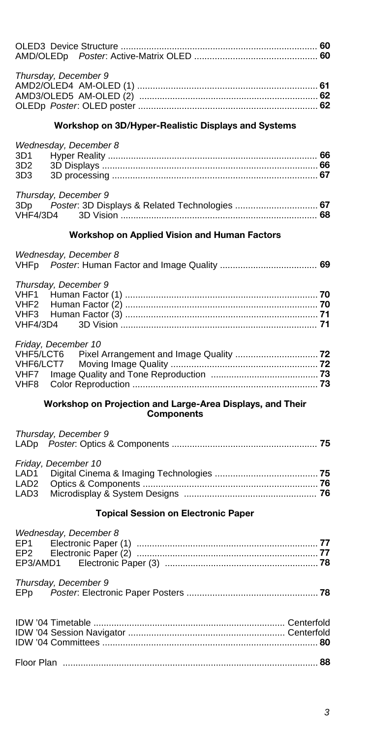OLED3 Device Structure ........................................................................... 60
AMD/OLEDp *Poster*: Active-Matrix OLED ............................................... 60

*Thursday, December 9*
AMD2/OLED4 AM-OLED (1) ..................................................................... 61
AMD3/OLED5 AM-OLED (2) ..................................................................... 62
OLEDp *Poster*: OLED poster ..................................................................... 62

### Workshop on 3D/Hyper-Realistic Displays and Systems

*Wednesday, December 8*
3D1 Hyper Reality ................................................................................. 66
3D2 3D Displays ................................................................................... 66
3D3 3D processing ................................................................................ 67

*Thursday, December 9*
3Dp *Poster*: 3D Displays & Related Technologies ................................ 67
VHF4/3D4 3D Vision ............................................................................ 68

### Workshop on Applied Vision and Human Factors

*Wednesday, December 8*
VHFp *Poster*: Human Factor and Image Quality ...................................... 69

*Thursday, December 9*
VHF1 Human Factor (1) .......................................................................... 70
VHF2 Human Factor (2) .......................................................................... 70
VHF3 Human Factor (3) .......................................................................... 71
VHF4/3D4 3D Vision ............................................................................ 71

*Friday, December 10*
VHF5/LCT6 Pixel Arrangement and Image Quality ................................ 72
VHF6/LCT7 Moving Image Quality ......................................................... 72
VHF7 Image Quality and Tone Reproduction .......................................... 73
VHF8 Color Reproduction ........................................................................ 73

### Workshop on Projection and Large-Area Displays, and Their Components

*Thursday, December 9*
LADp *Poster*: Optics & Components ......................................................... 75

*Friday, December 10*
LAD1 Digital Cinema & Imaging Technologies ........................................ 75
LAD2 Optics & Components .................................................................... 76
LAD3 Microdisplay & System Designs .................................................... 76

### Topical Session on Electronic Paper

*Wednesday, December 8*
EP1 Electronic Paper (1) ...................................................................... 77
EP2 Electronic Paper (2) ...................................................................... 77
EP3/AMD1 Electronic Paper (3) ........................................................... 78

*Thursday, December 9*
EPp *Poster*: Electronic Paper Posters ................................................... 78

IDW '04 Timetable .......................................................................... Centerfold
IDW '04 Session Navigator ............................................................ Centerfold
IDW '04 Committees ................................................................................... 80

Floor Plan .................................................................................................. 88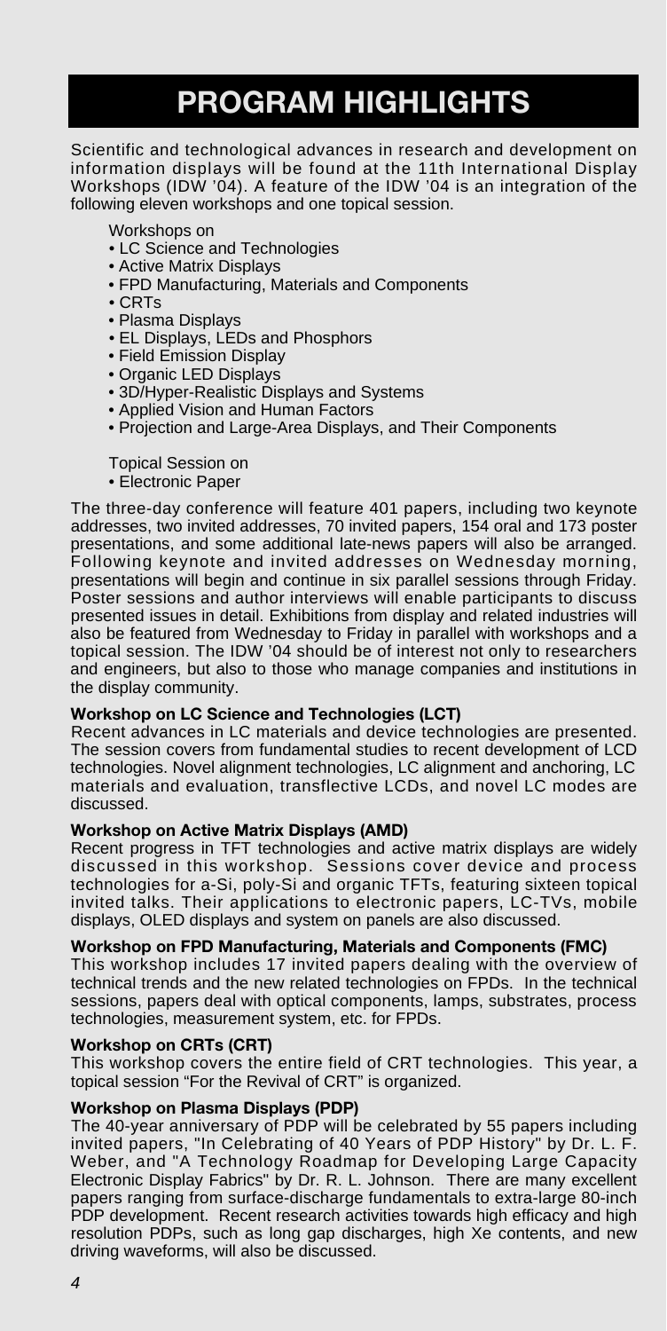# PROGRAM HIGHLIGHTS

Scientific and technological advances in research and development on information displays will be found at the 11th International Display Workshops (IDW '04). A feature of the IDW '04 is an integration of the following eleven workshops and one topical session.

Workshops on
- LC Science and Technologies
- Active Matrix Displays
- FPD Manufacturing, Materials and Components
- CRTs
- Plasma Displays
- EL Displays, LEDs and Phosphors
- Field Emission Display
- Organic LED Displays
- 3D/Hyper-Realistic Displays and Systems
- Applied Vision and Human Factors
- Projection and Large-Area Displays, and Their Components

Topical Session on
- Electronic Paper

The three-day conference will feature 401 papers, including two keynote addresses, two invited addresses, 70 invited papers, 154 oral and 173 poster presentations, and some additional late-news papers will also be arranged. Following keynote and invited addresses on Wednesday morning, presentations will begin and continue in six parallel sessions through Friday. Poster sessions and author interviews will enable participants to discuss presented issues in detail. Exhibitions from display and related industries will also be featured from Wednesday to Friday in parallel with workshops and a topical session. The IDW '04 should be of interest not only to researchers and engineers, but also to those who manage companies and institutions in the display community.

**Workshop on LC Science and Technologies (LCT)**

Recent advances in LC materials and device technologies are presented. The session covers from fundamental studies to recent development of LCD technologies. Novel alignment technologies, LC alignment and anchoring, LC materials and evaluation, transflective LCDs, and novel LC modes are discussed.

**Workshop on Active Matrix Displays (AMD)**

Recent progress in TFT technologies and active matrix displays are widely discussed in this workshop. Sessions cover device and process technologies for a-Si, poly-Si and organic TFTs, featuring sixteen topical invited talks. Their applications to electronic papers, LC-TVs, mobile displays, OLED displays and system on panels are also discussed.

**Workshop on FPD Manufacturing, Materials and Components (FMC)**

This workshop includes 17 invited papers dealing with the overview of technical trends and the new related technologies on FPDs. In the technical sessions, papers deal with optical components, lamps, substrates, process technologies, measurement system, etc. for FPDs.

**Workshop on CRTs (CRT)**

This workshop covers the entire field of CRT technologies. This year, a topical session "For the Revival of CRT" is organized.

**Workshop on Plasma Displays (PDP)**

The 40-year anniversary of PDP will be celebrated by 55 papers including invited papers, "In Celebrating of 40 Years of PDP History" by Dr. L. F. Weber, and "A Technology Roadmap for Developing Large Capacity Electronic Display Fabrics" by Dr. R. L. Johnson. There are many excellent papers ranging from surface-discharge fundamentals to extra-large 80-inch PDP development. Recent research activities towards high efficacy and high resolution PDPs, such as long gap discharges, high Xe contents, and new driving waveforms, will also be discussed.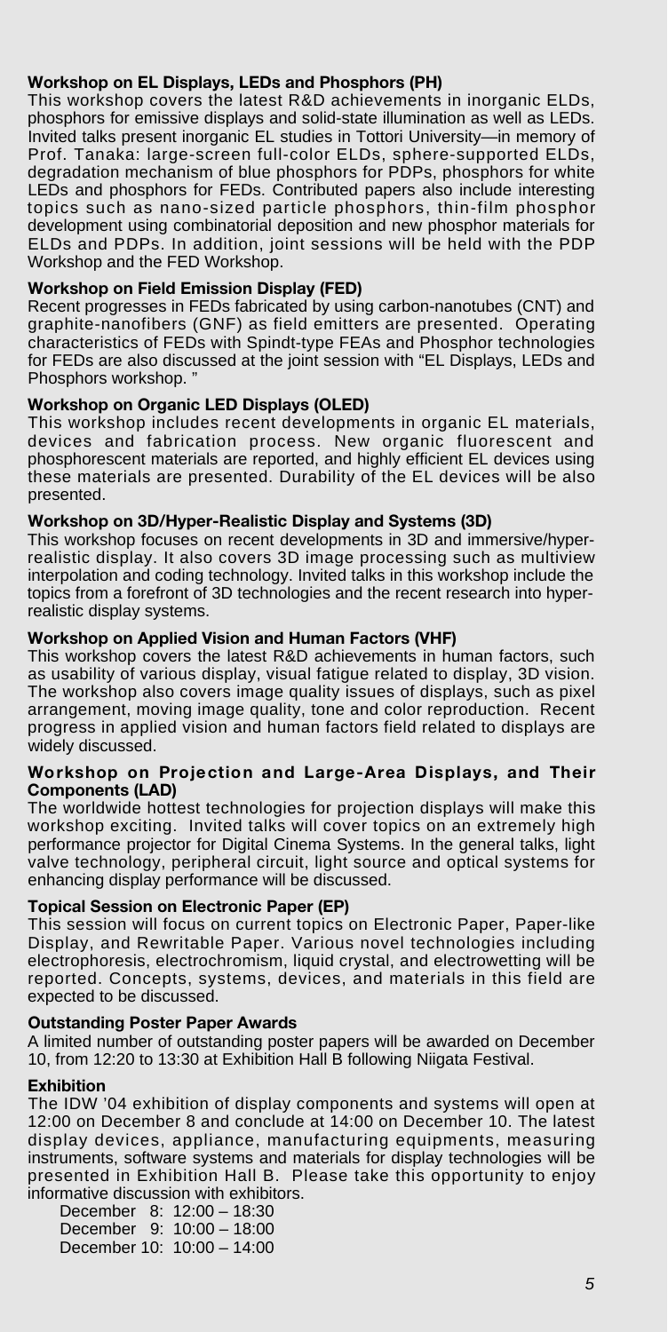### Workshop on EL Displays, LEDs and Phosphors (PH)

This workshop covers the latest R&D achievements in inorganic ELDs, phosphors for emissive displays and solid-state illumination as well as LEDs. Invited talks present inorganic EL studies in Tottori University—in memory of Prof. Tanaka: large-screen full-color ELDs, sphere-supported ELDs, degradation mechanism of blue phosphors for PDPs, phosphors for white LEDs and phosphors for FEDs. Contributed papers also include interesting topics such as nano-sized particle phosphors, thin-film phosphor development using combinatorial deposition and new phosphor materials for ELDs and PDPs. In addition, joint sessions will be held with the PDP Workshop and the FED Workshop.

### Workshop on Field Emission Display (FED)

Recent progresses in FEDs fabricated by using carbon-nanotubes (CNT) and graphite-nanofibers (GNF) as field emitters are presented. Operating characteristics of FEDs with Spindt-type FEAs and Phosphor technologies for FEDs are also discussed at the joint session with "EL Displays, LEDs and Phosphors workshop. "

### Workshop on Organic LED Displays (OLED)

This workshop includes recent developments in organic EL materials, devices and fabrication process. New organic fluorescent and phosphorescent materials are reported, and highly efficient EL devices using these materials are presented. Durability of the EL devices will be also presented.

### Workshop on 3D/Hyper-Realistic Display and Systems (3D)

This workshop focuses on recent developments in 3D and immersive/hyper-realistic display. It also covers 3D image processing such as multiview interpolation and coding technology. Invited talks in this workshop include the topics from a forefront of 3D technologies and the recent research into hyper-realistic display systems.

### Workshop on Applied Vision and Human Factors (VHF)

This workshop covers the latest R&D achievements in human factors, such as usability of various display, visual fatigue related to display, 3D vision. The workshop also covers image quality issues of displays, such as pixel arrangement, moving image quality, tone and color reproduction. Recent progress in applied vision and human factors field related to displays are widely discussed.

### Workshop on Projection and Large-Area Displays, and Their Components (LAD)

The worldwide hottest technologies for projection displays will make this workshop exciting. Invited talks will cover topics on an extremely high performance projector for Digital Cinema Systems. In the general talks, light valve technology, peripheral circuit, light source and optical systems for enhancing display performance will be discussed.

### Topical Session on Electronic Paper (EP)

This session will focus on current topics on Electronic Paper, Paper-like Display, and Rewritable Paper. Various novel technologies including electrophoresis, electrochromism, liquid crystal, and electrowetting will be reported. Concepts, systems, devices, and materials in this field are expected to be discussed.

### Outstanding Poster Paper Awards

A limited number of outstanding poster papers will be awarded on December 10, from 12:20 to 13:30 at Exhibition Hall B following Niigata Festival.

### Exhibition

The IDW '04 exhibition of display components and systems will open at 12:00 on December 8 and conclude at 14:00 on December 10. The latest display devices, appliance, manufacturing equipments, measuring instruments, software systems and materials for display technologies will be presented in Exhibition Hall B. Please take this opportunity to enjoy informative discussion with exhibitors.

December 8: 12:00 – 18:30
December 9: 10:00 – 18:00
December 10: 10:00 – 14:00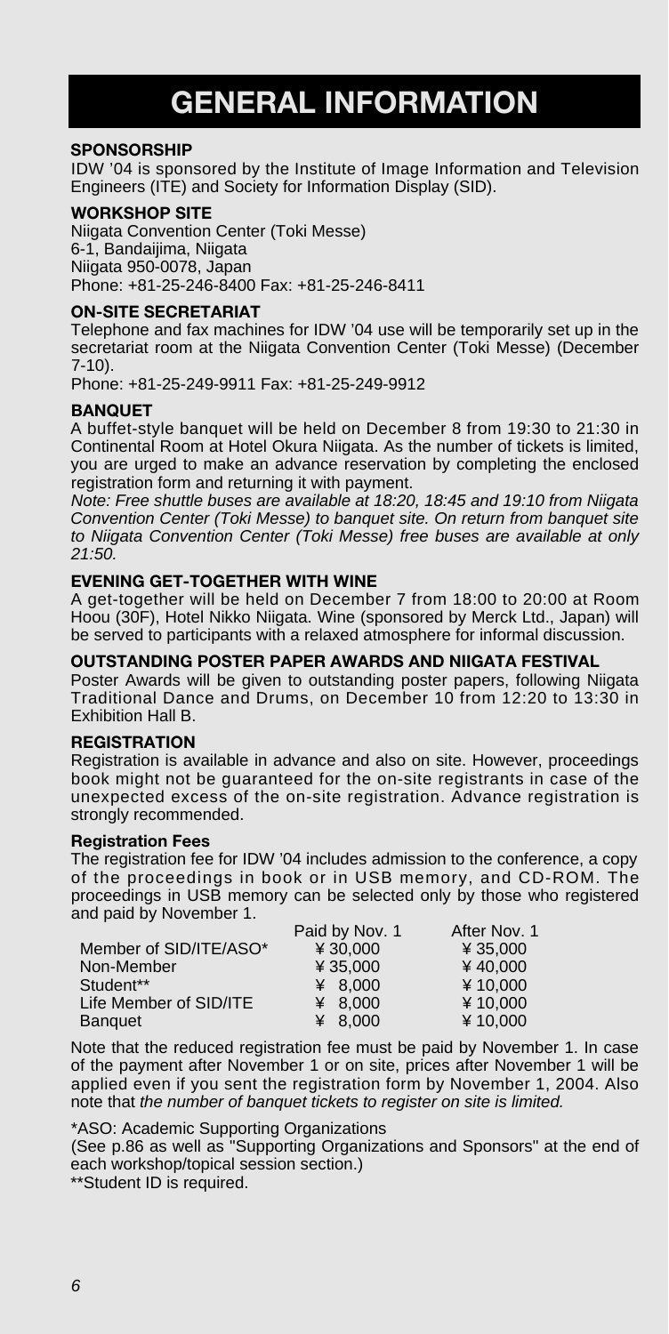# GENERAL INFORMATION

### SPONSORSHIP

IDW '04 is sponsored by the Institute of Image Information and Television Engineers (ITE) and Society for Information Display (SID).

### WORKSHOP SITE

Niigata Convention Center (Toki Messe)
6-1, Bandaijima, Niigata
Niigata 950-0078, Japan
Phone: +81-25-246-8400 Fax: +81-25-246-8411

### ON-SITE SECRETARIAT

Telephone and fax machines for IDW '04 use will be temporarily set up in the secretariat room at the Niigata Convention Center (Toki Messe) (December 7-10).
Phone: +81-25-249-9911 Fax: +81-25-249-9912

### BANQUET

A buffet-style banquet will be held on December 8 from 19:30 to 21:30 in Continental Room at Hotel Okura Niigata. As the number of tickets is limited, you are urged to make an advance reservation by completing the enclosed registration form and returning it with payment.

*Note: Free shuttle buses are available at 18:20, 18:45 and 19:10 from Niigata Convention Center (Toki Messe) to banquet site. On return from banquet site to Niigata Convention Center (Toki Messe) free buses are available at only 21:50.*

### EVENING GET-TOGETHER WITH WINE

A get-together will be held on December 7 from 18:00 to 20:00 at Room Hoou (30F), Hotel Nikko Niigata. Wine (sponsored by Merck Ltd., Japan) will be served to participants with a relaxed atmosphere for informal discussion.

### OUTSTANDING POSTER PAPER AWARDS AND NIIGATA FESTIVAL

Poster Awards will be given to outstanding poster papers, following Niigata Traditional Dance and Drums, on December 10 from 12:20 to 13:30 in Exhibition Hall B.

### REGISTRATION

Registration is available in advance and also on site. However, proceedings book might not be guaranteed for the on-site registrants in case of the unexpected excess of the on-site registration. Advance registration is strongly recommended.

#### Registration Fees

The registration fee for IDW '04 includes admission to the conference, a copy of the proceedings in book or in USB memory, and CD-ROM. The proceedings in USB memory can be selected only by those who registered and paid by November 1.

| | Paid by Nov. 1 | After Nov. 1 |
|---|---|---|
| Member of SID/ITE/ASO* | ¥ 30,000 | ¥ 35,000 |
| Non-Member | ¥ 35,000 | ¥ 40,000 |
| Student** | ¥ 8,000 | ¥ 10,000 |
| Life Member of SID/ITE | ¥ 8,000 | ¥ 10,000 |
| Banquet | ¥ 8,000 | ¥ 10,000 |

Note that the reduced registration fee must be paid by November 1. In case of the payment after November 1 or on site, prices after November 1 will be applied even if you sent the registration form by November 1, 2004. Also note that *the number of banquet tickets to register on site is limited.*

*ASO: Academic Supporting Organizations
(See p.86 as well as "Supporting Organizations and Sponsors" at the end of each workshop/topical session section.)
**Student ID is required.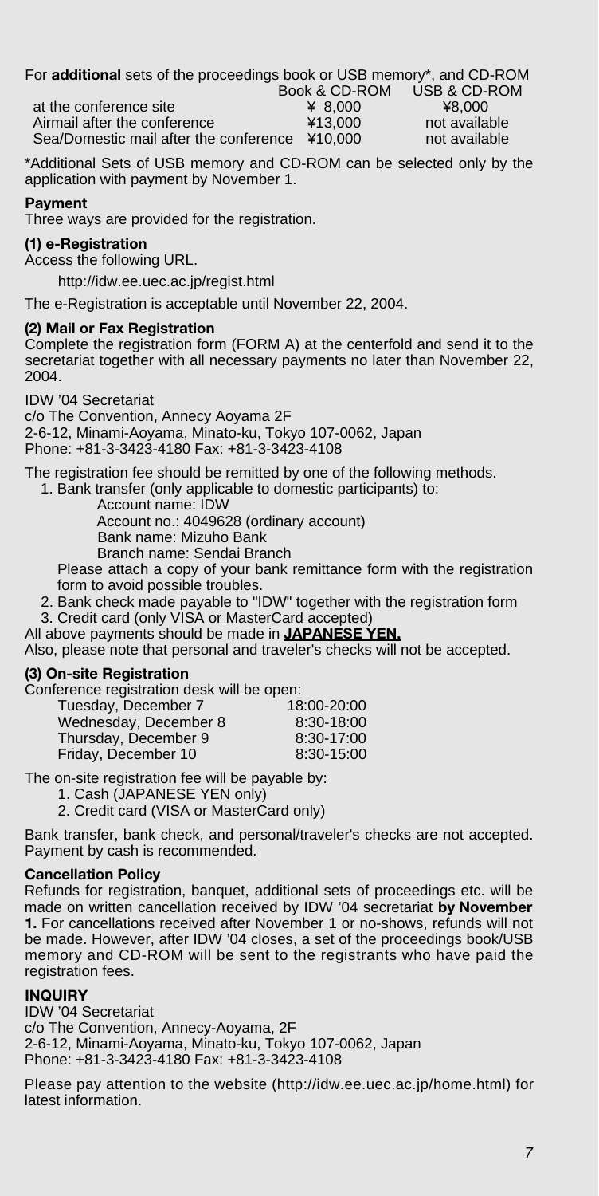For **additional** sets of the proceedings book or USB memory*, and CD-ROM

| | Book & CD-ROM | USB & CD-ROM |
|---|---|---|
| at the conference site | ¥ 8,000 | ¥8,000 |
| Airmail after the conference | ¥13,000 | not available |
| Sea/Domestic mail after the conference | ¥10,000 | not available |

*Additional Sets of USB memory and CD-ROM can be selected only by the application with payment by November 1.

### Payment

Three ways are provided for the registration.

#### (1) e-Registration

Access the following URL.

http://idw.ee.uec.ac.jp/regist.html

The e-Registration is acceptable until November 22, 2004.

#### (2) Mail or Fax Registration

Complete the registration form (FORM A) at the centerfold and send it to the secretariat together with all necessary payments no later than November 22, 2004.

IDW '04 Secretariat
c/o The Convention, Annecy Aoyama 2F
2-6-12, Minami-Aoyama, Minato-ku, Tokyo 107-0062, Japan
Phone: +81-3-3423-4180 Fax: +81-3-3423-4108

The registration fee should be remitted by one of the following methods.

1. Bank transfer (only applicable to domestic participants) to:
   Account name: IDW
   Account no.: 4049628 (ordinary account)
   Bank name: Mizuho Bank
   Branch name: Sendai Branch
   Please attach a copy of your bank remittance form with the registration form to avoid possible troubles.
2. Bank check made payable to "IDW" together with the registration form
3. Credit card (only VISA or MasterCard accepted)

All above payments should be made in **JAPANESE YEN.**
Also, please note that personal and traveler's checks will not be accepted.

#### (3) On-site Registration

Conference registration desk will be open:

| | |
|---|---|
| Tuesday, December 7 | 18:00-20:00 |
| Wednesday, December 8 | 8:30-18:00 |
| Thursday, December 9 | 8:30-17:00 |
| Friday, December 10 | 8:30-15:00 |

The on-site registration fee will be payable by:

1. Cash (JAPANESE YEN only)
2. Credit card (VISA or MasterCard only)

Bank transfer, bank check, and personal/traveler's checks are not accepted. Payment by cash is recommended.

### Cancellation Policy

Refunds for registration, banquet, additional sets of proceedings etc. will be made on written cancellation received by IDW '04 secretariat **by November 1.** For cancellations received after November 1 or no-shows, refunds will not be made. However, after IDW '04 closes, a set of the proceedings book/USB memory and CD-ROM will be sent to the registrants who have paid the registration fees.

### INQUIRY

IDW '04 Secretariat
c/o The Convention, Annecy-Aoyama, 2F
2-6-12, Minami-Aoyama, Minato-ku, Tokyo 107-0062, Japan
Phone: +81-3-3423-4180 Fax: +81-3-3423-4108

Please pay attention to the website (http://idw.ee.uec.ac.jp/home.html) for latest information.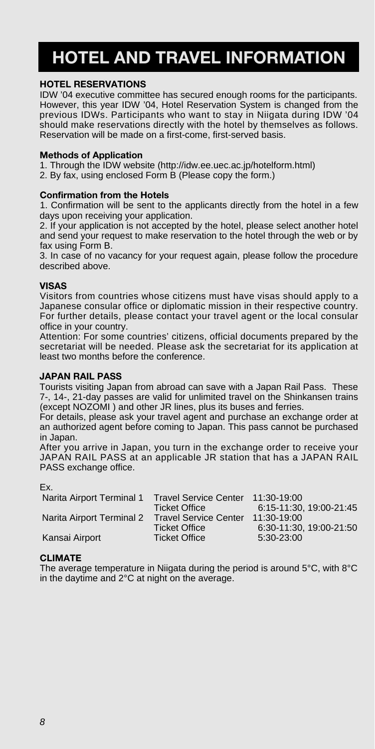# HOTEL AND TRAVEL INFORMATION

### HOTEL RESERVATIONS

IDW '04 executive committee has secured enough rooms for the participants. However, this year IDW '04, Hotel Reservation System is changed from the previous IDWs. Participants who want to stay in Niigata during IDW '04 should make reservations directly with the hotel by themselves as follows. Reservation will be made on a first-come, first-served basis.

#### Methods of Application

1. Through the IDW website (http://idw.ee.uec.ac.jp/hotelform.html)
2. By fax, using enclosed Form B (Please copy the form.)

#### Confirmation from the Hotels

1. Confirmation will be sent to the applicants directly from the hotel in a few days upon receiving your application.
2. If your application is not accepted by the hotel, please select another hotel and send your request to make reservation to the hotel through the web or by fax using Form B.
3. In case of no vacancy for your request again, please follow the procedure described above.

### VISAS

Visitors from countries whose citizens must have visas should apply to a Japanese consular office or diplomatic mission in their respective country. For further details, please contact your travel agent or the local consular office in your country.

Attention: For some countries' citizens, official documents prepared by the secretariat will be needed. Please ask the secretariat for its application at least two months before the conference.

### JAPAN RAIL PASS

Tourists visiting Japan from abroad can save with a Japan Rail Pass. These 7-, 14-, 21-day passes are valid for unlimited travel on the Shinkansen trains (except NOZOMI ) and other JR lines, plus its buses and ferries.

For details, please ask your travel agent and purchase an exchange order at an authorized agent before coming to Japan. This pass cannot be purchased in Japan.

After you arrive in Japan, you turn in the exchange order to receive your JAPAN RAIL PASS at an applicable JR station that has a JAPAN RAIL PASS exchange office.

Ex.

| | | |
|---|---|---|
| Narita Airport Terminal 1 | Travel Service Center | 11:30-19:00 |
| | Ticket Office | 6:15-11:30, 19:00-21:45 |
| Narita Airport Terminal 2 | Travel Service Center | 11:30-19:00 |
| | Ticket Office | 6:30-11:30, 19:00-21:50 |
| Kansai Airport | Ticket Office | 5:30-23:00 |

### CLIMATE

The average temperature in Niigata during the period is around 5°C, with 8°C in the daytime and 2°C at night on the average.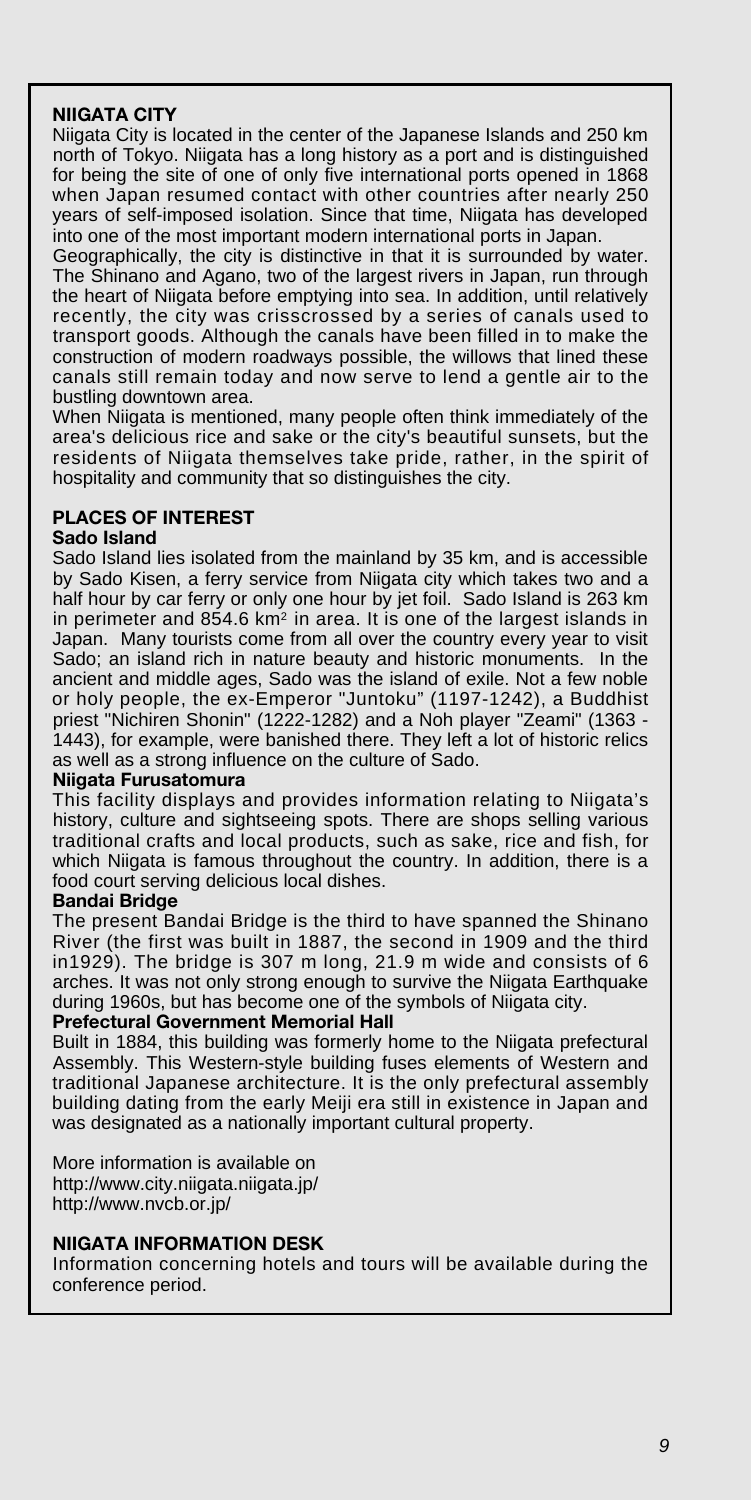## NIIGATA CITY

Niigata City is located in the center of the Japanese Islands and 250 km north of Tokyo. Niigata has a long history as a port and is distinguished for being the site of one of only five international ports opened in 1868 when Japan resumed contact with other countries after nearly 250 years of self-imposed isolation. Since that time, Niigata has developed into one of the most important modern international ports in Japan.

Geographically, the city is distinctive in that it is surrounded by water. The Shinano and Agano, two of the largest rivers in Japan, run through the heart of Niigata before emptying into sea. In addition, until relatively recently, the city was crisscrossed by a series of canals used to transport goods. Although the canals have been filled in to make the construction of modern roadways possible, the willows that lined these canals still remain today and now serve to lend a gentle air to the bustling downtown area.

When Niigata is mentioned, many people often think immediately of the area's delicious rice and sake or the city's beautiful sunsets, but the residents of Niigata themselves take pride, rather, in the spirit of hospitality and community that so distinguishes the city.

## PLACES OF INTEREST

### Sado Island

Sado Island lies isolated from the mainland by 35 km, and is accessible by Sado Kisen, a ferry service from Niigata city which takes two and a half hour by car ferry or only one hour by jet foil. Sado Island is 263 km in perimeter and 854.6 km$^2$ in area. It is one of the largest islands in Japan. Many tourists come from all over the country every year to visit Sado; an island rich in nature beauty and historic monuments. In the ancient and middle ages, Sado was the island of exile. Not a few noble or holy people, the ex-Emperor "Juntoku" (1197-1242), a Buddhist priest "Nichiren Shonin" (1222-1282) and a Noh player "Zeami" (1363 - 1443), for example, were banished there. They left a lot of historic relics as well as a strong influence on the culture of Sado.

### Niigata Furusatomura

This facility displays and provides information relating to Niigata's history, culture and sightseeing spots. There are shops selling various traditional crafts and local products, such as sake, rice and fish, for which Niigata is famous throughout the country. In addition, there is a food court serving delicious local dishes.

### Bandai Bridge

The present Bandai Bridge is the third to have spanned the Shinano River (the first was built in 1887, the second in 1909 and the third in1929). The bridge is 307 m long, 21.9 m wide and consists of 6 arches. It was not only strong enough to survive the Niigata Earthquake during 1960s, but has become one of the symbols of Niigata city.

### Prefectural Government Memorial Hall

Built in 1884, this building was formerly home to the Niigata prefectural Assembly. This Western-style building fuses elements of Western and traditional Japanese architecture. It is the only prefectural assembly building dating from the early Meiji era still in existence in Japan and was designated as a nationally important cultural property.

More information is available on
http://www.city.niigata.niigata.jp/
http://www.nvcb.or.jp/

## NIIGATA INFORMATION DESK

Information concerning hotels and tours will be available during the conference period.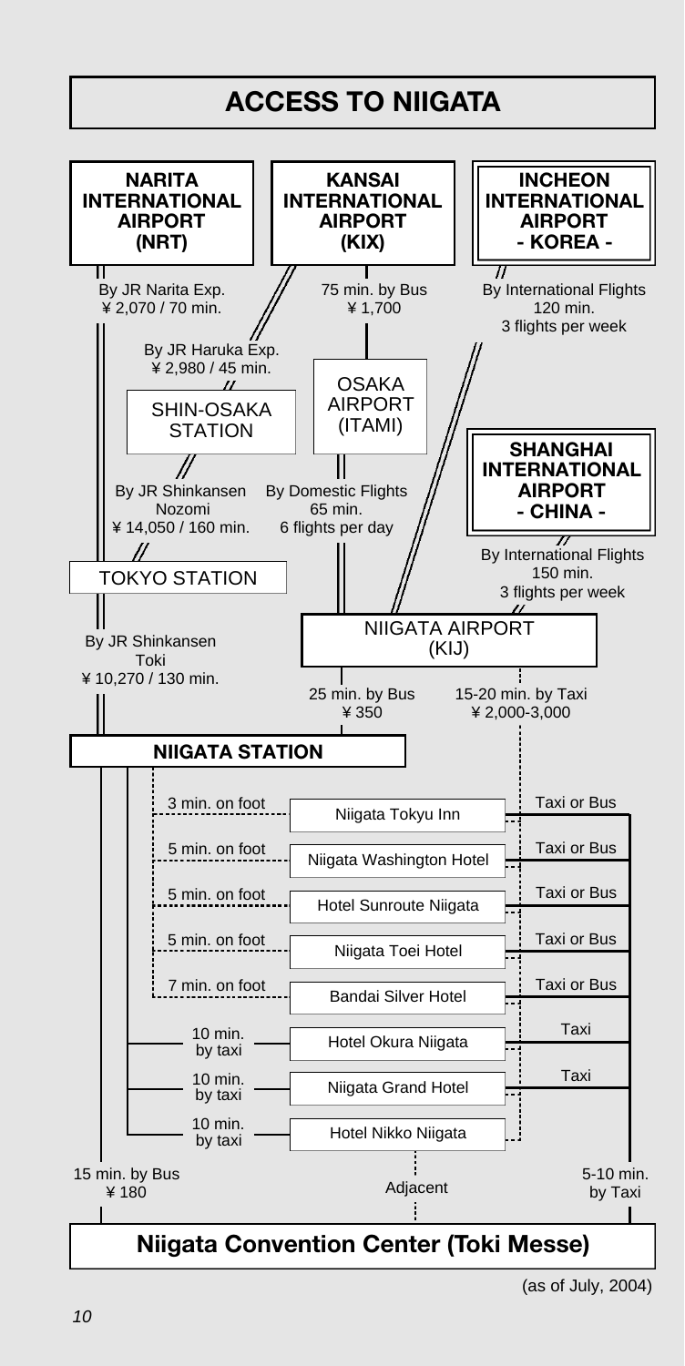# ACCESS TO NIIGATA

**NARITA INTERNATIONAL AIRPORT (NRT)**

**KANSAI INTERNATIONAL AIRPORT (KIX)**

**INCHEON INTERNATIONAL AIRPORT - KOREA -**

By JR Narita Exp.
¥ 2,070 / 70 min.

75 min. by Bus
¥ 1,700

By International Flights
120 min.
3 flights per week

By JR Haruka Exp.
¥ 2,980 / 45 min.

SHIN-OSAKA STATION

OSAKA AIRPORT (ITAMI)

**SHANGHAI INTERNATIONAL AIRPORT - CHINA -**

By JR Shinkansen Nozomi
¥ 14,050 / 160 min.

By Domestic Flights
65 min.
6 flights per day

By International Flights
150 min.
3 flights per week

TOKYO STATION

NIIGATA AIRPORT (KIJ)

By JR Shinkansen Toki
¥ 10,270 / 130 min.

25 min. by Bus
¥ 350

15-20 min. by Taxi
¥ 2,000-3,000

**NIIGATA STATION**

| From Niigata Station | Hotel | From Niigata Airport |
|---|---|---|
| 3 min. on foot | Niigata Tokyu Inn | Taxi or Bus |
| 5 min. on foot | Niigata Washington Hotel | Taxi or Bus |
| 5 min. on foot | Hotel Sunroute Niigata | Taxi or Bus |
| 5 min. on foot | Niigata Toei Hotel | Taxi or Bus |
| 7 min. on foot | Bandai Silver Hotel | Taxi or Bus |
| 10 min. by taxi | Hotel Okura Niigata | Taxi |
| 10 min. by taxi | Niigata Grand Hotel | Taxi |
| 10 min. by taxi | Hotel Nikko Niigata | |

15 min. by Bus
¥ 180

Adjacent

5-10 min. by Taxi

## Niigata Convention Center (Toki Messe)

(as of July, 2004)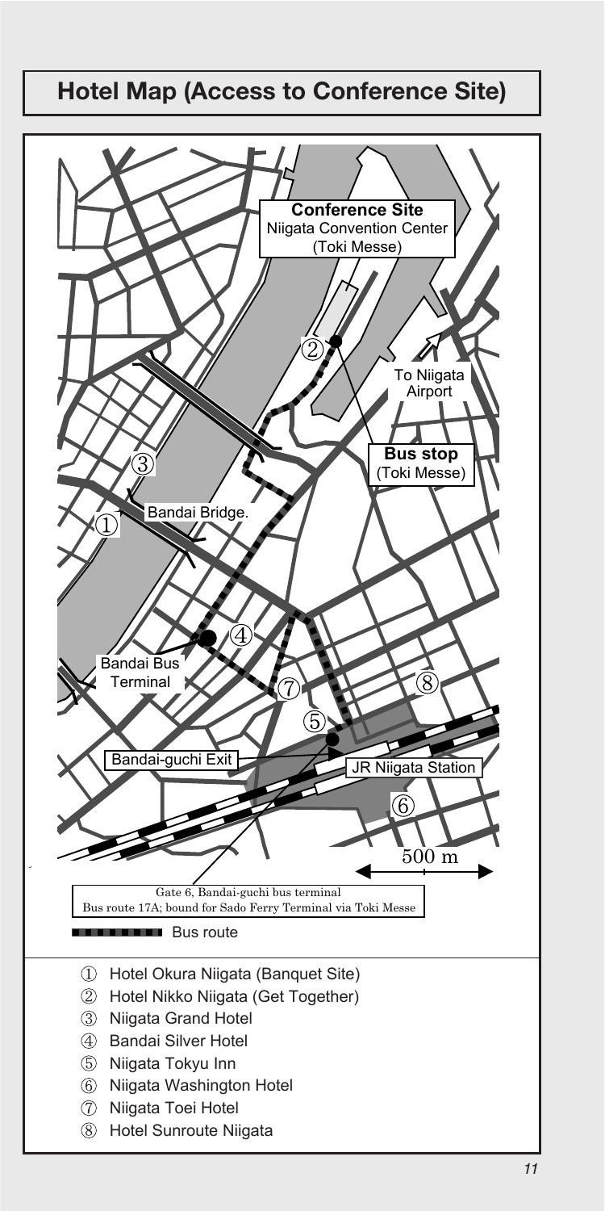## Hotel Map (Access to Conference Site)

**Conference Site**
Niigata Convention Center
(Toki Messe)

To Niigata Airport

**Bus stop**
(Toki Messe)

Bandai Bridge.

Bandai Bus Terminal

Bandai-guchi Exit

JR Niigata Station

500 m

Gate 6, Bandai-guchi bus terminal
Bus route 17A; bound for Sado Ferry Terminal via Toki Messe

Bus route

1. Hotel Okura Niigata (Banquet Site)
2. Hotel Nikko Niigata (Get Together)
3. Niigata Grand Hotel
4. Bandai Silver Hotel
5. Niigata Tokyu Inn
6. Niigata Washington Hotel
7. Niigata Toei Hotel
8. Hotel Sunroute Niigata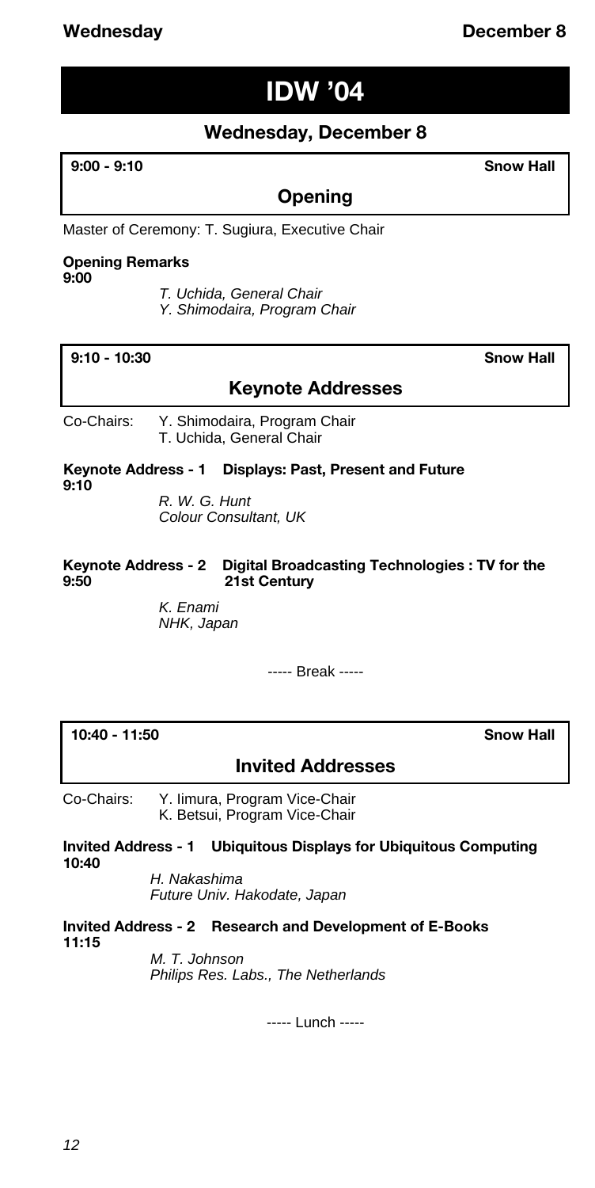# IDW '04

## Wednesday, December 8

**9:00 - 9:10** **Snow Hall**

### Opening

Master of Ceremony: T. Sugiura, Executive Chair

**Opening Remarks**
**9:00**

*T. Uchida, General Chair*
*Y. Shimodaira, Program Chair*

**9:10 - 10:30** **Snow Hall**

### Keynote Addresses

Co-Chairs: Y. Shimodaira, Program Chair
T. Uchida, General Chair

**Keynote Address - 1 Displays: Past, Present and Future**
**9:10**

*R. W. G. Hunt*
*Colour Consultant, UK*

**Keynote Address - 2 Digital Broadcasting Technologies : TV for the 21st Century**
**9:50**

*K. Enami*
*NHK, Japan*

----- Break -----

**10:40 - 11:50** **Snow Hall**

### Invited Addresses

Co-Chairs: Y. Iimura, Program Vice-Chair
K. Betsui, Program Vice-Chair

**Invited Address - 1 Ubiquitous Displays for Ubiquitous Computing**
**10:40**

*H. Nakashima*
*Future Univ. Hakodate, Japan*

**Invited Address - 2 Research and Development of E-Books**
**11:15**

*M. T. Johnson*
*Philips Res. Labs., The Netherlands*

----- Lunch -----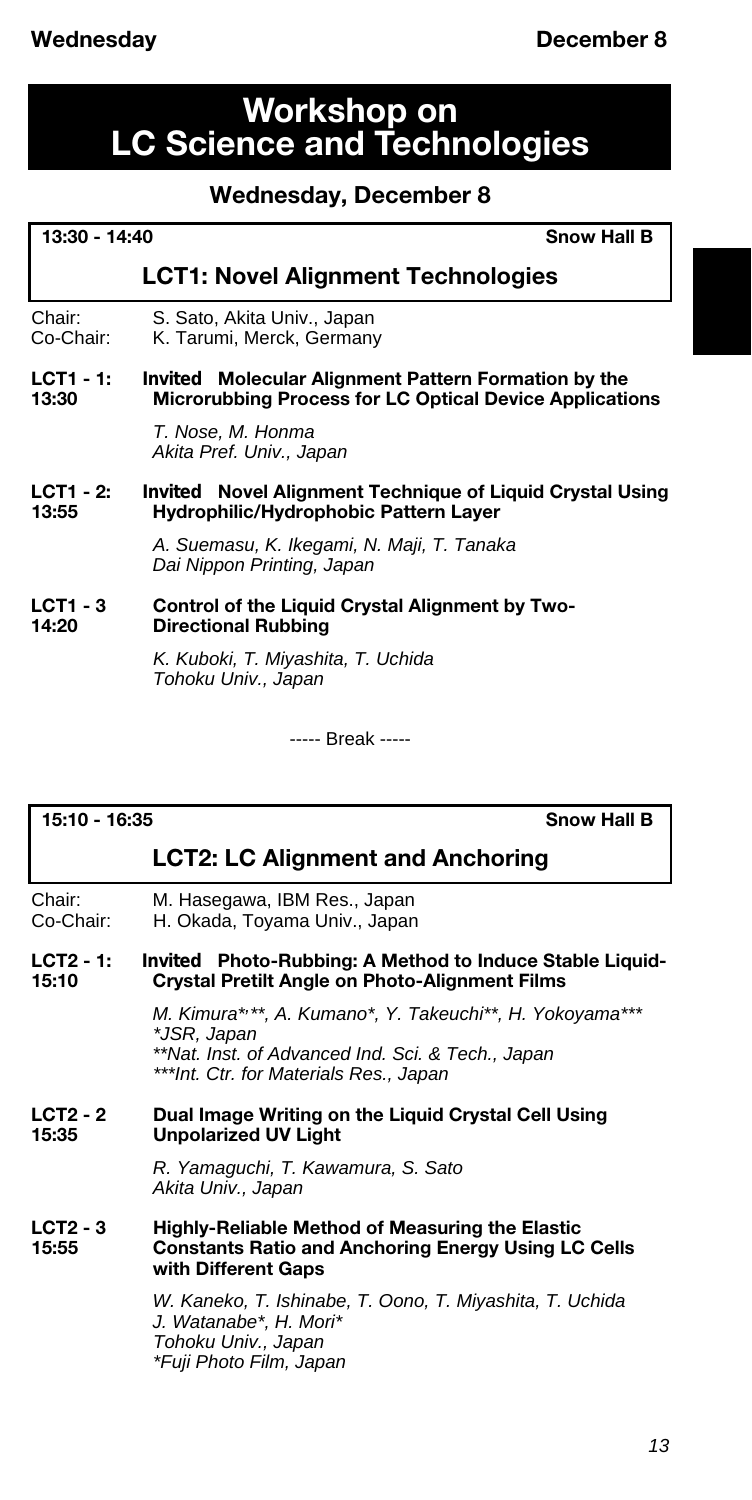# Workshop on LC Science and Technologies

## Wednesday, December 8

**13:30 - 14:40** **Snow Hall B**

### LCT1: Novel Alignment Technologies

Chair: S. Sato, Akita Univ., Japan
Co-Chair: K. Tarumi, Merck, Germany

**LCT1 - 1: 13:30** **Invited Molecular Alignment Pattern Formation by the Microrubbing Process for LC Optical Device Applications**

*T. Nose, M. Honma*
*Akita Pref. Univ., Japan*

**LCT1 - 2: 13:55** **Invited Novel Alignment Technique of Liquid Crystal Using Hydrophilic/Hydrophobic Pattern Layer**

*A. Suemasu, K. Ikegami, N. Maji, T. Tanaka*
*Dai Nippon Printing, Japan*

**LCT1 - 3 14:20** **Control of the Liquid Crystal Alignment by Two-Directional Rubbing**

*K. Kuboki, T. Miyashita, T. Uchida*
*Tohoku Univ., Japan*

----- Break -----

**15:10 - 16:35** **Snow Hall B**

### LCT2: LC Alignment and Anchoring

Chair: M. Hasegawa, IBM Res., Japan
Co-Chair: H. Okada, Toyama Univ., Japan

**LCT2 - 1: 15:10** **Invited Photo-Rubbing: A Method to Induce Stable Liquid-Crystal Pretilt Angle on Photo-Alignment Films**

*M. Kimura*,**, A. Kumano*, Y. Takeuchi**, H. Yokoyama****
**JSR, Japan*
***Nat. Inst. of Advanced Ind. Sci. & Tech., Japan*
****Int. Ctr. for Materials Res., Japan*

**LCT2 - 2 15:35** **Dual Image Writing on the Liquid Crystal Cell Using Unpolarized UV Light**

*R. Yamaguchi, T. Kawamura, S. Sato*
*Akita Univ., Japan*

**LCT2 - 3 15:55** **Highly-Reliable Method of Measuring the Elastic Constants Ratio and Anchoring Energy Using LC Cells with Different Gaps**

*W. Kaneko, T. Ishinabe, T. Oono, T. Miyashita, T. Uchida*
*J. Watanabe*, H. Mori**
*Tohoku Univ., Japan*
**Fuji Photo Film, Japan*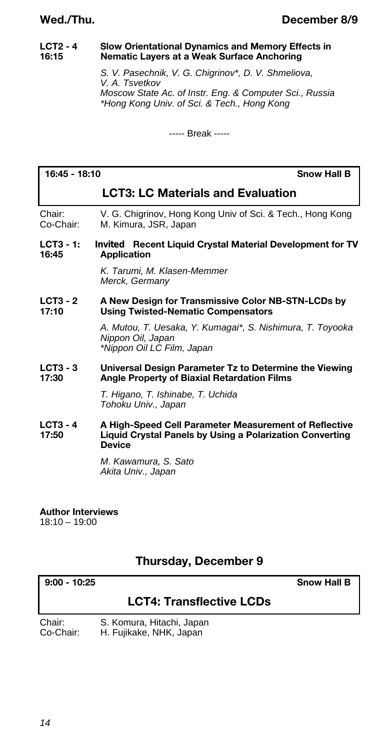**LCT2 - 4**
**16:15**
**Slow Orientational Dynamics and Memory Effects in Nematic Layers at a Weak Surface Anchoring**

*S. V. Pasechnik, V. G. Chigrinov*, D. V. Shmeliova, V. A. Tsvetkov*
*Moscow State Ac. of Instr. Eng. & Computer Sci., Russia*
**Hong Kong Univ. of Sci. & Tech., Hong Kong*

----- Break -----

**16:45 - 18:10** **Snow Hall B**

## LCT3: LC Materials and Evaluation

Chair: V. G. Chigrinov, Hong Kong Univ of Sci. & Tech., Hong Kong
Co-Chair: M. Kimura, JSR, Japan

**LCT3 - 1:**
**16:45**
**Invited Recent Liquid Crystal Material Development for TV Application**

*K. Tarumi, M. Klasen-Memmer*
*Merck, Germany*

**LCT3 - 2**
**17:10**
**A New Design for Transmissive Color NB-STN-LCDs by Using Twisted-Nematic Compensators**

*A. Mutou, T. Uesaka, Y. Kumagai*, S. Nishimura, T. Toyooka*
*Nippon Oil, Japan*
**Nippon Oil LC Film, Japan*

**LCT3 - 3**
**17:30**
**Universal Design Parameter Tz to Determine the Viewing Angle Property of Biaxial Retardation Films**

*T. Higano, T. Ishinabe, T. Uchida*
*Tohoku Univ., Japan*

**LCT3 - 4**
**17:50**
**A High-Speed Cell Parameter Measurement of Reflective Liquid Crystal Panels by Using a Polarization Converting Device**

*M. Kawamura, S. Sato*
*Akita Univ., Japan*

**Author Interviews**
18:10 – 19:00

## Thursday, December 9

**9:00 - 10:25** **Snow Hall B**

## LCT4: Transflective LCDs

Chair: S. Komura, Hitachi, Japan
Co-Chair: H. Fujikake, NHK, Japan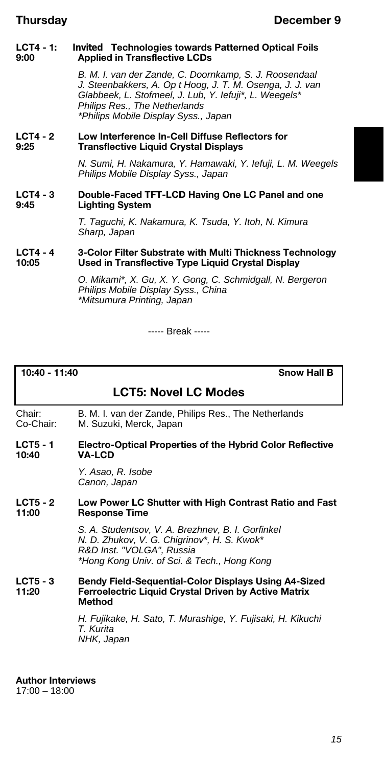**LCT4 - 1:** 9:00 — **Invited Technologies towards Patterned Optical Foils Applied in Transflective LCDs**

*B. M. I. van der Zande, C. Doornkamp, S. J. Roosendaal J. Steenbakkers, A. Op t Hoog, J. T. M. Osenga, J. J. van Glabbeek, L. Stofmeel, J. Lub, Y. Iefuji\*, L. Weegels\**
*Philips Res., The Netherlands*
*\*Philips Mobile Display Syss., Japan*

**LCT4 - 2** 9:25 — **Low Interference In-Cell Diffuse Reflectors for Transflective Liquid Crystal Displays**

*N. Sumi, H. Nakamura, Y. Hamawaki, Y. Iefuji, L. M. Weegels*
*Philips Mobile Display Syss., Japan*

**LCT4 - 3** 9:45 — **Double-Faced TFT-LCD Having One LC Panel and one Lighting System**

*T. Taguchi, K. Nakamura, K. Tsuda, Y. Itoh, N. Kimura*
*Sharp, Japan*

**LCT4 - 4** 10:05 — **3-Color Filter Substrate with Multi Thickness Technology Used in Transflective Type Liquid Crystal Display**

*O. Mikami\*, X. Gu, X. Y. Gong, C. Schmidgall, N. Bergeron*
*Philips Mobile Display Syss., China*
*\*Mitsumura Printing, Japan*

----- Break -----

**10:40 - 11:40** — **Snow Hall B**

## LCT5: Novel LC Modes

Chair: B. M. I. van der Zande, Philips Res., The Netherlands
Co-Chair: M. Suzuki, Merck, Japan

**LCT5 - 1** 10:40 — **Electro-Optical Properties of the Hybrid Color Reflective VA-LCD**

*Y. Asao, R. Isobe*
*Canon, Japan*

**LCT5 - 2** 11:00 — **Low Power LC Shutter with High Contrast Ratio and Fast Response Time**

*S. A. Studentsov, V. A. Brezhnev, B. I. Gorfinkel N. D. Zhukov, V. G. Chigrinov\*, H. S. Kwok\**
*R&D Inst. "VOLGA", Russia*
*\*Hong Kong Univ. of Sci. & Tech., Hong Kong*

**LCT5 - 3** 11:20 — **Bendy Field-Sequential-Color Displays Using A4-Sized Ferroelectric Liquid Crystal Driven by Active Matrix Method**

*H. Fujikake, H. Sato, T. Murashige, Y. Fujisaki, H. Kikuchi T. Kurita*
*NHK, Japan*

**Author Interviews**
17:00 – 18:00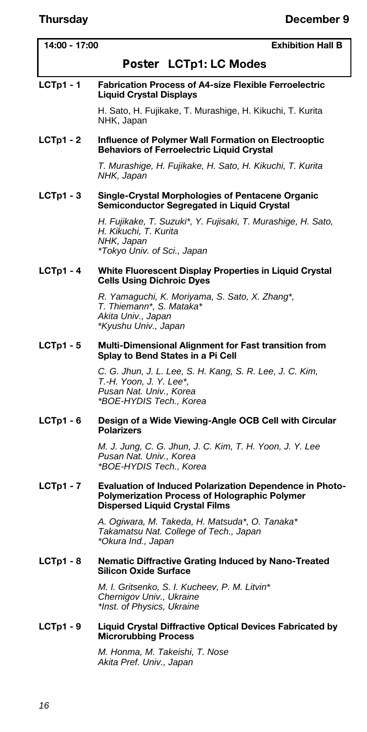**14:00 - 17:00** **Exhibition Hall B**

## Poster LCTp1: LC Modes

**LCTp1 - 1** **Fabrication Process of A4-size Flexible Ferroelectric Liquid Crystal Displays**

H. Sato, H. Fujikake, T. Murashige, H. Kikuchi, T. Kurita
NHK, Japan

**LCTp1 - 2** **Influence of Polymer Wall Formation on Electrooptic Behaviors of Ferroelectric Liquid Crystal**

*T. Murashige, H. Fujikake, H. Sato, H. Kikuchi, T. Kurita*
*NHK, Japan*

**LCTp1 - 3** **Single-Crystal Morphologies of Pentacene Organic Semiconductor Segregated in Liquid Crystal**

*H. Fujikake, T. Suzuki*, Y. Fujisaki, T. Murashige, H. Sato, H. Kikuchi, T. Kurita*
*NHK, Japan*
*\*Tokyo Univ. of Sci., Japan*

**LCTp1 - 4** **White Fluorescent Display Properties in Liquid Crystal Cells Using Dichroic Dyes**

*R. Yamaguchi, K. Moriyama, S. Sato, X. Zhang*, T. Thiemann*, S. Mataka**
*Akita Univ., Japan*
*\*Kyushu Univ., Japan*

**LCTp1 - 5** **Multi-Dimensional Alignment for Fast transition from Splay to Bend States in a Pi Cell**

*C. G. Jhun, J. L. Lee, S. H. Kang, S. R. Lee, J. C. Kim, T.-H. Yoon, J. Y. Lee*,*
*Pusan Nat. Univ., Korea*
*\*BOE-HYDIS Tech., Korea*

**LCTp1 - 6** **Design of a Wide Viewing-Angle OCB Cell with Circular Polarizers**

*M. J. Jung, C. G. Jhun, J. C. Kim, T. H. Yoon, J. Y. Lee*
*Pusan Nat. Univ., Korea*
*\*BOE-HYDIS Tech., Korea*

**LCTp1 - 7** **Evaluation of Induced Polarization Dependence in Photo-Polymerization Process of Holographic Polymer Dispersed Liquid Crystal Films**

*A. Ogiwara, M. Takeda, H. Matsuda*, O. Tanaka**
*Takamatsu Nat. College of Tech., Japan*
*\*Okura Ind., Japan*

**LCTp1 - 8** **Nematic Diffractive Grating Induced by Nano-Treated Silicon Oxide Surface**

*M. I. Gritsenko, S. I. Kucheev, P. M. Litvin**
*Chernigov Univ., Ukraine*
*\*Inst. of Physics, Ukraine*

**LCTp1 - 9** **Liquid Crystal Diffractive Optical Devices Fabricated by Microrubbing Process**

*M. Honma, M. Takeishi, T. Nose*
*Akita Pref. Univ., Japan*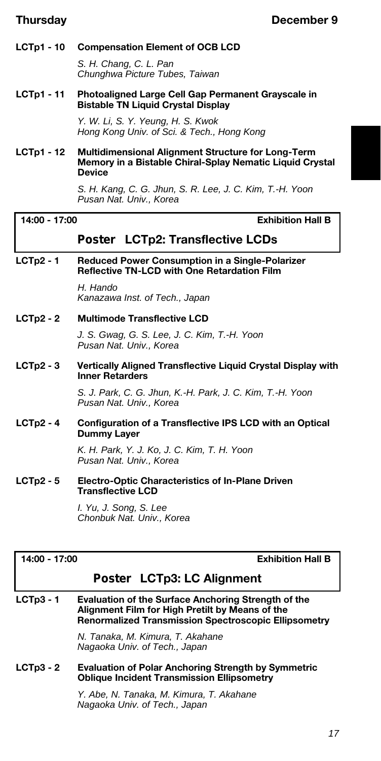**LCTp1 - 10 Compensation Element of OCB LCD**

*S. H. Chang, C. L. Pan*
*Chunghwa Picture Tubes, Taiwan*

**LCTp1 - 11 Photoaligned Large Cell Gap Permanent Grayscale in Bistable TN Liquid Crystal Display**

*Y. W. Li, S. Y. Yeung, H. S. Kwok*
*Hong Kong Univ. of Sci. & Tech., Hong Kong*

**LCTp1 - 12 Multidimensional Alignment Structure for Long-Term Memory in a Bistable Chiral-Splay Nematic Liquid Crystal Device**

*S. H. Kang, C. G. Jhun, S. R. Lee, J. C. Kim, T.-H. Yoon*
*Pusan Nat. Univ., Korea*

**14:00 - 17:00** **Exhibition Hall B**

## Poster LCTp2: Transflective LCDs

**LCTp2 - 1 Reduced Power Consumption in a Single-Polarizer Reflective TN-LCD with One Retardation Film**

*H. Hando*
*Kanazawa Inst. of Tech., Japan*

**LCTp2 - 2 Multimode Transflective LCD**

*J. S. Gwag, G. S. Lee, J. C. Kim, T.-H. Yoon*
*Pusan Nat. Univ., Korea*

**LCTp2 - 3 Vertically Aligned Transflective Liquid Crystal Display with Inner Retarders**

*S. J. Park, C. G. Jhun, K.-H. Park, J. C. Kim, T.-H. Yoon*
*Pusan Nat. Univ., Korea*

**LCTp2 - 4 Configuration of a Transflective IPS LCD with an Optical Dummy Layer**

*K. H. Park, Y. J. Ko, J. C. Kim, T. H. Yoon*
*Pusan Nat. Univ., Korea*

**LCTp2 - 5 Electro-Optic Characteristics of In-Plane Driven Transflective LCD**

*I. Yu, J. Song, S. Lee*
*Chonbuk Nat. Univ., Korea*

**14:00 - 17:00** **Exhibition Hall B**

## Poster LCTp3: LC Alignment

**LCTp3 - 1 Evaluation of the Surface Anchoring Strength of the Alignment Film for High Pretilt by Means of the Renormalized Transmission Spectroscopic Ellipsometry**

*N. Tanaka, M. Kimura, T. Akahane*
*Nagaoka Univ. of Tech., Japan*

**LCTp3 - 2 Evaluation of Polar Anchoring Strength by Symmetric Oblique Incident Transmission Ellipsometry**

*Y. Abe, N. Tanaka, M. Kimura, T. Akahane*
*Nagaoka Univ. of Tech., Japan*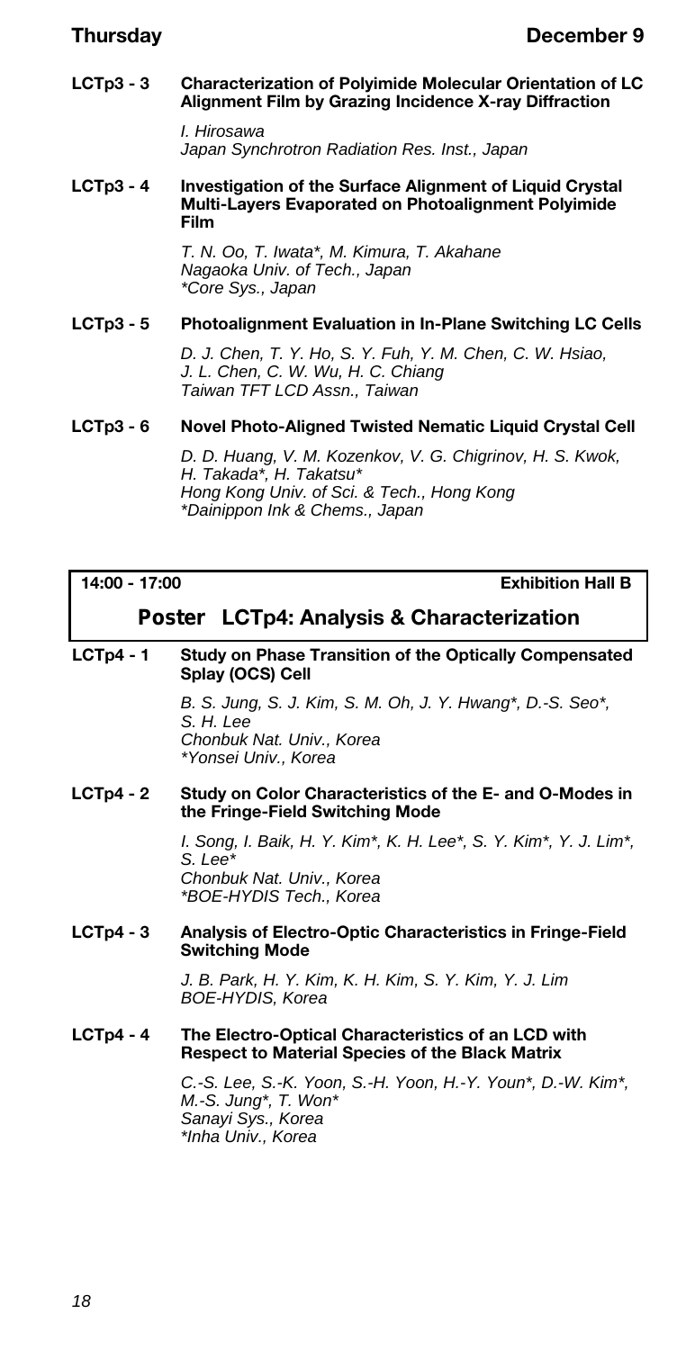**LCTp3 - 3** **Characterization of Polyimide Molecular Orientation of LC Alignment Film by Grazing Incidence X-ray Diffraction**

*I. Hirosawa*
*Japan Synchrotron Radiation Res. Inst., Japan*

**LCTp3 - 4** **Investigation of the Surface Alignment of Liquid Crystal Multi-Layers Evaporated on Photoalignment Polyimide Film**

*T. N. Oo, T. Iwata*, M. Kimura, T. Akahane*
*Nagaoka Univ. of Tech., Japan*
*\*Core Sys., Japan*

**LCTp3 - 5** **Photoalignment Evaluation in In-Plane Switching LC Cells**

*D. J. Chen, T. Y. Ho, S. Y. Fuh, Y. M. Chen, C. W. Hsiao, J. L. Chen, C. W. Wu, H. C. Chiang*
*Taiwan TFT LCD Assn., Taiwan*

**LCTp3 - 6** **Novel Photo-Aligned Twisted Nematic Liquid Crystal Cell**

*D. D. Huang, V. M. Kozenkov, V. G. Chigrinov, H. S. Kwok, H. Takada*, H. Takatsu**
*Hong Kong Univ. of Sci. & Tech., Hong Kong*
*\*Dainippon Ink & Chems., Japan*

**14:00 - 17:00** **Exhibition Hall B**

## Poster LCTp4: Analysis & Characterization

**LCTp4 - 1** **Study on Phase Transition of the Optically Compensated Splay (OCS) Cell**

*B. S. Jung, S. J. Kim, S. M. Oh, J. Y. Hwang*, D.-S. Seo*, S. H. Lee*
*Chonbuk Nat. Univ., Korea*
*\*Yonsei Univ., Korea*

**LCTp4 - 2** **Study on Color Characteristics of the E- and O-Modes in the Fringe-Field Switching Mode**

*I. Song, I. Baik, H. Y. Kim*, K. H. Lee*, S. Y. Kim*, Y. J. Lim*, S. Lee**
*Chonbuk Nat. Univ., Korea*
*\*BOE-HYDIS Tech., Korea*

**LCTp4 - 3** **Analysis of Electro-Optic Characteristics in Fringe-Field Switching Mode**

*J. B. Park, H. Y. Kim, K. H. Kim, S. Y. Kim, Y. J. Lim*
*BOE-HYDIS, Korea*

**LCTp4 - 4** **The Electro-Optical Characteristics of an LCD with Respect to Material Species of the Black Matrix**

*C.-S. Lee, S.-K. Yoon, S.-H. Yoon, H.-Y. Youn*, D.-W. Kim*, M.-S. Jung*, T. Won**
*Sanayi Sys., Korea*
*\*Inha Univ., Korea*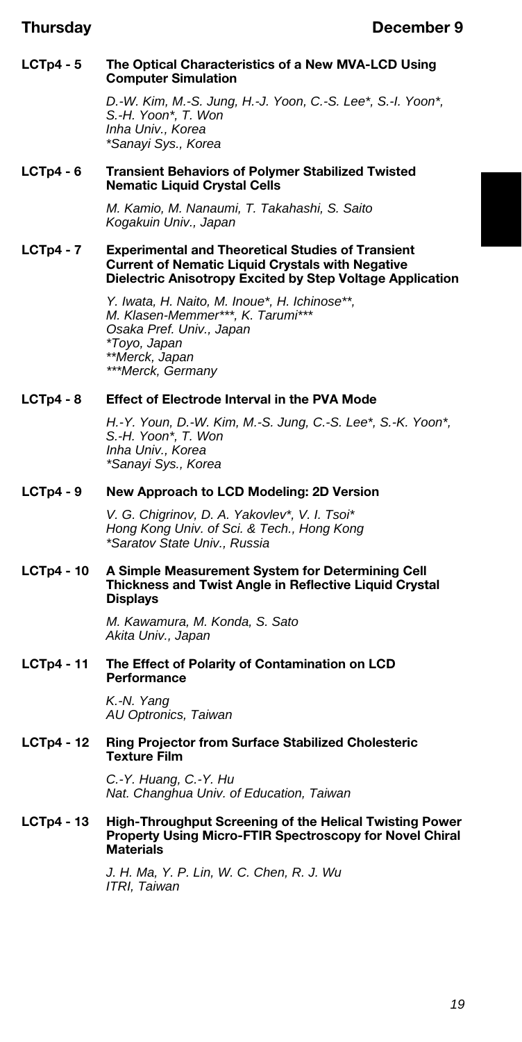**LCTp4 - 5 The Optical Characteristics of a New MVA-LCD Using Computer Simulation**

*D.-W. Kim, M.-S. Jung, H.-J. Yoon, C.-S. Lee*, S.-I. Yoon*, S.-H. Yoon*, T. Won*
*Inha Univ., Korea*
**Sanayi Sys., Korea*

**LCTp4 - 6 Transient Behaviors of Polymer Stabilized Twisted Nematic Liquid Crystal Cells**

*M. Kamio, M. Nanaumi, T. Takahashi, S. Saito*
*Kogakuin Univ., Japan*

**LCTp4 - 7 Experimental and Theoretical Studies of Transient Current of Nematic Liquid Crystals with Negative Dielectric Anisotropy Excited by Step Voltage Application**

*Y. Iwata, H. Naito, M. Inoue*, H. Ichinose**, M. Klasen-Memmer***, K. Tarumi****
*Osaka Pref. Univ., Japan*
**Toyo, Japan*
***Merck, Japan*
****Merck, Germany*

**LCTp4 - 8 Effect of Electrode Interval in the PVA Mode**

*H.-Y. Youn, D.-W. Kim, M.-S. Jung, C.-S. Lee*, S.-K. Yoon*, S.-H. Yoon*, T. Won*
*Inha Univ., Korea*
**Sanayi Sys., Korea*

**LCTp4 - 9 New Approach to LCD Modeling: 2D Version**

*V. G. Chigrinov, D. A. Yakovlev*, V. I. Tsoi**
*Hong Kong Univ. of Sci. & Tech., Hong Kong*
**Saratov State Univ., Russia*

**LCTp4 - 10 A Simple Measurement System for Determining Cell Thickness and Twist Angle in Reflective Liquid Crystal Displays**

*M. Kawamura, M. Konda, S. Sato*
*Akita Univ., Japan*

**LCTp4 - 11 The Effect of Polarity of Contamination on LCD Performance**

*K.-N. Yang*
*AU Optronics, Taiwan*

**LCTp4 - 12 Ring Projector from Surface Stabilized Cholesteric Texture Film**

*C.-Y. Huang, C.-Y. Hu*
*Nat. Changhua Univ. of Education, Taiwan*

**LCTp4 - 13 High-Throughput Screening of the Helical Twisting Power Property Using Micro-FTIR Spectroscopy for Novel Chiral Materials**

*J. H. Ma, Y. P. Lin, W. C. Chen, R. J. Wu*
*ITRI, Taiwan*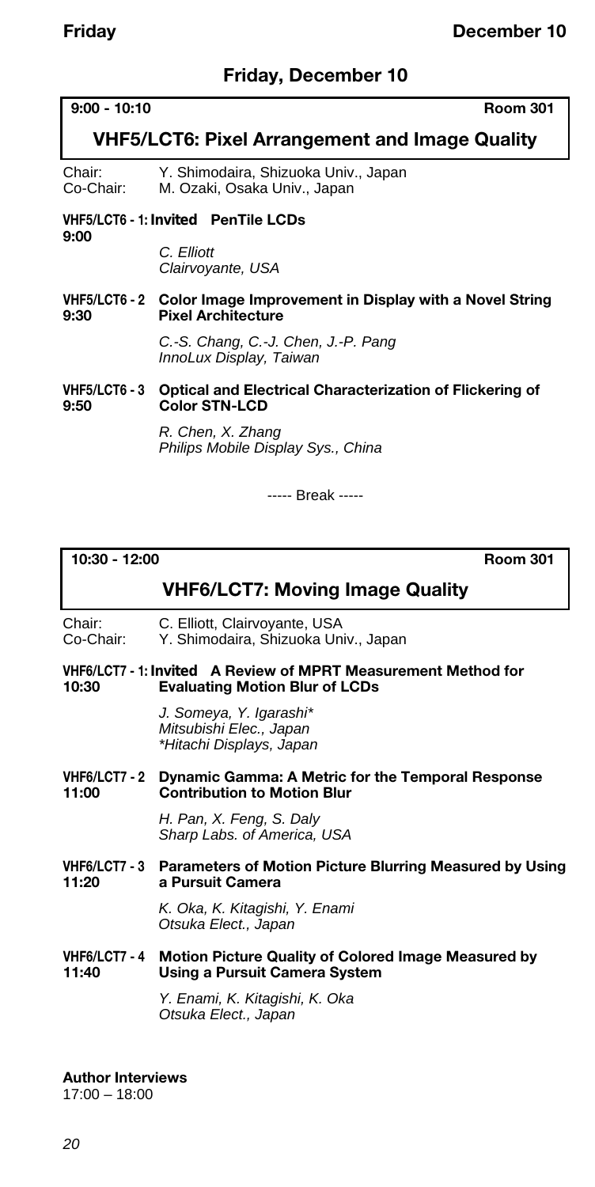## Friday, December 10

**9:00 - 10:10** **Room 301**

### VHF5/LCT6: Pixel Arrangement and Image Quality

Chair: Y. Shimodaira, Shizuoka Univ., Japan
Co-Chair: M. Ozaki, Osaka Univ., Japan

**VHF5/LCT6 - 1: Invited PenTile LCDs**
**9:00**

*C. Elliott*
*Clairvoyante, USA*

**VHF5/LCT6 - 2 Color Image Improvement in Display with a Novel String**
**9:30 Pixel Architecture**

*C.-S. Chang, C.-J. Chen, J.-P. Pang*
*InnoLux Display, Taiwan*

**VHF5/LCT6 - 3 Optical and Electrical Characterization of Flickering of**
**9:50 Color STN-LCD**

*R. Chen, X. Zhang*
*Philips Mobile Display Sys., China*

----- Break -----

**10:30 - 12:00** **Room 301**

### VHF6/LCT7: Moving Image Quality

Chair: C. Elliott, Clairvoyante, USA
Co-Chair: Y. Shimodaira, Shizuoka Univ., Japan

**VHF6/LCT7 - 1: Invited A Review of MPRT Measurement Method for**
**10:30 Evaluating Motion Blur of LCDs**

*J. Someya, Y. Igarashi**
*Mitsubishi Elec., Japan*
**Hitachi Displays, Japan*

**VHF6/LCT7 - 2 Dynamic Gamma: A Metric for the Temporal Response**
**11:00 Contribution to Motion Blur**

*H. Pan, X. Feng, S. Daly*
*Sharp Labs. of America, USA*

**VHF6/LCT7 - 3 Parameters of Motion Picture Blurring Measured by Using**
**11:20 a Pursuit Camera**

*K. Oka, K. Kitagishi, Y. Enami*
*Otsuka Elect., Japan*

**VHF6/LCT7 - 4 Motion Picture Quality of Colored Image Measured by**
**11:40 Using a Pursuit Camera System**

*Y. Enami, K. Kitagishi, K. Oka*
*Otsuka Elect., Japan*

**Author Interviews**
17:00 – 18:00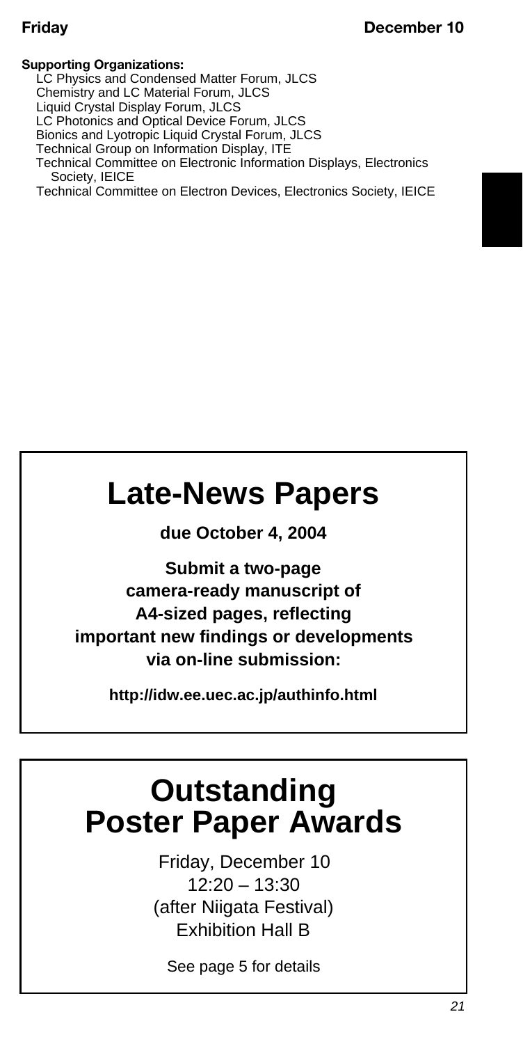**Supporting Organizations:**

LC Physics and Condensed Matter Forum, JLCS
Chemistry and LC Material Forum, JLCS
Liquid Crystal Display Forum, JLCS
LC Photonics and Optical Device Forum, JLCS
Bionics and Lyotropic Liquid Crystal Forum, JLCS
Technical Group on Information Display, ITE
Technical Committee on Electronic Information Displays, Electronics Society, IEICE
Technical Committee on Electron Devices, Electronics Society, IEICE

# Late-News Papers

**due October 4, 2004**

**Submit a two-page camera-ready manuscript of A4-sized pages, reflecting important new findings or developments via on-line submission:**

**http://idw.ee.uec.ac.jp/authinfo.html**

# Outstanding Poster Paper Awards

Friday, December 10
12:20 – 13:30
(after Niigata Festival)
Exhibition Hall B

See page 5 for details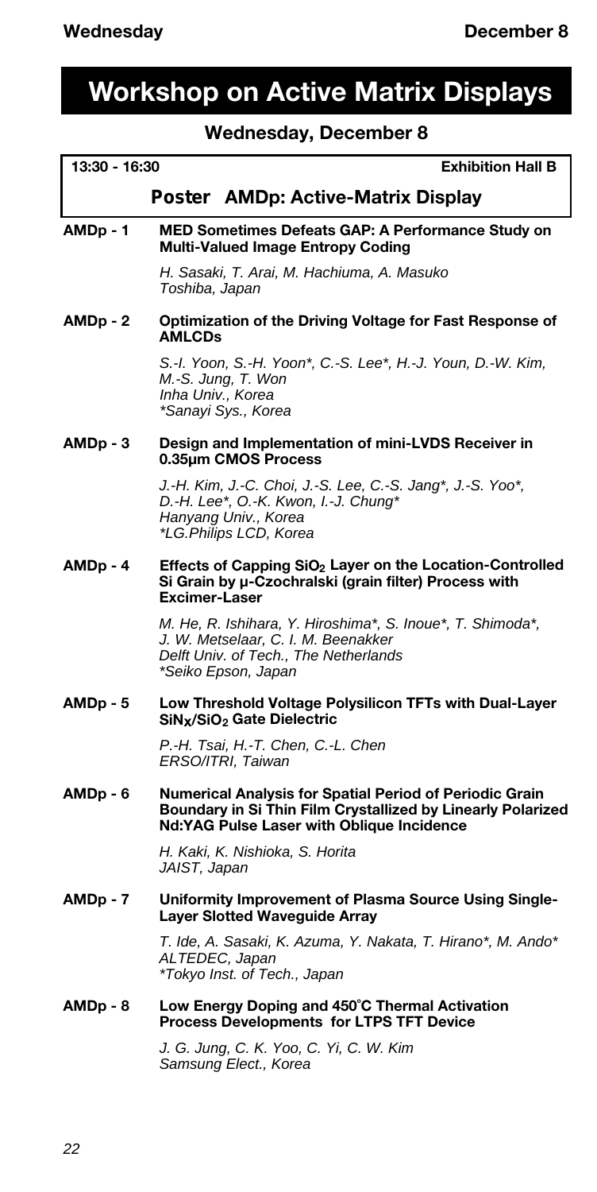# Workshop on Active Matrix Displays

## Wednesday, December 8

**13:30 - 16:30** **Exhibition Hall B**

### Poster AMDp: Active-Matrix Display

**AMDp - 1** **MED Sometimes Defeats GAP: A Performance Study on Multi-Valued Image Entropy Coding**

*H. Sasaki, T. Arai, M. Hachiuma, A. Masuko*
*Toshiba, Japan*

**AMDp - 2** **Optimization of the Driving Voltage for Fast Response of AMLCDs**

*S.-I. Yoon, S.-H. Yoon*, C.-S. Lee*, H.-J. Youn, D.-W. Kim, M.-S. Jung, T. Won*
*Inha Univ., Korea*
**Sanayi Sys., Korea*

**AMDp - 3** **Design and Implementation of mini-LVDS Receiver in 0.35µm CMOS Process**

*J.-H. Kim, J.-C. Choi, J.-S. Lee, C.-S. Jang*, J.-S. Yoo*, D.-H. Lee*, O.-K. Kwon, I.-J. Chung**
*Hanyang Univ., Korea*
**LG.Philips LCD, Korea*

**AMDp - 4** **Effects of Capping $SiO_2$ Layer on the Location-Controlled Si Grain by µ-Czochralski (grain filter) Process with Excimer-Laser**

*M. He, R. Ishihara, Y. Hiroshima*, Y. Inoue*, T. Shimoda*, J. W. Metselaar, C. I. M. Beenakker*
*Delft Univ. of Tech., The Netherlands*
**Seiko Epson, Japan*

**AMDp - 5** **Low Threshold Voltage Polysilicon TFTs with Dual-Layer $SiN_X/SiO_2$ Gate Dielectric**

*P.-H. Tsai, H.-T. Chen, C.-L. Chen*
*ERSO/ITRI, Taiwan*

**AMDp - 6** **Numerical Analysis for Spatial Period of Periodic Grain Boundary in Si Thin Film Crystallized by Linearly Polarized Nd:YAG Pulse Laser with Oblique Incidence**

*H. Kaki, K. Nishioka, S. Horita*
*JAIST, Japan*

**AMDp - 7** **Uniformity Improvement of Plasma Source Using Single-Layer Slotted Waveguide Array**

*T. Ide, A. Sasaki, K. Azuma, Y. Nakata, T. Hirano*, M. Ando**
*ALTEDEC, Japan*
**Tokyo Inst. of Tech., Japan*

**AMDp - 8** **Low Energy Doping and 450°C Thermal Activation Process Developments for LTPS TFT Device**

*J. G. Jung, C. K. Yoo, C. Yi, C. W. Kim*
*Samsung Elect., Korea*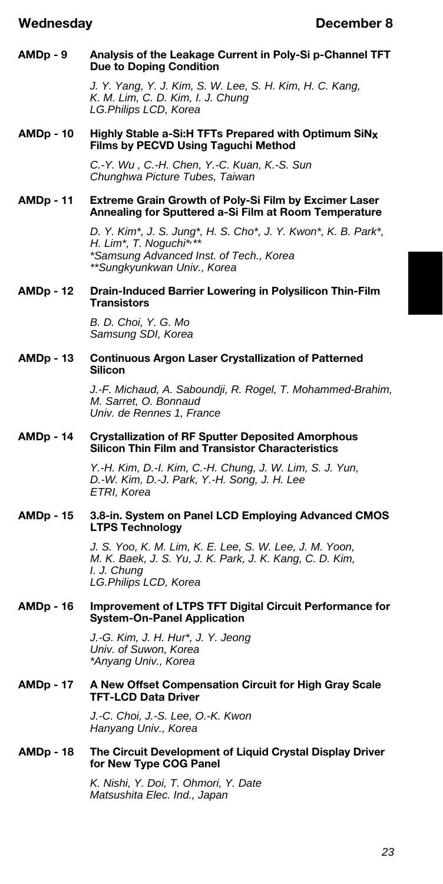**AMDp - 9** **Analysis of the Leakage Current in Poly-Si p-Channel TFT Due to Doping Condition**

*J. Y. Yang, Y. J. Kim, S. W. Lee, S. H. Kim, H. C. Kang, K. M. Lim, C. D. Kim, I. J. Chung*
*LG.Philips LCD, Korea*

**AMDp - 10** **Highly Stable a-Si:H TFTs Prepared with Optimum $SiN_x$ Films by PECVD Using Taguchi Method**

*C.-Y. Wu , C.-H. Chen, Y.-C. Kuan, K.-S. Sun*
*Chunghwa Picture Tubes, Taiwan*

**AMDp - 11** **Extreme Grain Growth of Poly-Si Film by Excimer Laser Annealing for Sputtered a-Si Film at Room Temperature**

*D. Y. Kim*, J. S. Jung*, H. S. Cho*, J. Y. Kwon*, K. B. Park*, H. Lim*, T. Noguchi*,***
*\*Samsung Advanced Inst. of Tech., Korea*
*\*\*Sungkyunkwan Univ., Korea*

**AMDp - 12** **Drain-Induced Barrier Lowering in Polysilicon Thin-Film Transistors**

*B. D. Choi, Y. G. Mo*
*Samsung SDI, Korea*

**AMDp - 13** **Continuous Argon Laser Crystallization of Patterned Silicon**

*J.-F. Michaud, A. Saboundji, R. Rogel, T. Mohammed-Brahim, M. Sarret, O. Bonnaud*
*Univ. de Rennes 1, France*

**AMDp - 14** **Crystallization of RF Sputter Deposited Amorphous Silicon Thin Film and Transistor Characteristics**

*Y.-H. Kim, D.-I. Kim, C.-H. Chung, J. W. Lim, S. J. Yun, D.-W. Kim, D.-J. Park, Y.-H. Song, J. H. Lee*
*ETRI, Korea*

**AMDp - 15** **3.8-in. System on Panel LCD Employing Advanced CMOS LTPS Technology**

*J. S. Yoo, K. M. Lim, K. E. Lee, S. W. Lee, J. M. Yoon, M. K. Baek, J. S. Yu, J. K. Park, J. K. Kang, C. D. Kim, I. J. Chung*
*LG.Philips LCD, Korea*

**AMDp - 16** **Improvement of LTPS TFT Digital Circuit Performance for System-On-Panel Application**

*J.-G. Kim, J. H. Hur*, J. Y. Jeong*
*Univ. of Suwon, Korea*
*\*Anyang Univ., Korea*

**AMDp - 17** **A New Offset Compensation Circuit for High Gray Scale TFT-LCD Data Driver**

*J.-C. Choi, J.-S. Lee, O.-K. Kwon*
*Hanyang Univ., Korea*

**AMDp - 18** **The Circuit Development of Liquid Crystal Display Driver for New Type COG Panel**

*K. Nishi, Y. Doi, T. Ohmori, Y. Date*
*Matsushita Elec. Ind., Japan*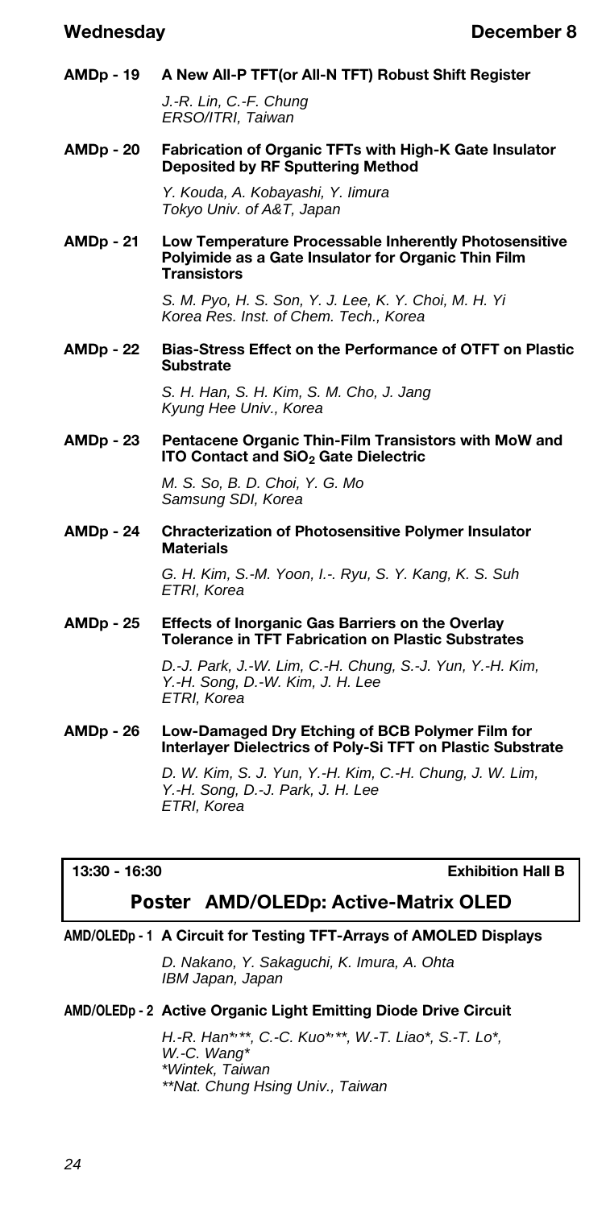**AMDp - 19 A New All-P TFT(or All-N TFT) Robust Shift Register**

*J.-R. Lin, C.-F. Chung*
*ERSO/ITRI, Taiwan*

**AMDp - 20 Fabrication of Organic TFTs with High-K Gate Insulator Deposited by RF Sputtering Method**

*Y. Kouda, A. Kobayashi, Y. Iimura*
*Tokyo Univ. of A&T, Japan*

**AMDp - 21 Low Temperature Processable Inherently Photosensitive Polyimide as a Gate Insulator for Organic Thin Film Transistors**

*S. M. Pyo, H. S. Son, Y. J. Lee, K. Y. Choi, M. H. Yi*
*Korea Res. Inst. of Chem. Tech., Korea*

**AMDp - 22 Bias-Stress Effect on the Performance of OTFT on Plastic Substrate**

*S. H. Han, S. H. Kim, S. M. Cho, J. Jang*
*Kyung Hee Univ., Korea*

**AMDp - 23 Pentacene Organic Thin-Film Transistors with MoW and ITO Contact and $SiO_2$ Gate Dielectric**

*M. S. So, B. D. Choi, Y. G. Mo*
*Samsung SDI, Korea*

**AMDp - 24 Chracterization of Photosensitive Polymer Insulator Materials**

*G. H. Kim, S.-M. Yoon, I.-. Ryu, S. Y. Kang, K. S. Suh*
*ETRI, Korea*

**AMDp - 25 Effects of Inorganic Gas Barriers on the Overlay Tolerance in TFT Fabrication on Plastic Substrates**

*D.-J. Park, J.-W. Lim, C.-H. Chung, S.-J. Yun, Y.-H. Kim, Y.-H. Song, D.-W. Kim, J. H. Lee*
*ETRI, Korea*

**AMDp - 26 Low-Damaged Dry Etching of BCB Polymer Film for Interlayer Dielectrics of Poly-Si TFT on Plastic Substrate**

*D. W. Kim, S. J. Yun, Y.-H. Kim, C.-H. Chung, J. W. Lim, Y.-H. Song, D.-J. Park, J. H. Lee*
*ETRI, Korea*

**13:30 - 16:30** **Exhibition Hall B**

## Poster AMD/OLEDp: Active-Matrix OLED

**AMD/OLEDp - 1 A Circuit for Testing TFT-Arrays of AMOLED Displays**

*D. Nakano, Y. Sakaguchi, K. Imura, A. Ohta*
*IBM Japan, Japan*

**AMD/OLEDp - 2 Active Organic Light Emitting Diode Drive Circuit**

*H.-R. Han*,**, C.-C. Kuo*,**, W.-T. Liao*, S.-T. Lo*, W.-C. Wang**
**Wintek, Taiwan*
***Nat. Chung Hsing Univ., Taiwan*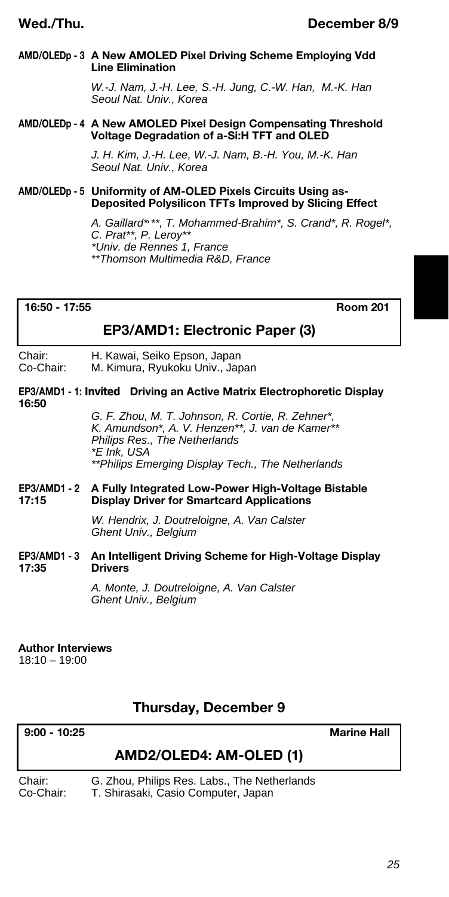**AMD/OLEDp - 3 A New AMOLED Pixel Driving Scheme Employing Vdd Line Elimination**

*W.-J. Nam, J.-H. Lee, S.-H. Jung, C.-W. Han, M.-K. Han*
*Seoul Nat. Univ., Korea*

**AMD/OLEDp - 4 A New AMOLED Pixel Design Compensating Threshold Voltage Degradation of a-Si:H TFT and OLED**

*J. H. Kim, J.-H. Lee, W.-J. Nam, B.-H. You, M.-K. Han*
*Seoul Nat. Univ., Korea*

**AMD/OLEDp - 5 Uniformity of AM-OLED Pixels Circuits Using as-Deposited Polysilicon TFTs Improved by Slicing Effect**

*A. Gaillard*\*\*, T. Mohammed-Brahim*, S. Crand*, R. Rogel*, C. Prat**, P. Leroy***
*\*Univ. de Rennes 1, France*
*\*\*Thomson Multimedia R&D, France*

---

**16:50 - 17:55** — **Room 201**

## EP3/AMD1: Electronic Paper (3)

Chair: H. Kawai, Seiko Epson, Japan
Co-Chair: M. Kimura, Ryukoku Univ., Japan

**EP3/AMD1 - 1: Invited Driving an Active Matrix Electrophoretic Display**
**16:50**

*G. F. Zhou, M. T. Johnson, R. Cortie, R. Zehner*, K. Amundson*, A. V. Henzen**, J. van de Kamer***
*Philips Res., The Netherlands*
*\*E Ink, USA*
*\*\*Philips Emerging Display Tech., The Netherlands*

**EP3/AMD1 - 2 A Fully Integrated Low-Power High-Voltage Bistable Display Driver for Smartcard Applications**
**17:15**

*W. Hendrix, J. Doutreloigne, A. Van Calster*
*Ghent Univ., Belgium*

**EP3/AMD1 - 3 An Intelligent Driving Scheme for High-Voltage Display Drivers**
**17:35**

*A. Monte, J. Doutreloigne, A. Van Calster*
*Ghent Univ., Belgium*

**Author Interviews**
18:10 – 19:00

## Thursday, December 9

**9:00 - 10:25** — **Marine Hall**

## AMD2/OLED4: AM-OLED (1)

Chair: G. Zhou, Philips Res. Labs., The Netherlands
Co-Chair: T. Shirasaki, Casio Computer, Japan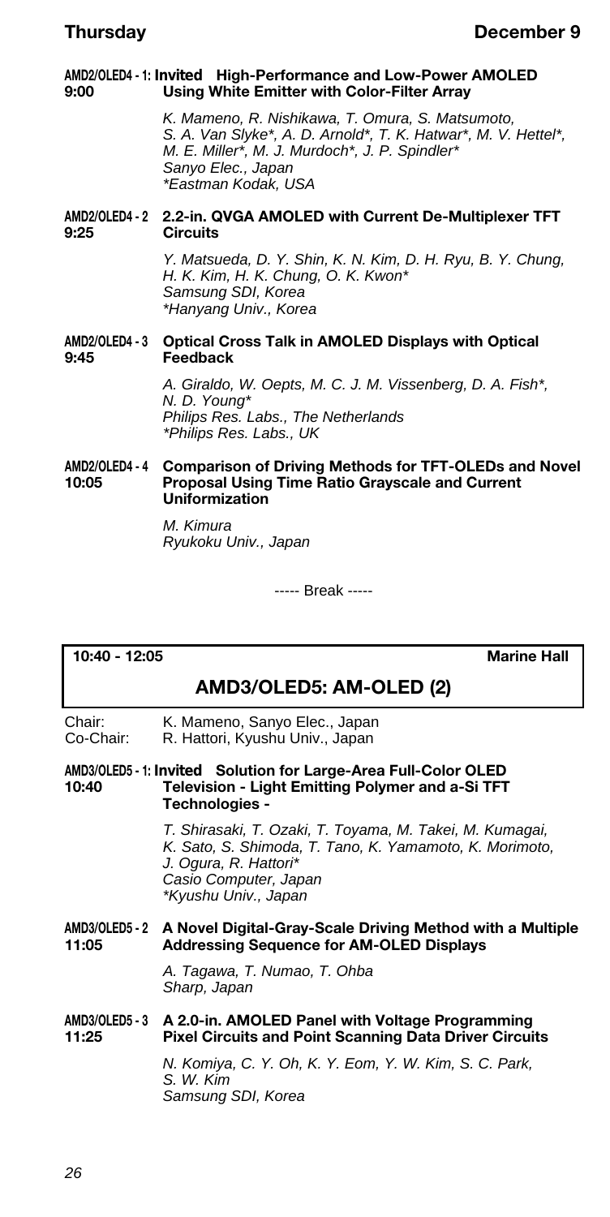**AMD2/OLED4 - 1: Invited High-Performance and Low-Power AMOLED Using White Emitter with Color-Filter Array**
**9:00**

*K. Mameno, R. Nishikawa, T. Omura, S. Matsumoto, S. A. Van Slyke*, A. D. Arnold*, T. K. Hatwar*, M. V. Hettel*, M. E. Miller*, M. J. Murdoch*, J. P. Spindler**
*Sanyo Elec., Japan*
*\*Eastman Kodak, USA*

**AMD2/OLED4 - 2 2.2-in. QVGA AMOLED with Current De-Multiplexer TFT Circuits**
**9:25**

*Y. Matsueda, D. Y. Shin, K. N. Kim, D. H. Ryu, B. Y. Chung, H. K. Kim, H. K. Chung, O. K. Kwon**
*Samsung SDI, Korea*
*\*Hanyang Univ., Korea*

**AMD2/OLED4 - 3 Optical Cross Talk in AMOLED Displays with Optical Feedback**
**9:45**

*A. Giraldo, W. Oepts, M. C. J. M. Vissenberg, D. A. Fish*, N. D. Young**
*Philips Res. Labs., The Netherlands*
*\*Philips Res. Labs., UK*

**AMD2/OLED4 - 4 Comparison of Driving Methods for TFT-OLEDs and Novel Proposal Using Time Ratio Grayscale and Current Uniformization**
**10:05**

*M. Kimura*
*Ryukoku Univ., Japan*

----- Break -----

**10:40 - 12:05** **Marine Hall**

## AMD3/OLED5: AM-OLED (2)

Chair: K. Mameno, Sanyo Elec., Japan
Co-Chair: R. Hattori, Kyushu Univ., Japan

**AMD3/OLED5 - 1: Invited Solution for Large-Area Full-Color OLED Television - Light Emitting Polymer and a-Si TFT Technologies -**
**10:40**

*T. Shirasaki, T. Ozaki, T. Toyama, M. Takei, M. Kumagai, K. Sato, S. Shimoda, T. Tano, K. Yamamoto, K. Morimoto, J. Ogura, R. Hattori**
*Casio Computer, Japan*
*\*Kyushu Univ., Japan*

**AMD3/OLED5 - 2 A Novel Digital-Gray-Scale Driving Method with a Multiple Addressing Sequence for AM-OLED Displays**
**11:05**

*A. Tagawa, T. Numao, T. Ohba*
*Sharp, Japan*

**AMD3/OLED5 - 3 A 2.0-in. AMOLED Panel with Voltage Programming Pixel Circuits and Point Scanning Data Driver Circuits**
**11:25**

*N. Komiya, C. Y. Oh, K. Y. Eom, Y. W. Kim, S. C. Park, S. W. Kim*
*Samsung SDI, Korea*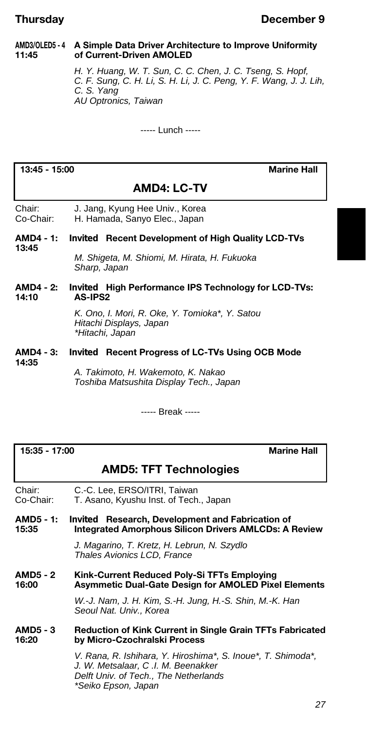**AMD3/OLED5 - 4**
**11:45**
**A Simple Data Driver Architecture to Improve Uniformity of Current-Driven AMOLED**

*H. Y. Huang, W. T. Sun, C. C. Chen, J. C. Tseng, S. Hopf, C. F. Sung, C. H. Li, S. H. Li, J. C. Peng, Y. F. Wang, J. J. Lih, C. S. Yang*
*AU Optronics, Taiwan*

----- Lunch -----

**13:45 - 15:00** **Marine Hall**

## AMD4: LC-TV

Chair: J. Jang, Kyung Hee Univ., Korea
Co-Chair: H. Hamada, Sanyo Elec., Japan

**AMD4 - 1:**
**13:45**
**Invited Recent Development of High Quality LCD-TVs**

*M. Shigeta, M. Shiomi, M. Hirata, H. Fukuoka*
*Sharp, Japan*

**AMD4 - 2:**
**14:10**
**Invited High Performance IPS Technology for LCD-TVs: AS-IPS2**

*K. Ono, I. Mori, R. Oke, Y. Tomioka\*, Y. Satou*
*Hitachi Displays, Japan*
*\*Hitachi, Japan*

**AMD4 - 3:**
**14:35**
**Invited Recent Progress of LC-TVs Using OCB Mode**

*A. Takimoto, H. Wakemoto, K. Nakao*
*Toshiba Matsushita Display Tech., Japan*

----- Break -----

**15:35 - 17:00** **Marine Hall**

## AMD5: TFT Technologies

Chair: C.-C. Lee, ERSO/ITRI, Taiwan
Co-Chair: T. Asano, Kyushu Inst. of Tech., Japan

**AMD5 - 1:**
**15:35**
**Invited Research, Development and Fabrication of Integrated Amorphous Silicon Drivers AMLCDs: A Review**

*J. Magarino, T. Kretz, H. Lebrun, N. Szydlo*
*Thales Avionics LCD, France*

**AMD5 - 2**
**16:00**
**Kink-Current Reduced Poly-Si TFTs Employing Asymmetic Dual-Gate Design for AMOLED Pixel Elements**

*W.-J. Nam, J. H. Kim, S.-H. Jung, H.-S. Shin, M.-K. Han*
*Seoul Nat. Univ., Korea*

**AMD5 - 3**
**16:20**
**Reduction of Kink Current in Single Grain TFTs Fabricated by Micro-Czochralski Process**

*V. Rana, R. Ishihara, Y. Hiroshima\*, S. Inoue\*, T. Shimoda\*, J. W. Metsalaar, C .I. M. Beenakker*
*Delft Univ. of Tech., The Netherlands*
*\*Seiko Epson, Japan*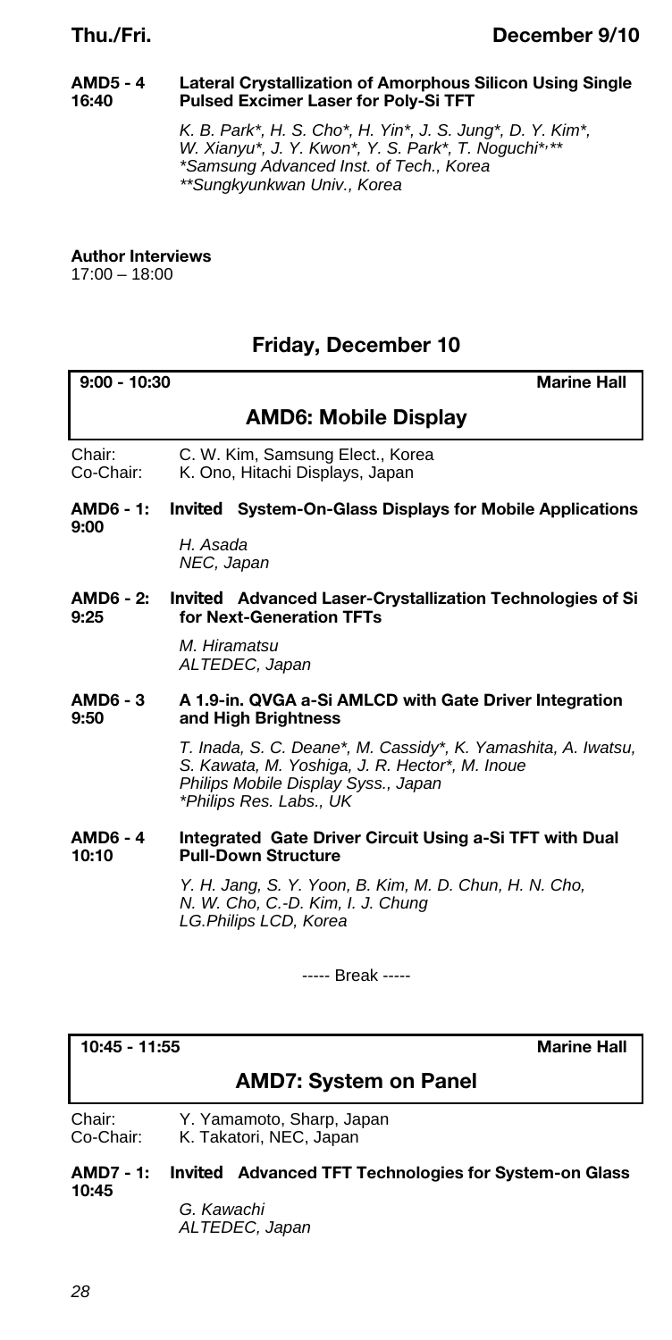**AMD5 - 4**
**16:40**
**Lateral Crystallization of Amorphous Silicon Using Single Pulsed Excimer Laser for Poly-Si TFT**

*K. B. Park\*, H. S. Cho\*, H. Yin\*, J. S. Jung\*, D. Y. Kim\*, W. Xianyu\*, J. Y. Kwon\*, Y. S. Park\*, T. Noguchi\*,\*\**
*\*Samsung Advanced Inst. of Tech., Korea*
*\*\*Sungkyunkwan Univ., Korea*

**Author Interviews**
17:00 – 18:00

## Friday, December 10

**9:00 - 10:30** **Marine Hall**

### AMD6: Mobile Display

Chair: C. W. Kim, Samsung Elect., Korea
Co-Chair: K. Ono, Hitachi Displays, Japan

**AMD6 - 1:**
**9:00**
**Invited System-On-Glass Displays for Mobile Applications**

*H. Asada*
*NEC, Japan*

**AMD6 - 2:**
**9:25**
**Invited Advanced Laser-Crystallization Technologies of Si for Next-Generation TFTs**

*M. Hiramatsu*
*ALTEDEC, Japan*

**AMD6 - 3**
**9:50**
**A 1.9-in. QVGA a-Si AMLCD with Gate Driver Integration and High Brightness**

*T. Inada, S. C. Deane\*, M. Cassidy\*, K. Yamashita, A. Iwatsu, S. Kawata, M. Yoshiga, J. R. Hector\*, M. Inoue*
*Philips Mobile Display Syss., Japan*
*\*Philips Res. Labs., UK*

**AMD6 - 4**
**10:10**
**Integrated Gate Driver Circuit Using a-Si TFT with Dual Pull-Down Structure**

*Y. H. Jang, S. Y. Yoon, B. Kim, M. D. Chun, H. N. Cho, N. W. Cho, C.-D. Kim, I. J. Chung*
*LG.Philips LCD, Korea*

----- Break -----

**10:45 - 11:55** **Marine Hall**

### AMD7: System on Panel

Chair: Y. Yamamoto, Sharp, Japan
Co-Chair: K. Takatori, NEC, Japan

**AMD7 - 1:**
**10:45**
**Invited Advanced TFT Technologies for System-on Glass**

*G. Kawachi*
*ALTEDEC, Japan*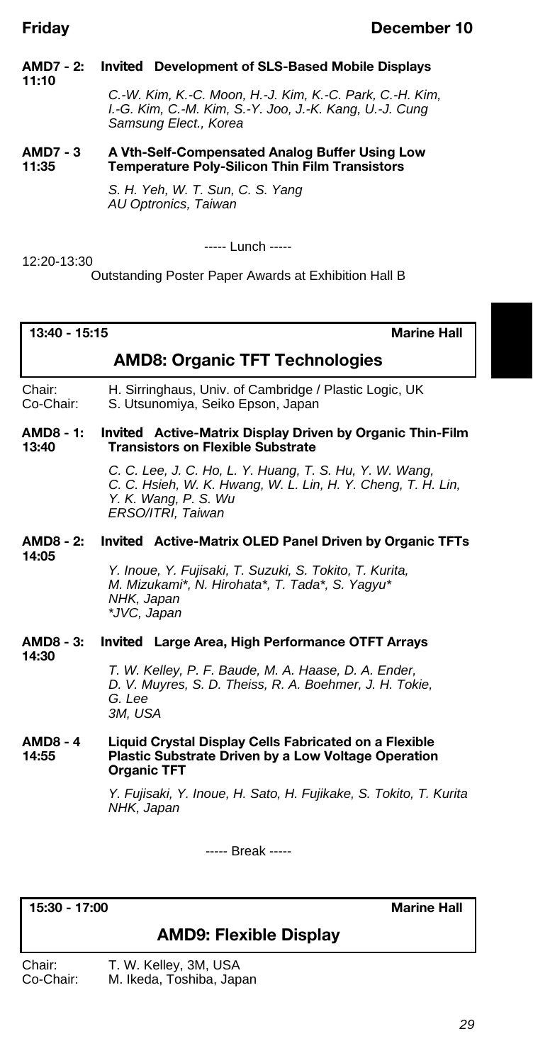**AMD7 - 2: 11:10** **Invited Development of SLS-Based Mobile Displays**

*C.-W. Kim, K.-C. Moon, H.-J. Kim, K.-C. Park, C.-H. Kim, I.-G. Kim, C.-M. Kim, S.-Y. Joo, J.-K. Kang, U.-J. Cung*
*Samsung Elect., Korea*

**AMD7 - 3 11:35** **A Vth-Self-Compensated Analog Buffer Using Low Temperature Poly-Silicon Thin Film Transistors**

*S. H. Yeh, W. T. Sun, C. S. Yang*
*AU Optronics, Taiwan*

----- Lunch -----

12:20-13:30
Outstanding Poster Paper Awards at Exhibition Hall B

**13:40 - 15:15** **Marine Hall**

## AMD8: Organic TFT Technologies

Chair: H. Sirringhaus, Univ. of Cambridge / Plastic Logic, UK
Co-Chair: S. Utsunomiya, Seiko Epson, Japan

**AMD8 - 1: 13:40** **Invited Active-Matrix Display Driven by Organic Thin-Film Transistors on Flexible Substrate**

*C. C. Lee, J. C. Ho, L. Y. Huang, T. S. Hu, Y. W. Wang, C. C. Hsieh, W. K. Hwang, W. L. Lin, H. Y. Cheng, T. H. Lin, Y. K. Wang, P. S. Wu*
*ERSO/ITRI, Taiwan*

**AMD8 - 2: 14:05** **Invited Active-Matrix OLED Panel Driven by Organic TFTs**

*Y. Inoue, Y. Fujisaki, T. Suzuki, S. Tokito, T. Kurita, M. Mizukami\*, N. Hirohata\*, T. Tada\*, S. Yagyu\**
*NHK, Japan*
*\*JVC, Japan*

**AMD8 - 3: 14:30** **Invited Large Area, High Performance OTFT Arrays**

*T. W. Kelley, P. F. Baude, M. A. Haase, D. A. Ender, D. V. Muyres, S. D. Theiss, R. A. Boehmer, J. H. Tokie, G. Lee*
*3M, USA*

**AMD8 - 4 14:55** **Liquid Crystal Display Cells Fabricated on a Flexible Plastic Substrate Driven by a Low Voltage Operation Organic TFT**

*Y. Fujisaki, Y. Inoue, H. Sato, H. Fujikake, S. Tokito, T. Kurita*
*NHK, Japan*

----- Break -----

**15:30 - 17:00** **Marine Hall**

## AMD9: Flexible Display

Chair: T. W. Kelley, 3M, USA
Co-Chair: M. Ikeda, Toshiba, Japan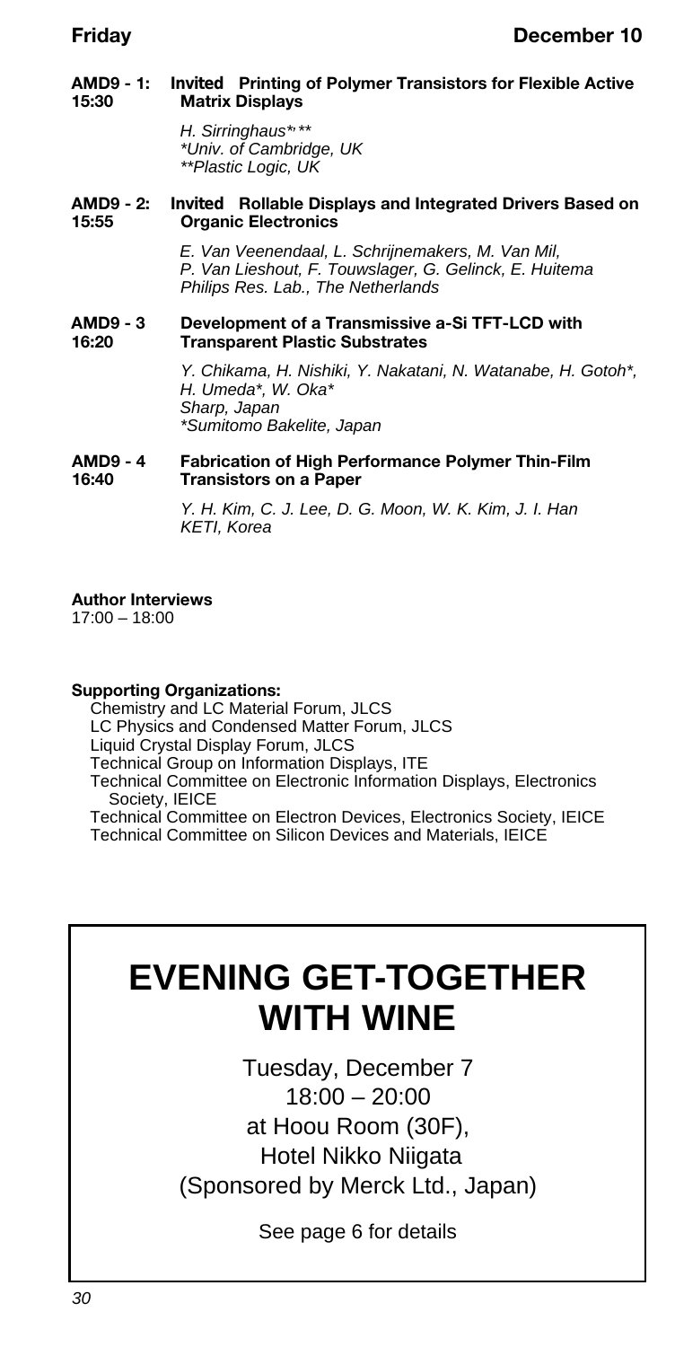**AMD9 - 1:** 15:30 **Invited Printing of Polymer Transistors for Flexible Active Matrix Displays**

*H. Sirringhaus*,** 
*\*Univ. of Cambridge, UK*
*\*\*Plastic Logic, UK*

**AMD9 - 2:** 15:55 **Invited Rollable Displays and Integrated Drivers Based on Organic Electronics**

*E. Van Veenendaal, L. Schrijnemakers, M. Van Mil, P. Van Lieshout, F. Touwslager, G. Gelinck, E. Huitema*
*Philips Res. Lab., The Netherlands*

**AMD9 - 3** 16:20 **Development of a Transmissive a-Si TFT-LCD with Transparent Plastic Substrates**

*Y. Chikama, H. Nishiki, Y. Nakatani, N. Watanabe, H. Gotoh*, H. Umeda*, W. Oka**
*Sharp, Japan*
*\*Sumitomo Bakelite, Japan*

**AMD9 - 4** 16:40 **Fabrication of High Performance Polymer Thin-Film Transistors on a Paper**

*Y. H. Kim, C. J. Lee, D. G. Moon, W. K. Kim, J. I. Han*
*KETI, Korea*

**Author Interviews**
17:00 – 18:00

**Supporting Organizations:**

Chemistry and LC Material Forum, JLCS
LC Physics and Condensed Matter Forum, JLCS
Liquid Crystal Display Forum, JLCS
Technical Group on Information Displays, ITE
Technical Committee on Electronic Information Displays, Electronics Society, IEICE
Technical Committee on Electron Devices, Electronics Society, IEICE
Technical Committee on Silicon Devices and Materials, IEICE

# EVENING GET-TOGETHER WITH WINE

Tuesday, December 7
18:00 – 20:00
at Hoou Room (30F),
Hotel Nikko Niigata
(Sponsored by Merck Ltd., Japan)

See page 6 for details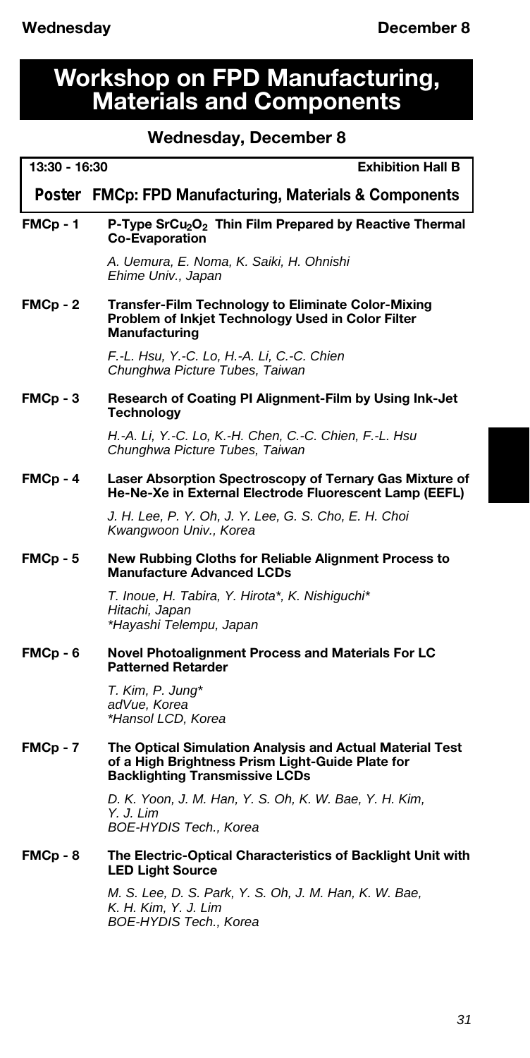# Workshop on FPD Manufacturing, Materials and Components

## Wednesday, December 8

**13:30 - 16:30** **Exhibition Hall B**

### Poster FMCp: FPD Manufacturing, Materials & Components

**FMCp - 1** **P-Type $SrCu_2O_2$ Thin Film Prepared by Reactive Thermal Co-Evaporation**

*A. Uemura, E. Noma, K. Saiki, H. Ohnishi*
*Ehime Univ., Japan*

**FMCp - 2** **Transfer-Film Technology to Eliminate Color-Mixing Problem of Inkjet Technology Used in Color Filter Manufacturing**

*F.-L. Hsu, Y.-C. Lo, H.-A. Li, C.-C. Chien*
*Chunghwa Picture Tubes, Taiwan*

**FMCp - 3** **Research of Coating PI Alignment-Film by Using Ink-Jet Technology**

*H.-A. Li, Y.-C. Lo, K.-H. Chen, C.-C. Chien, F.-L. Hsu*
*Chunghwa Picture Tubes, Taiwan*

**FMCp - 4** **Laser Absorption Spectroscopy of Ternary Gas Mixture of He-Ne-Xe in External Electrode Fluorescent Lamp (EEFL)**

*J. H. Lee, P. Y. Oh, J. Y. Lee, G. S. Cho, E. H. Choi*
*Kwangwoon Univ., Korea*

**FMCp - 5** **New Rubbing Cloths for Reliable Alignment Process to Manufacture Advanced LCDs**

*T. Inoue, H. Tabira, Y. Hirota*, K. Nishiguchi**
*Hitachi, Japan*
**Hayashi Telempu, Japan*

**FMCp - 6** **Novel Photoalignment Process and Materials For LC Patterned Retarder**

*T. Kim, P. Jung**
*adVue, Korea*
**Hansol LCD, Korea*

**FMCp - 7** **The Optical Simulation Analysis and Actual Material Test of a High Brightness Prism Light-Guide Plate for Backlighting Transmissive LCDs**

*D. K. Yoon, J. M. Han, Y. S. Oh, K. W. Bae, Y. H. Kim, Y. J. Lim*
*BOE-HYDIS Tech., Korea*

**FMCp - 8** **The Electric-Optical Characteristics of Backlight Unit with LED Light Source**

*M. S. Lee, D. S. Park, Y. S. Oh, J. M. Han, K. W. Bae, K. H. Kim, Y. J. Lim*
*BOE-HYDIS Tech., Korea*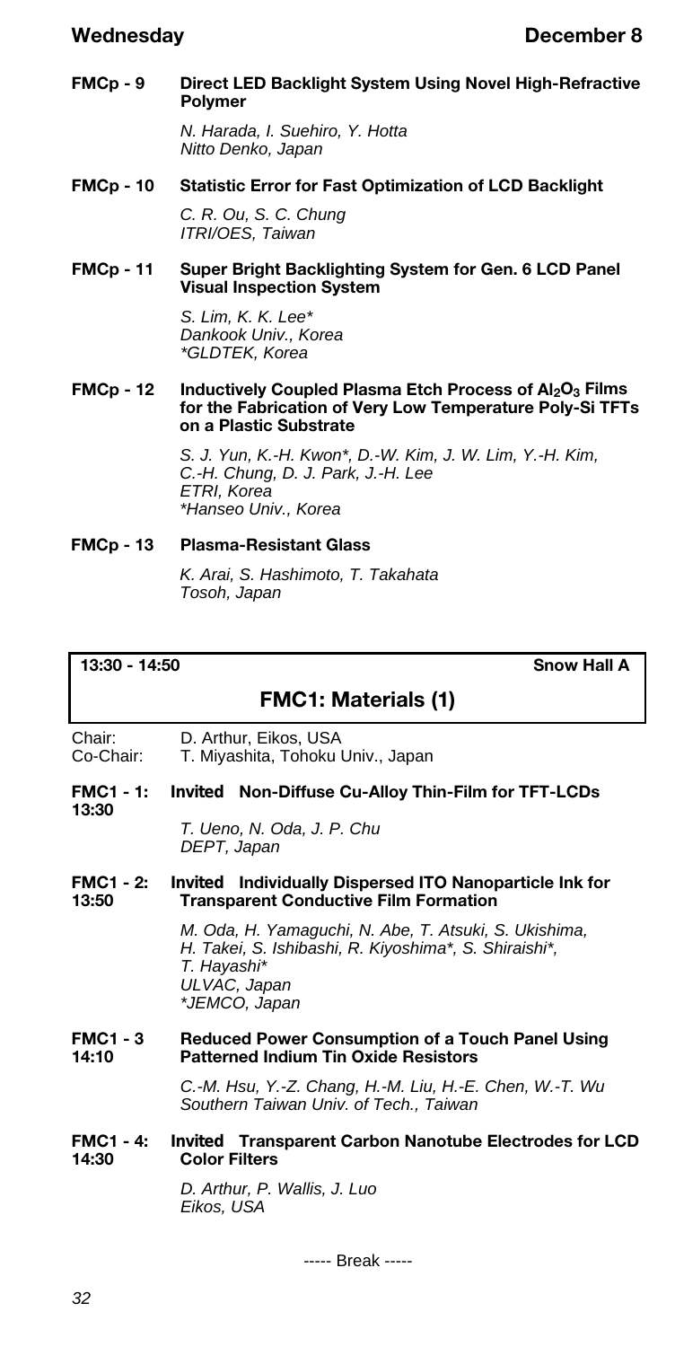**FMCp - 9** **Direct LED Backlight System Using Novel High-Refractive Polymer**

*N. Harada, I. Suehiro, Y. Hotta*
*Nitto Denko, Japan*

**FMCp - 10** **Statistic Error for Fast Optimization of LCD Backlight**

*C. R. Ou, S. C. Chung*
*ITRI/OES, Taiwan*

**FMCp - 11** **Super Bright Backlighting System for Gen. 6 LCD Panel Visual Inspection System**

*S. Lim, K. K. Lee**
*Dankook Univ., Korea*
**GLDTEK, Korea*

**FMCp - 12** **Inductively Coupled Plasma Etch Process of $Al_2O_3$ Films for the Fabrication of Very Low Temperature Poly-Si TFTs on a Plastic Substrate**

*S. J. Yun, K.-H. Kwon*, D.-W. Kim, J. W. Lim, Y.-H. Kim, C.-H. Chung, D. J. Park, J.-H. Lee*
*ETRI, Korea*
**Hanseo Univ., Korea*

**FMCp - 13** **Plasma-Resistant Glass**

*K. Arai, S. Hashimoto, T. Takahata*
*Tosoh, Japan*

---

**13:30 - 14:50** **Snow Hall A**

## FMC1: Materials (1)

Chair: D. Arthur, Eikos, USA
Co-Chair: T. Miyashita, Tohoku Univ., Japan

**FMC1 - 1: 13:30** **Invited Non-Diffuse Cu-Alloy Thin-Film for TFT-LCDs**

*T. Ueno, N. Oda, J. P. Chu*
*DEPT, Japan*

**FMC1 - 2: 13:50** **Invited Individually Dispersed ITO Nanoparticle Ink for Transparent Conductive Film Formation**

*M. Oda, H. Yamaguchi, N. Abe, T. Atsuki, S. Ukishima, H. Takei, S. Ishibashi, R. Kiyoshima*, S. Shiraishi*, T. Hayashi**
*ULVAC, Japan*
**JEMCO, Japan*

**FMC1 - 3 14:10** **Reduced Power Consumption of a Touch Panel Using Patterned Indium Tin Oxide Resistors**

*C.-M. Hsu, Y.-Z. Chang, H.-M. Liu, H.-E. Chen, W.-T. Wu*
*Southern Taiwan Univ. of Tech., Taiwan*

**FMC1 - 4: 14:30** **Invited Transparent Carbon Nanotube Electrodes for LCD Color Filters**

*D. Arthur, P. Wallis, J. Luo*
*Eikos, USA*

----- Break -----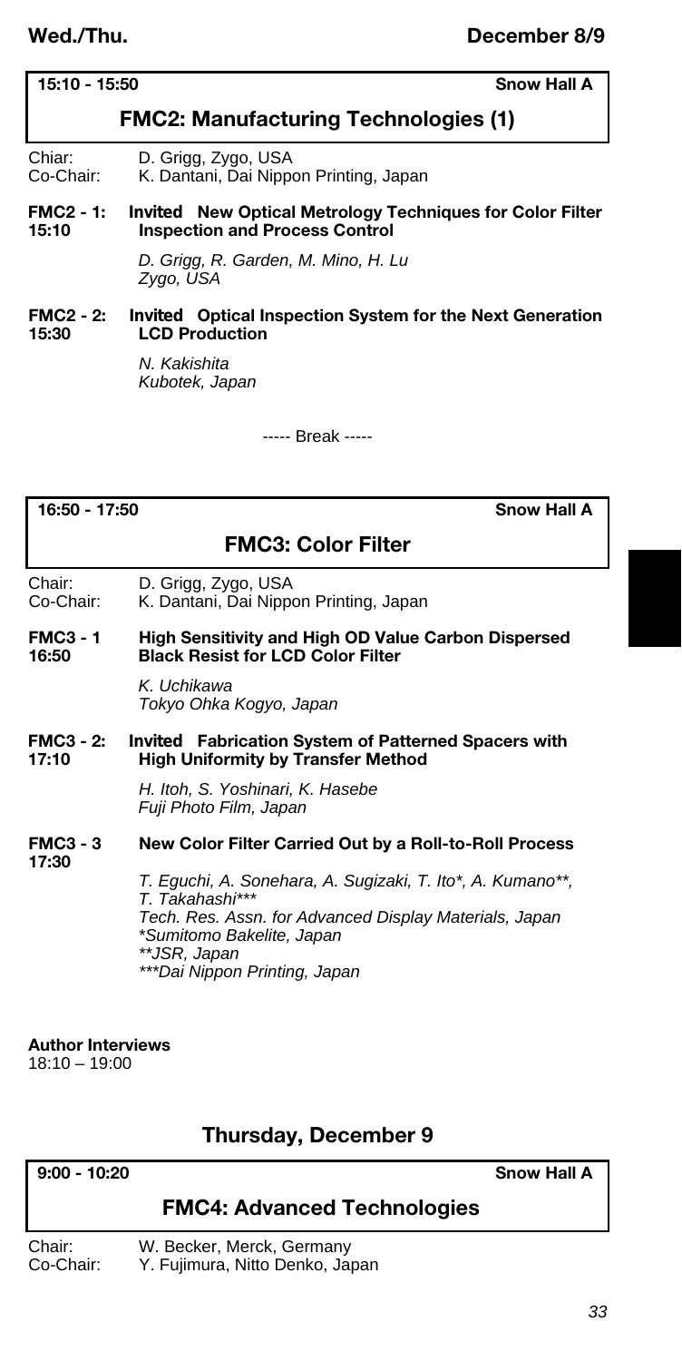## 15:10 - 15:50 Snow Hall A

### FMC2: Manufacturing Technologies (1)

Chiar: D. Grigg, Zygo, USA
Co-Chair: K. Dantani, Dai Nippon Printing, Japan

**FMC2 - 1: 15:10** **Invited New Optical Metrology Techniques for Color Filter Inspection and Process Control**

*D. Grigg, R. Garden, M. Mino, H. Lu*
*Zygo, USA*

**FMC2 - 2: 15:30** **Invited Optical Inspection System for the Next Generation LCD Production**

*N. Kakishita*
*Kubotek, Japan*

----- Break -----

## 16:50 - 17:50 Snow Hall A

### FMC3: Color Filter

Chair: D. Grigg, Zygo, USA
Co-Chair: K. Dantani, Dai Nippon Printing, Japan

**FMC3 - 1 16:50** **High Sensitivity and High OD Value Carbon Dispersed Black Resist for LCD Color Filter**

*K. Uchikawa*
*Tokyo Ohka Kogyo, Japan*

**FMC3 - 2: 17:10** **Invited Fabrication System of Patterned Spacers with High Uniformity by Transfer Method**

*H. Itoh, S. Yoshinari, K. Hasebe*
*Fuji Photo Film, Japan*

**FMC3 - 3 17:30** **New Color Filter Carried Out by a Roll-to-Roll Process**

*T. Eguchi, A. Sonehara, A. Sugizaki, T. Ito*, A. Kumano**, T. Takahashi****
*Tech. Res. Assn. for Advanced Display Materials, Japan*
*\*Sumitomo Bakelite, Japan*
*\*\*JSR, Japan*
*\*\*\*Dai Nippon Printing, Japan*

**Author Interviews**
18:10 – 19:00

## Thursday, December 9

## 9:00 - 10:20 Snow Hall A

### FMC4: Advanced Technologies

Chair: W. Becker, Merck, Germany
Co-Chair: Y. Fujimura, Nitto Denko, Japan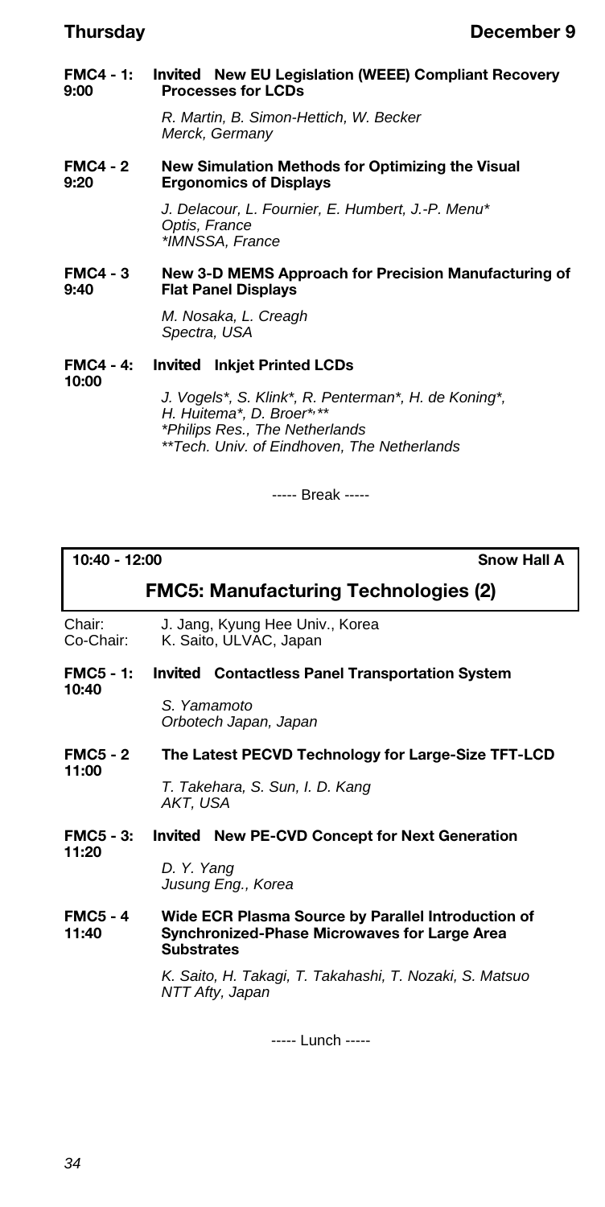**FMC4 - 1: 9:00** **Invited New EU Legislation (WEEE) Compliant Recovery Processes for LCDs**

*R. Martin, B. Simon-Hettich, W. Becker*
*Merck, Germany*

**FMC4 - 2 9:20** **New Simulation Methods for Optimizing the Visual Ergonomics of Displays**

*J. Delacour, L. Fournier, E. Humbert, J.-P. Menu**
*Optis, France*
**IMNSSA, France*

**FMC4 - 3 9:40** **New 3-D MEMS Approach for Precision Manufacturing of Flat Panel Displays**

*M. Nosaka, L. Creagh*
*Spectra, USA*

**FMC4 - 4: 10:00** **Invited Inkjet Printed LCDs**

*J. Vogels*, S. Klink*, R. Penterman*, H. de Koning*, H. Huitema*, D. Broer*,***
**Philips Res., The Netherlands*
***Tech. Univ. of Eindhoven, The Netherlands*

----- Break -----

**10:40 - 12:00** **Snow Hall A**

## FMC5: Manufacturing Technologies (2)

Chair: J. Jang, Kyung Hee Univ., Korea
Co-Chair: K. Saito, ULVAC, Japan

**FMC5 - 1: 10:40** **Invited Contactless Panel Transportation System**

*S. Yamamoto*
*Orbotech Japan, Japan*

**FMC5 - 2 11:00** **The Latest PECVD Technology for Large-Size TFT-LCD**

*T. Takehara, S. Sun, I. D. Kang*
*AKT, USA*

**FMC5 - 3: 11:20** **Invited New PE-CVD Concept for Next Generation**

*D. Y. Yang*
*Jusung Eng., Korea*

**FMC5 - 4 11:40** **Wide ECR Plasma Source by Parallel Introduction of Synchronized-Phase Microwaves for Large Area Substrates**

*K. Saito, H. Takagi, T. Takahashi, T. Nozaki, S. Matsuo*
*NTT Afty, Japan*

----- Lunch -----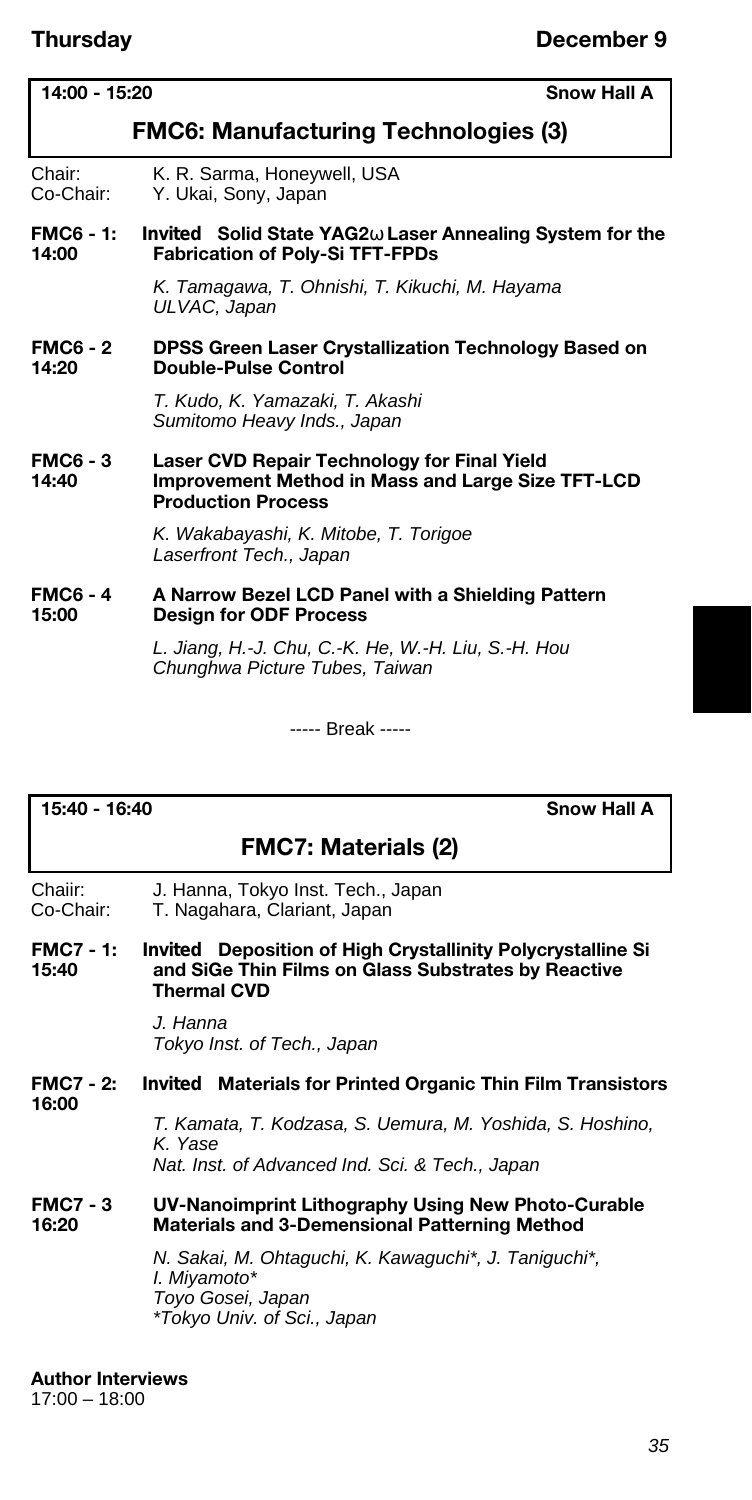**Thursday** **December 9**

**14:00 - 15:20** **Snow Hall A**

## FMC6: Manufacturing Technologies (3)

Chair: K. R. Sarma, Honeywell, USA
Co-Chair: Y. Ukai, Sony, Japan

**FMC6 - 1: 14:00** **Invited Solid State YAG2ω Laser Annealing System for the Fabrication of Poly-Si TFT-FPDs**

*K. Tamagawa, T. Ohnishi, T. Kikuchi, M. Hayama*
*ULVAC, Japan*

**FMC6 - 2 14:20** **DPSS Green Laser Crystallization Technology Based on Double-Pulse Control**

*T. Kudo, K. Yamazaki, T. Akashi*
*Sumitomo Heavy Inds., Japan*

**FMC6 - 3 14:40** **Laser CVD Repair Technology for Final Yield Improvement Method in Mass and Large Size TFT-LCD Production Process**

*K. Wakabayashi, K. Mitobe, T. Torigoe*
*Laserfront Tech., Japan*

**FMC6 - 4 15:00** **A Narrow Bezel LCD Panel with a Shielding Pattern Design for ODF Process**

*L. Jiang, H.-J. Chu, C.-K. He, W.-H. Liu, S.-H. Hou*
*Chunghwa Picture Tubes, Taiwan*

----- Break -----

**15:40 - 16:40** **Snow Hall A**

## FMC7: Materials (2)

Chaiir: J. Hanna, Tokyo Inst. Tech., Japan
Co-Chair: T. Nagahara, Clariant, Japan

**FMC7 - 1: 15:40** **Invited Deposition of High Crystallinity Polycrystalline Si and SiGe Thin Films on Glass Substrates by Reactive Thermal CVD**

*J. Hanna*
*Tokyo Inst. of Tech., Japan*

**FMC7 - 2: 16:00** **Invited Materials for Printed Organic Thin Film Transistors**

*T. Kamata, T. Kodzasa, S. Uemura, M. Yoshida, S. Hoshino, K. Yase*
*Nat. Inst. of Advanced Ind. Sci. & Tech., Japan*

**FMC7 - 3 16:20** **UV-Nanoimprint Lithography Using New Photo-Curable Materials and 3-Demensional Patterning Method**

*N. Sakai, M. Ohtaguchi, K. Kawaguchi\*, J. Taniguchi\*, I. Miyamoto\**
*Toyo Gosei, Japan*
*\*Tokyo Univ. of Sci., Japan*

**Author Interviews**
17:00 – 18:00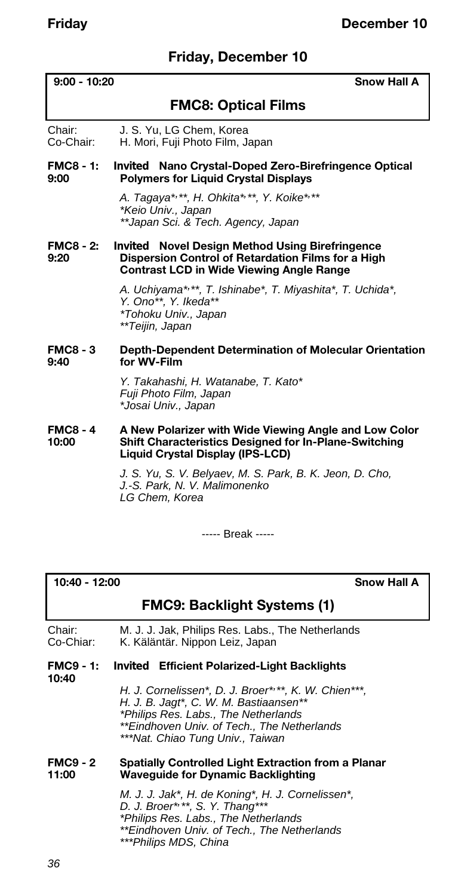## Friday, December 10

**9:00 - 10:20** **Snow Hall A**

### FMC8: Optical Films

Chair: J. S. Yu, LG Chem, Korea
Co-Chair: H. Mori, Fuji Photo Film, Japan

**FMC8 - 1: 9:00** **Invited Nano Crystal-Doped Zero-Birefringence Optical Polymers for Liquid Crystal Displays**

*A. Tagaya*,**, H. Ohkita*,**, Y. Koike*,***
**Keio Univ., Japan*
***Japan Sci. & Tech. Agency, Japan*

**FMC8 - 2: 9:20** **Invited Novel Design Method Using Birefringence Dispersion Control of Retardation Films for a High Contrast LCD in Wide Viewing Angle Range**

*A. Uchiyama*,**, T. Ishinabe*, T. Miyashita*, T. Uchida*, Y. Ono**, Y. Ikeda***
**Tohoku Univ., Japan*
***Teijin, Japan*

**FMC8 - 3 9:40** **Depth-Dependent Determination of Molecular Orientation for WV-Film**

*Y. Takahashi, H. Watanabe, T. Kato**
*Fuji Photo Film, Japan*
**Josai Univ., Japan*

**FMC8 - 4 10:00** **A New Polarizer with Wide Viewing Angle and Low Color Shift Characteristics Designed for In-Plane-Switching Liquid Crystal Display (IPS-LCD)**

*J. S. Yu, S. V. Belyaev, M. S. Park, B. K. Jeon, D. Cho, J.-S. Park, N. V. Malimonenko*
*LG Chem, Korea*

----- Break -----

**10:40 - 12:00** **Snow Hall A**

### FMC9: Backlight Systems (1)

Chair: M. J. J. Jak, Philips Res. Labs., The Netherlands
Co-Chiar: K. Käläntär. Nippon Leiz, Japan

**FMC9 - 1: 10:40** **Invited Efficient Polarized-Light Backlights**

*H. J. Cornelissen*, D. J. Broer*,**, K. W. Chien***, H. J. B. Jagt*, C. W. M. Bastiaansen***
**Philips Res. Labs., The Netherlands*
***Eindhoven Univ. of Tech., The Netherlands*
****Nat. Chiao Tung Univ., Taiwan*

**FMC9 - 2 11:00** **Spatially Controlled Light Extraction from a Planar Waveguide for Dynamic Backlighting**

*M. J. J. Jak*, H. de Koning*, H. J. Cornelissen*, D. J. Broer*,**, S. Y. Thang****
**Philips Res. Labs., The Netherlands*
***Eindhoven Univ. of Tech., The Netherlands*
****Philips MDS, China*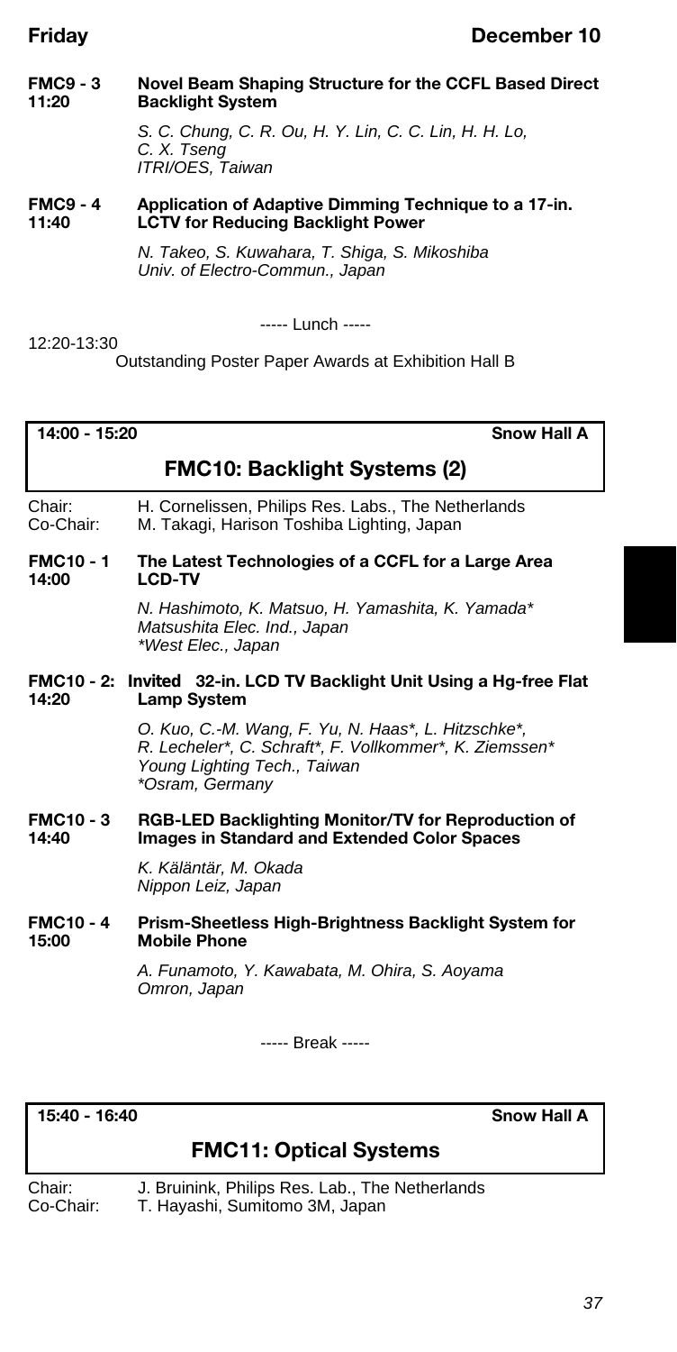**FMC9 - 3** **11:20** **Novel Beam Shaping Structure for the CCFL Based Direct Backlight System**

*S. C. Chung, C. R. Ou, H. Y. Lin, C. C. Lin, H. H. Lo, C. X. Tseng*
*ITRI/OES, Taiwan*

**FMC9 - 4** **11:40** **Application of Adaptive Dimming Technique to a 17-in. LCTV for Reducing Backlight Power**

*N. Takeo, S. Kuwahara, T. Shiga, S. Mikoshiba*
*Univ. of Electro-Commun., Japan*

----- Lunch -----

12:20-13:30
Outstanding Poster Paper Awards at Exhibition Hall B

**14:00 - 15:20** **Snow Hall A**

## FMC10: Backlight Systems (2)

Chair: H. Cornelissen, Philips Res. Labs., The Netherlands
Co-Chair: M. Takagi, Harison Toshiba Lighting, Japan

**FMC10 - 1** **14:00** **The Latest Technologies of a CCFL for a Large Area LCD-TV**

*N. Hashimoto, K. Matsuo, H. Yamashita, K. Yamada**
*Matsushita Elec. Ind., Japan*
**West Elec., Japan*

**FMC10 - 2:** **14:20** **Invited 32-in. LCD TV Backlight Unit Using a Hg-free Flat Lamp System**

*O. Kuo, C.-M. Wang, F. Yu, N. Haas*, L. Hitzschke*, R. Lecheler*, C. Schraft*, F. Vollkommer*, K. Ziemssen**
*Young Lighting Tech., Taiwan*
**Osram, Germany*

**FMC10 - 3** **14:40** **RGB-LED Backlighting Monitor/TV for Reproduction of Images in Standard and Extended Color Spaces**

*K. Käläntär, M. Okada*
*Nippon Leiz, Japan*

**FMC10 - 4** **15:00** **Prism-Sheetless High-Brightness Backlight System for Mobile Phone**

*A. Funamoto, Y. Kawabata, M. Ohira, S. Aoyama*
*Omron, Japan*

----- Break -----

**15:40 - 16:40** **Snow Hall A**

## FMC11: Optical Systems

Chair: J. Bruinink, Philips Res. Lab., The Netherlands
Co-Chair: T. Hayashi, Sumitomo 3M, Japan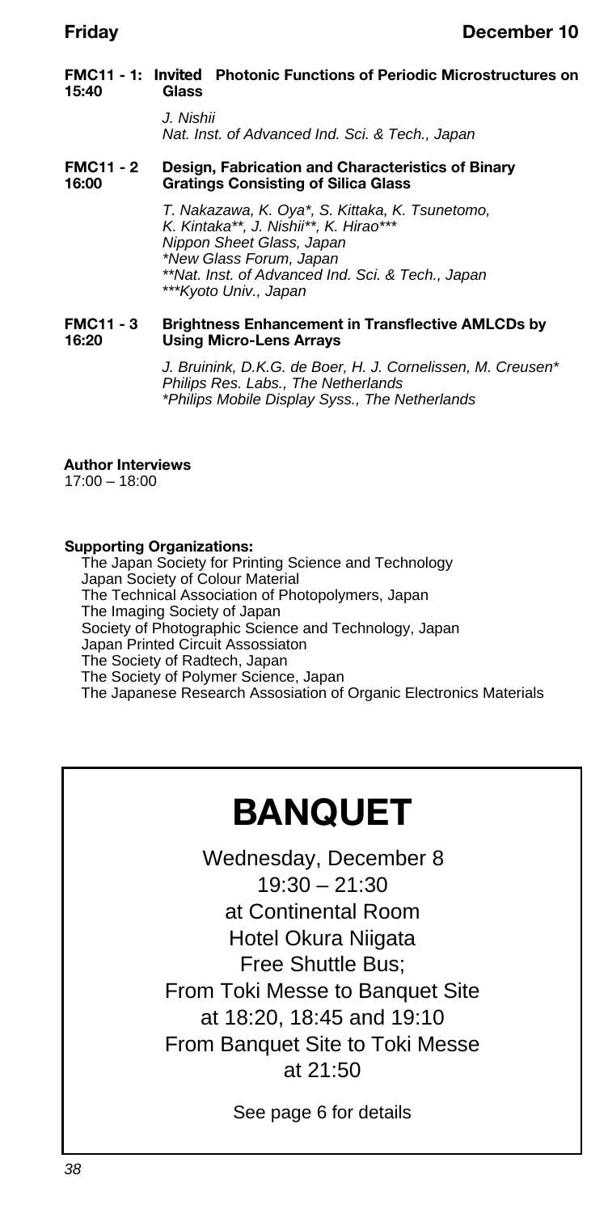**FMC11 - 1: Invited Photonic Functions of Periodic Microstructures on Glass**
**15:40**

*J. Nishii*
*Nat. Inst. of Advanced Ind. Sci. & Tech., Japan*

**FMC11 - 2 Design, Fabrication and Characteristics of Binary Gratings Consisting of Silica Glass**
**16:00**

*T. Nakazawa, K. Oya\*, S. Kittaka, K. Tsunetomo, K. Kintaka\*\*, J. Nishii\*\*, K. Hirao\*\*\**
*Nippon Sheet Glass, Japan*
*\*New Glass Forum, Japan*
*\*\*Nat. Inst. of Advanced Ind. Sci. & Tech., Japan*
*\*\*\*Kyoto Univ., Japan*

**FMC11 - 3 Brightness Enhancement in Transflective AMLCDs by Using Micro-Lens Arrays**
**16:20**

*J. Bruinink, D.K.G. de Boer, H. J. Cornelissen, M. Creusen\**
*Philips Res. Labs., The Netherlands*
*\*Philips Mobile Display Syss., The Netherlands*

**Author Interviews**
17:00 – 18:00

**Supporting Organizations:**

The Japan Society for Printing Science and Technology
Japan Society of Colour Material
The Technical Association of Photopolymers, Japan
The Imaging Society of Japan
Society of Photographic Science and Technology, Japan
Japan Printed Circuit Assossiaton
The Society of Radtech, Japan
The Society of Polymer Science, Japan
The Japanese Research Assosiation of Organic Electronics Materials

# BANQUET

Wednesday, December 8
19:30 – 21:30
at Continental Room
Hotel Okura Niigata
Free Shuttle Bus;
From Toki Messe to Banquet Site
at 18:20, 18:45 and 19:10
From Banquet Site to Toki Messe
at 21:50

See page 6 for details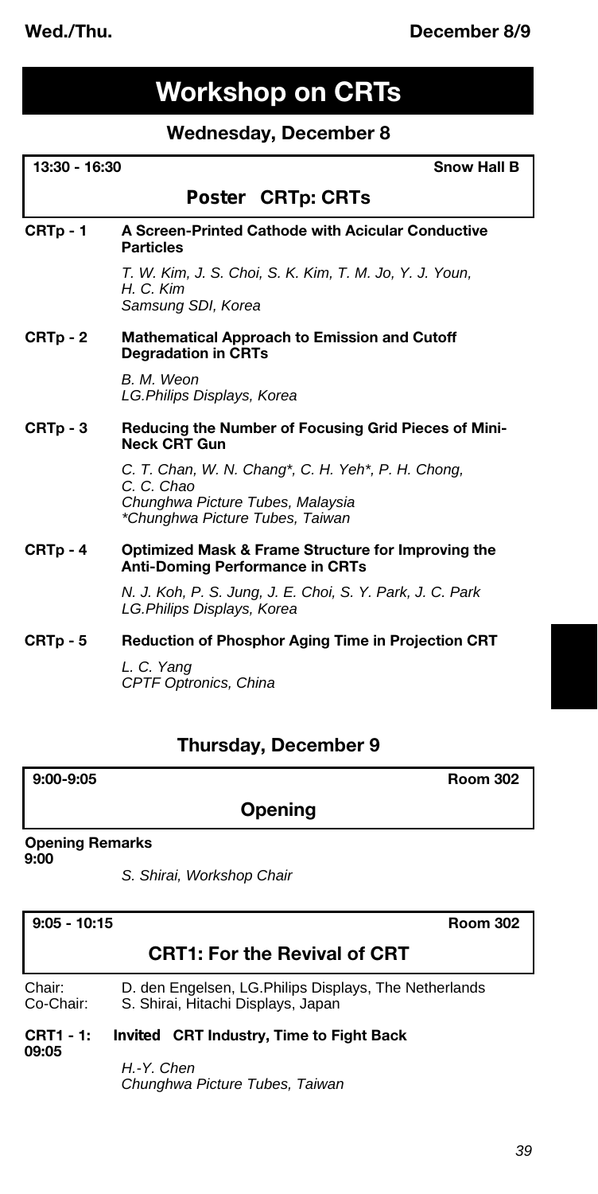# Workshop on CRTs

## Wednesday, December 8

**13:30 - 16:30** — **Snow Hall B**

### Poster CRTp: CRTs

**CRTp - 1 A Screen-Printed Cathode with Acicular Conductive Particles**

*T. W. Kim, J. S. Choi, S. K. Kim, T. M. Jo, Y. J. Youn, H. C. Kim*
*Samsung SDI, Korea*

**CRTp - 2 Mathematical Approach to Emission and Cutoff Degradation in CRTs**

*B. M. Weon*
*LG.Philips Displays, Korea*

**CRTp - 3 Reducing the Number of Focusing Grid Pieces of Mini-Neck CRT Gun**

*C. T. Chan, W. N. Chang*, C. H. Yeh*, P. H. Chong, C. C. Chao*
*Chunghwa Picture Tubes, Malaysia*
**Chunghwa Picture Tubes, Taiwan*

**CRTp - 4 Optimized Mask & Frame Structure for Improving the Anti-Doming Performance in CRTs**

*N. J. Koh, P. S. Jung, J. E. Choi, S. Y. Park, J. C. Park*
*LG.Philips Displays, Korea*

**CRTp - 5 Reduction of Phosphor Aging Time in Projection CRT**

*L. C. Yang*
*CPTF Optronics, China*

## Thursday, December 9

**9:00-9:05** — **Room 302**

### Opening

**Opening Remarks**
**9:00**

*S. Shirai, Workshop Chair*

**9:05 - 10:15** — **Room 302**

### CRT1: For the Revival of CRT

Chair: D. den Engelsen, LG.Philips Displays, The Netherlands
Co-Chair: S. Shirai, Hitachi Displays, Japan

**CRT1 - 1: Invited CRT Industry, Time to Fight Back**
**09:05**

*H.-Y. Chen*
*Chunghwa Picture Tubes, Taiwan*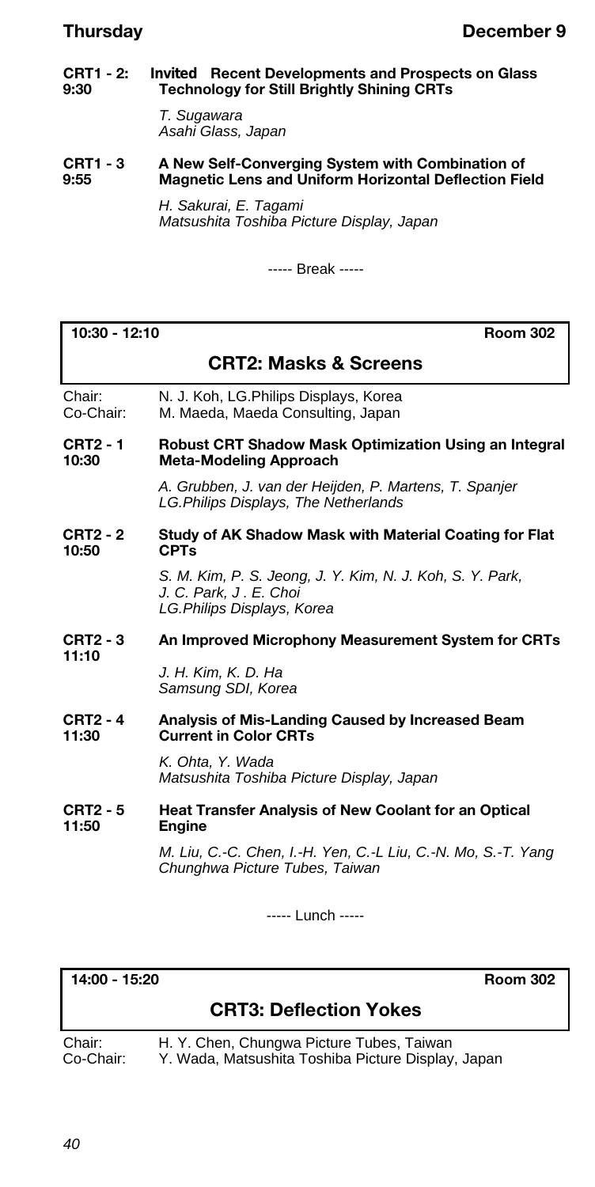**CRT1 - 2:** **9:30** **Invited Recent Developments and Prospects on Glass Technology for Still Brightly Shining CRTs**

*T. Sugawara*
*Asahi Glass, Japan*

**CRT1 - 3** **9:55** **A New Self-Converging System with Combination of Magnetic Lens and Uniform Horizontal Deflection Field**

*H. Sakurai, E. Tagami*
*Matsushita Toshiba Picture Display, Japan*

----- Break -----

**10:30 - 12:10** **Room 302**

## CRT2: Masks & Screens

Chair: N. J. Koh, LG.Philips Displays, Korea
Co-Chair: M. Maeda, Maeda Consulting, Japan

**CRT2 - 1** **10:30** **Robust CRT Shadow Mask Optimization Using an Integral Meta-Modeling Approach**

*A. Grubben, J. van der Heijden, P. Martens, T. Spanjer*
*LG.Philips Displays, The Netherlands*

**CRT2 - 2** **10:50** **Study of AK Shadow Mask with Material Coating for Flat CPTs**

*S. M. Kim, P. S. Jeong, J. Y. Kim, N. J. Koh, S. Y. Park, J. C. Park, J . E. Choi*
*LG.Philips Displays, Korea*

**CRT2 - 3** **11:10** **An Improved Microphony Measurement System for CRTs**

*J. H. Kim, K. D. Ha*
*Samsung SDI, Korea*

**CRT2 - 4** **11:30** **Analysis of Mis-Landing Caused by Increased Beam Current in Color CRTs**

*K. Ohta, Y. Wada*
*Matsushita Toshiba Picture Display, Japan*

**CRT2 - 5** **11:50** **Heat Transfer Analysis of New Coolant for an Optical Engine**

*M. Liu, C.-C. Chen, I.-H. Yen, C.-L Liu, C.-N. Mo, S.-T. Yang*
*Chunghwa Picture Tubes, Taiwan*

----- Lunch -----

**14:00 - 15:20** **Room 302**

## CRT3: Deflection Yokes

Chair: H. Y. Chen, Chungwa Picture Tubes, Taiwan
Co-Chair: Y. Wada, Matsushita Toshiba Picture Display, Japan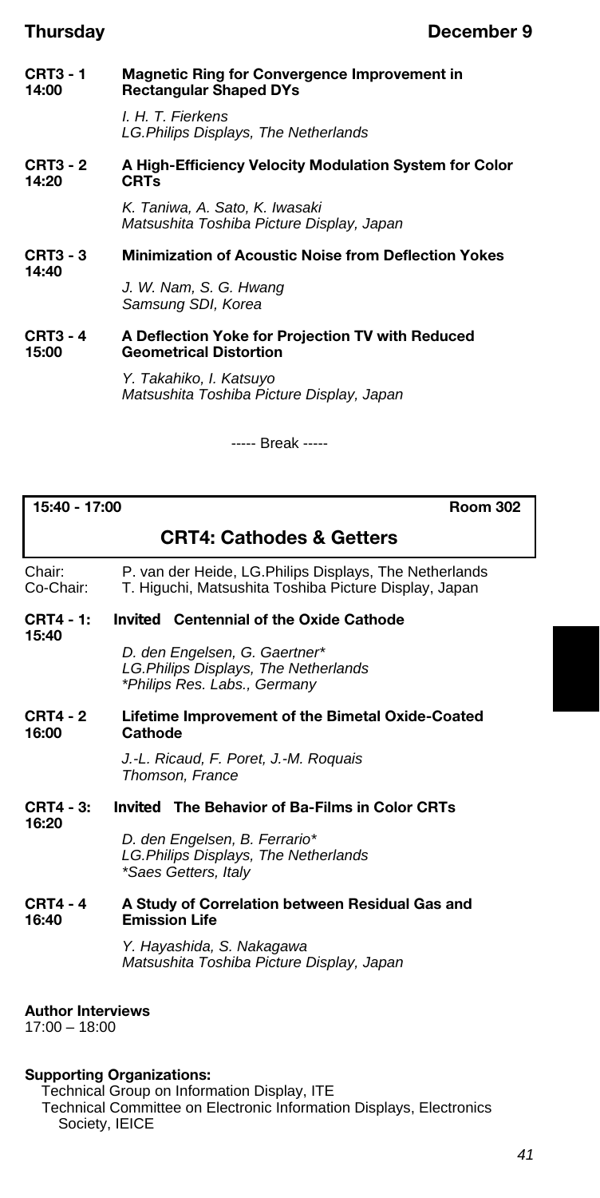**CRT3 - 1** **14:00** **Magnetic Ring for Convergence Improvement in Rectangular Shaped DYs**

*I. H. T. Fierkens*
*LG.Philips Displays, The Netherlands*

**CRT3 - 2** **14:20** **A High-Efficiency Velocity Modulation System for Color CRTs**

*K. Taniwa, A. Sato, K. Iwasaki*
*Matsushita Toshiba Picture Display, Japan*

**CRT3 - 3** **14:40** **Minimization of Acoustic Noise from Deflection Yokes**

*J. W. Nam, S. G. Hwang*
*Samsung SDI, Korea*

**CRT3 - 4** **15:00** **A Deflection Yoke for Projection TV with Reduced Geometrical Distortion**

*Y. Takahiko, I. Katsuyo*
*Matsushita Toshiba Picture Display, Japan*

----- Break -----

**15:40 - 17:00** **Room 302**

## CRT4: Cathodes & Getters

Chair: P. van der Heide, LG.Philips Displays, The Netherlands
Co-Chair: T. Higuchi, Matsushita Toshiba Picture Display, Japan

**CRT4 - 1:** **15:40** **Invited Centennial of the Oxide Cathode**

*D. den Engelsen, G. Gaertner**
*LG.Philips Displays, The Netherlands*
*\*Philips Res. Labs., Germany*

**CRT4 - 2** **16:00** **Lifetime Improvement of the Bimetal Oxide-Coated Cathode**

*J.-L. Ricaud, F. Poret, J.-M. Roquais*
*Thomson, France*

**CRT4 - 3:** **16:20** **Invited The Behavior of Ba-Films in Color CRTs**

*D. den Engelsen, B. Ferrario**
*LG.Philips Displays, The Netherlands*
*\*Saes Getters, Italy*

**CRT4 - 4** **16:40** **A Study of Correlation between Residual Gas and Emission Life**

*Y. Hayashida, S. Nakagawa*
*Matsushita Toshiba Picture Display, Japan*

**Author Interviews**
17:00 – 18:00

**Supporting Organizations:**
Technical Group on Information Display, ITE
Technical Committee on Electronic Information Displays, Electronics Society, IEICE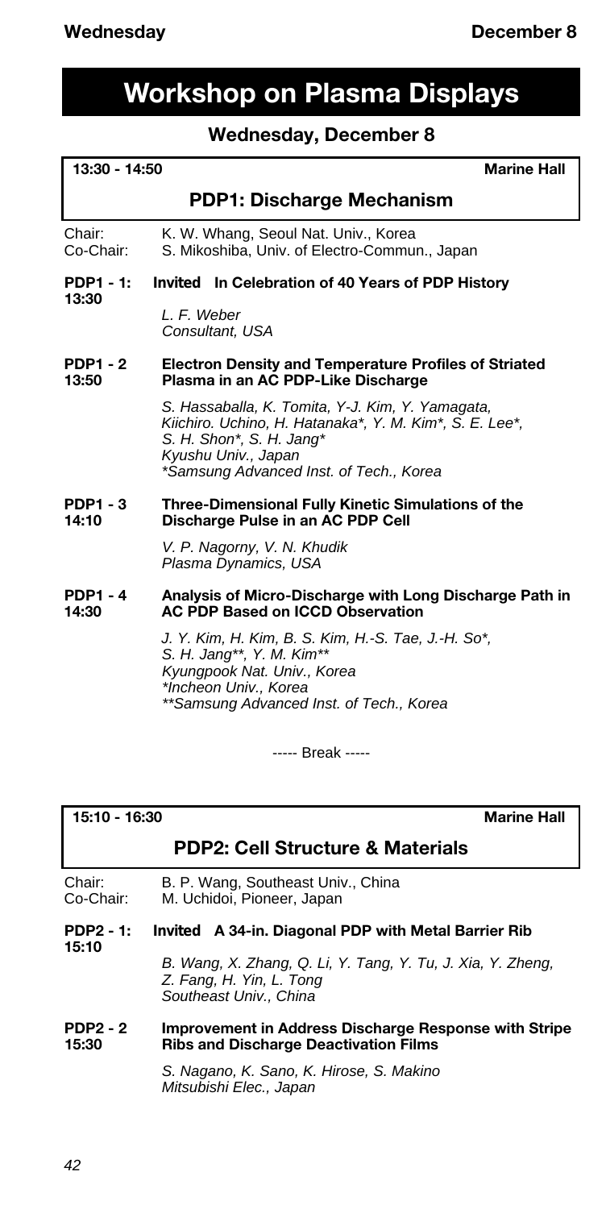# Workshop on Plasma Displays

## Wednesday, December 8

**13:30 - 14:50** **Marine Hall**

### PDP1: Discharge Mechanism

Chair: K. W. Whang, Seoul Nat. Univ., Korea
Co-Chair: S. Mikoshiba, Univ. of Electro-Commun., Japan

**PDP1 - 1: 13:30** **Invited In Celebration of 40 Years of PDP History**

*L. F. Weber*
*Consultant, USA*

**PDP1 - 2 13:50** **Electron Density and Temperature Profiles of Striated Plasma in an AC PDP-Like Discharge**

*S. Hassaballa, K. Tomita, Y-J. Kim, Y. Yamagata, Kiichiro. Uchino, H. Hatanaka*, Y. M. Kim*, S. E. Lee*, S. H. Shon*, S. H. Jang**
*Kyushu Univ., Japan*
**Samsung Advanced Inst. of Tech., Korea*

**PDP1 - 3 14:10** **Three-Dimensional Fully Kinetic Simulations of the Discharge Pulse in an AC PDP Cell**

*V. P. Nagorny, V. N. Khudik*
*Plasma Dynamics, USA*

**PDP1 - 4 14:30** **Analysis of Micro-Discharge with Long Discharge Path in AC PDP Based on ICCD Observation**

*J. Y. Kim, H. Kim, B. S. Kim, H.-S. Tae, J.-H. So*, S. H. Jang**, Y. M. Kim***
*Kyungpook Nat. Univ., Korea*
**Incheon Univ., Korea*
***Samsung Advanced Inst. of Tech., Korea*

----- Break -----

**15:10 - 16:30** **Marine Hall**

### PDP2: Cell Structure & Materials

Chair: B. P. Wang, Southeast Univ., China
Co-Chair: M. Uchidoi, Pioneer, Japan

**PDP2 - 1: 15:10** **Invited A 34-in. Diagonal PDP with Metal Barrier Rib**

*B. Wang, X. Zhang, Q. Li, Y. Tang, Y. Tu, J. Xia, Y. Zheng, Z. Fang, H. Yin, L. Tong*
*Southeast Univ., China*

**PDP2 - 2 15:30** **Improvement in Address Discharge Response with Stripe Ribs and Discharge Deactivation Films**

*S. Nagano, K. Sano, K. Hirose, S. Makino*
*Mitsubishi Elec., Japan*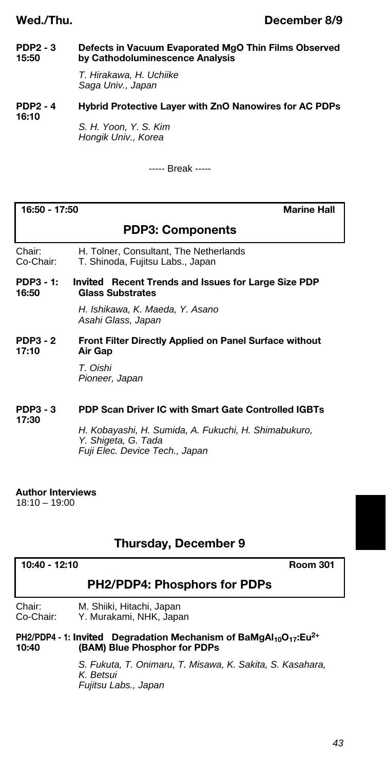**PDP2 - 3** 15:50 **Defects in Vacuum Evaporated MgO Thin Films Observed by Cathodoluminescence Analysis**

*T. Hirakawa, H. Uchiike*
*Saga Univ., Japan*

**PDP2 - 4** 16:10 **Hybrid Protective Layer with ZnO Nanowires for AC PDPs**

*S. H. Yoon, Y. S. Kim*
*Hongik Univ., Korea*

----- Break -----

**16:50 - 17:50** **Marine Hall**

## PDP3: Components

Chair: H. Tolner, Consultant, The Netherlands
Co-Chair: T. Shinoda, Fujitsu Labs., Japan

**PDP3 - 1:** 16:50 **Invited Recent Trends and Issues for Large Size PDP Glass Substrates**

*H. Ishikawa, K. Maeda, Y. Asano*
*Asahi Glass, Japan*

**PDP3 - 2** 17:10 **Front Filter Directly Applied on Panel Surface without Air Gap**

*T. Oishi*
*Pioneer, Japan*

**PDP3 - 3** 17:30 **PDP Scan Driver IC with Smart Gate Controlled IGBTs**

*H. Kobayashi, H. Sumida, A. Fukuchi, H. Shimabukuro, Y. Shigeta, G. Tada*
*Fuji Elec. Device Tech., Japan*

**Author Interviews**
18:10 – 19:00

## Thursday, December 9

**10:40 - 12:10** **Room 301**

## PH2/PDP4: Phosphors for PDPs

Chair: M. Shiiki, Hitachi, Japan
Co-Chair: Y. Murakami, NHK, Japan

**PH2/PDP4 - 1:** 10:40 **Invited Degradation Mechanism of $BaMgAl_{10}O_{17}:Eu^{2+}$ (BAM) Blue Phosphor for PDPs**

*S. Fukuta, T. Onimaru, T. Misawa, K. Sakita, S. Kasahara, K. Betsui*
*Fujitsu Labs., Japan*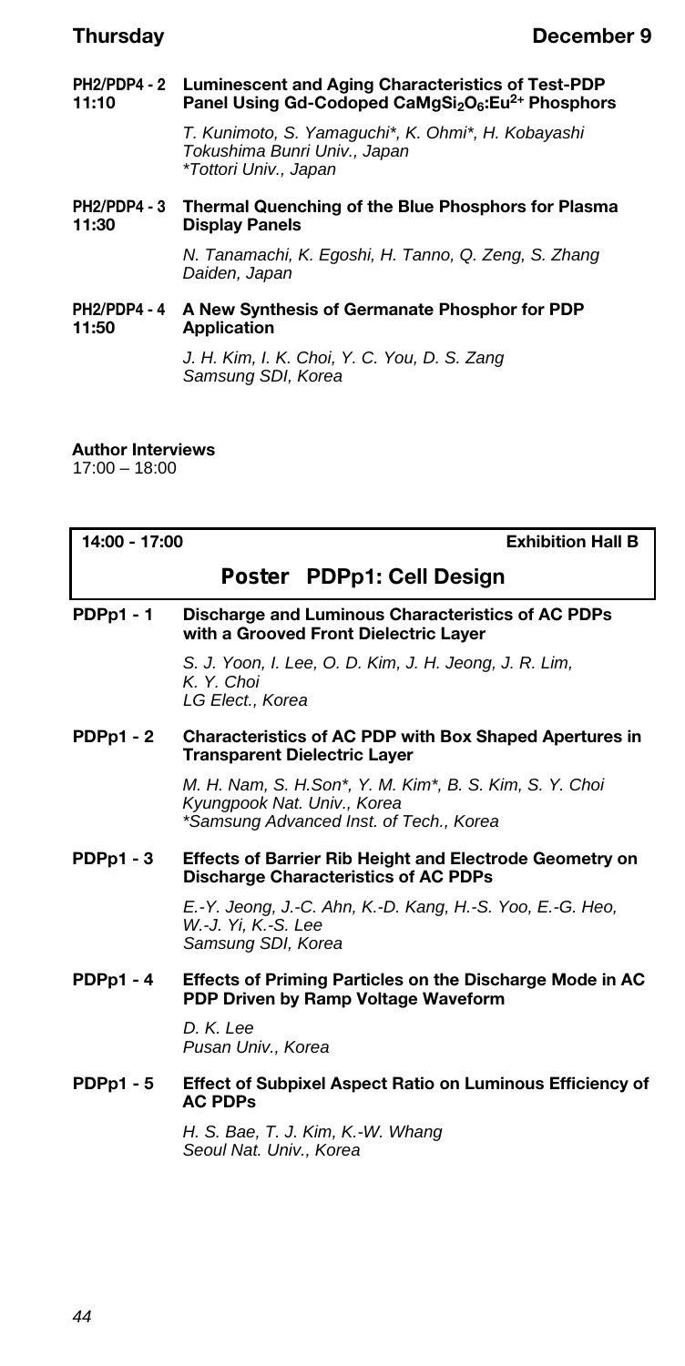**PH2/PDP4 - 2**
**11:10**
**Luminescent and Aging Characteristics of Test-PDP Panel Using Gd-Codoped $CaMgSi_2O_6$:$Eu^{2+}$ Phosphors**

*T. Kunimoto, S. Yamaguchi*, K. Ohmi*, H. Kobayashi*
*Tokushima Bunri Univ., Japan*
**Tottori Univ., Japan*

**PH2/PDP4 - 3**
**11:30**
**Thermal Quenching of the Blue Phosphors for Plasma Display Panels**

*N. Tanamachi, K. Egoshi, H. Tanno, Q. Zeng, S. Zhang*
*Daiden, Japan*

**PH2/PDP4 - 4**
**11:50**
**A New Synthesis of Germanate Phosphor for PDP Application**

*J. H. Kim, I. K. Choi, Y. C. You, D. S. Zang*
*Samsung SDI, Korea*

**Author Interviews**
17:00 – 18:00

**14:00 - 17:00** **Exhibition Hall B**

## Poster PDPp1: Cell Design

**PDPp1 - 1** **Discharge and Luminous Characteristics of AC PDPs with a Grooved Front Dielectric Layer**

*S. J. Yoon, I. Lee, O. D. Kim, J. H. Jeong, J. R. Lim, K. Y. Choi*
*LG Elect., Korea*

**PDPp1 - 2** **Characteristics of AC PDP with Box Shaped Apertures in Transparent Dielectric Layer**

*M. H. Nam, S. H.Son*, Y. M. Kim*, B. S. Kim, S. Y. Choi*
*Kyungpook Nat. Univ., Korea*
**Samsung Advanced Inst. of Tech., Korea*

**PDPp1 - 3** **Effects of Barrier Rib Height and Electrode Geometry on Discharge Characteristics of AC PDPs**

*E.-Y. Jeong, J.-C. Ahn, K.-D. Kang, H.-S. Yoo, E.-G. Heo, W.-J. Yi, K.-S. Lee*
*Samsung SDI, Korea*

**PDPp1 - 4** **Effects of Priming Particles on the Discharge Mode in AC PDP Driven by Ramp Voltage Waveform**

*D. K. Lee*
*Pusan Univ., Korea*

**PDPp1 - 5** **Effect of Subpixel Aspect Ratio on Luminous Efficiency of AC PDPs**

*H. S. Bae, T. J. Kim, K.-W. Whang*
*Seoul Nat. Univ., Korea*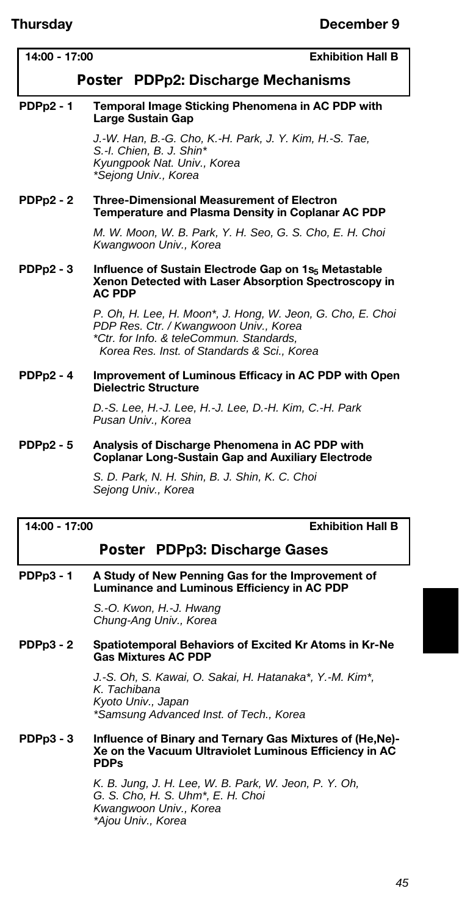**14:00 - 17:00** **Exhibition Hall B**

## Poster PDPp2: Discharge Mechanisms

**PDPp2 - 1 Temporal Image Sticking Phenomena in AC PDP with Large Sustain Gap**

*J.-W. Han, B.-G. Cho, K.-H. Park, J. Y. Kim, H.-S. Tae, S.-I. Chien, B. J. Shin\**
*Kyungpook Nat. Univ., Korea*
*\*Sejong Univ., Korea*

**PDPp2 - 2 Three-Dimensional Measurement of Electron Temperature and Plasma Density in Coplanar AC PDP**

*M. W. Moon, W. B. Park, Y. H. Seo, G. S. Cho, E. H. Choi*
*Kwangwoon Univ., Korea*

**PDPp2 - 3 Influence of Sustain Electrode Gap on $1s_5$ Metastable Xenon Detected with Laser Absorption Spectroscopy in AC PDP**

*P. Oh, H. Lee, H. Moon\*, J. Hong, W. Jeon, G. Cho, E. Choi*
*PDP Res. Ctr. / Kwangwoon Univ., Korea*
*\*Ctr. for Info. & teleCommun. Standards, Korea Res. Inst. of Standards & Sci., Korea*

**PDPp2 - 4 Improvement of Luminous Efficacy in AC PDP with Open Dielectric Structure**

*D.-S. Lee, H.-J. Lee, H.-J. Lee, D.-H. Kim, C.-H. Park*
*Pusan Univ., Korea*

**PDPp2 - 5 Analysis of Discharge Phenomena in AC PDP with Coplanar Long-Sustain Gap and Auxiliary Electrode**

*S. D. Park, N. H. Shin, B. J. Shin, K. C. Choi*
*Sejong Univ., Korea*

**14:00 - 17:00** **Exhibition Hall B**

## Poster PDPp3: Discharge Gases

**PDPp3 - 1 A Study of New Penning Gas for the Improvement of Luminance and Luminous Efficiency in AC PDP**

*S.-O. Kwon, H.-J. Hwang*
*Chung-Ang Univ., Korea*

**PDPp3 - 2 Spatiotemporal Behaviors of Excited Kr Atoms in Kr-Ne Gas Mixtures AC PDP**

*J.-S. Oh, S. Kawai, O. Sakai, H. Hatanaka\*, Y.-M. Kim\*, K. Tachibana*
*Kyoto Univ., Japan*
*\*Samsung Advanced Inst. of Tech., Korea*

**PDPp3 - 3 Influence of Binary and Ternary Gas Mixtures of (He,Ne)-Xe on the Vacuum Ultraviolet Luminous Efficiency in AC PDPs**

*K. B. Jung, J. H. Lee, W. B. Park, W. Jeon, P. Y. Oh, G. S. Cho, H. S. Uhm\*, E. H. Choi*
*Kwangwoon Univ., Korea*
*\*Ajou Univ., Korea*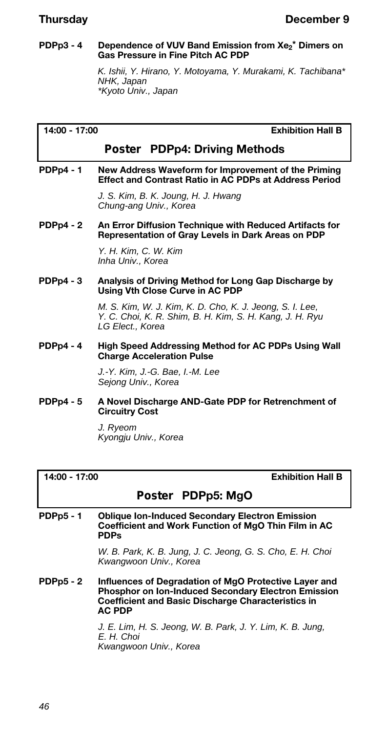**PDPp3 - 4 Dependence of VUV Band Emission from $Xe_2^*$ Dimers on Gas Pressure in Fine Pitch AC PDP**

*K. Ishii, Y. Hirano, Y. Motoyama, Y. Murakami, K. Tachibana\**
*NHK, Japan*
*\*Kyoto Univ., Japan*

---

**14:00 - 17:00** **Exhibition Hall B**

## Poster PDPp4: Driving Methods

**PDPp4 - 1 New Address Waveform for Improvement of the Priming Effect and Contrast Ratio in AC PDPs at Address Period**

*J. S. Kim, B. K. Joung, H. J. Hwang*
*Chung-ang Univ., Korea*

**PDPp4 - 2 An Error Diffusion Technique with Reduced Artifacts for Representation of Gray Levels in Dark Areas on PDP**

*Y. H. Kim, C. W. Kim*
*Inha Univ., Korea*

**PDPp4 - 3 Analysis of Driving Method for Long Gap Discharge by Using Vth Close Curve in AC PDP**

*M. S. Kim, W. J. Kim, K. D. Cho, K. J. Jeong, S. I. Lee, Y. C. Choi, K. R. Shim, B. H. Kim, S. H. Kang, J. H. Ryu*
*LG Elect., Korea*

**PDPp4 - 4 High Speed Addressing Method for AC PDPs Using Wall Charge Acceleration Pulse**

*J.-Y. Kim, J.-G. Bae, I.-M. Lee*
*Sejong Univ., Korea*

**PDPp4 - 5 A Novel Discharge AND-Gate PDP for Retrenchment of Circuitry Cost**

*J. Ryeom*
*Kyongju Univ., Korea*

---

**14:00 - 17:00** **Exhibition Hall B**

## Poster PDPp5: MgO

**PDPp5 - 1 Oblique Ion-Induced Secondary Electron Emission Coefficient and Work Function of MgO Thin Film in AC PDPs**

*W. B. Park, K. B. Jung, J. C. Jeong, G. S. Cho, E. H. Choi*
*Kwangwoon Univ., Korea*

**PDPp5 - 2 Influences of Degradation of MgO Protective Layer and Phosphor on Ion-Induced Secondary Electron Emission Coefficient and Basic Discharge Characteristics in AC PDP**

*J. E. Lim, H. S. Jeong, W. B. Park, J. Y. Lim, K. B. Jung, E. H. Choi*
*Kwangwoon Univ., Korea*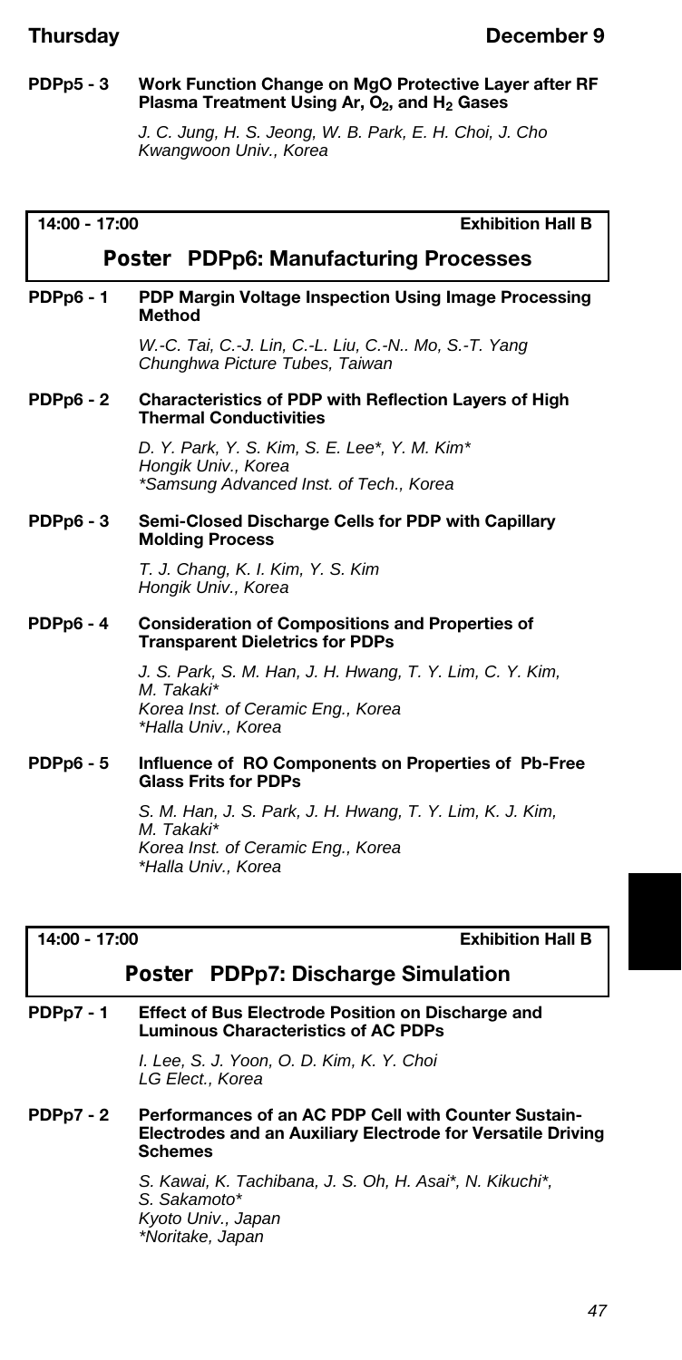**PDPp5 - 3** **Work Function Change on MgO Protective Layer after RF Plasma Treatment Using Ar, $O_2$, and $H_2$ Gases**

*J. C. Jung, H. S. Jeong, W. B. Park, E. H. Choi, J. Cho*
*Kwangwoon Univ., Korea*

**14:00 - 17:00** **Exhibition Hall B**

## Poster PDPp6: Manufacturing Processes

**PDPp6 - 1** **PDP Margin Voltage Inspection Using Image Processing Method**

*W.-C. Tai, C.-J. Lin, C.-L. Liu, C.-N.. Mo, S.-T. Yang*
*Chunghwa Picture Tubes, Taiwan*

**PDPp6 - 2** **Characteristics of PDP with Reflection Layers of High Thermal Conductivities**

*D. Y. Park, Y. S. Kim, S. E. Lee*, Y. M. Kim**
*Hongik Univ., Korea*
**Samsung Advanced Inst. of Tech., Korea*

**PDPp6 - 3** **Semi-Closed Discharge Cells for PDP with Capillary Molding Process**

*T. J. Chang, K. I. Kim, Y. S. Kim*
*Hongik Univ., Korea*

**PDPp6 - 4** **Consideration of Compositions and Properties of Transparent Dieletrics for PDPs**

*J. S. Park, S. M. Han, J. H. Hwang, T. Y. Lim, C. Y. Kim, M. Takaki**
*Korea Inst. of Ceramic Eng., Korea*
**Halla Univ., Korea*

**PDPp6 - 5** **Influence of RO Components on Properties of Pb-Free Glass Frits for PDPs**

*S. M. Han, J. S. Park, J. H. Hwang, T. Y. Lim, K. J. Kim, M. Takaki**
*Korea Inst. of Ceramic Eng., Korea*
**Halla Univ., Korea*

**14:00 - 17:00** **Exhibition Hall B**

## Poster PDPp7: Discharge Simulation

**PDPp7 - 1** **Effect of Bus Electrode Position on Discharge and Luminous Characteristics of AC PDPs**

*I. Lee, S. J. Yoon, O. D. Kim, K. Y. Choi*
*LG Elect., Korea*

**PDPp7 - 2** **Performances of an AC PDP Cell with Counter Sustain-Electrodes and an Auxiliary Electrode for Versatile Driving Schemes**

*S. Kawai, K. Tachibana, J. S. Oh, H. Asai*, N. Kikuchi*, S. Sakamoto**
*Kyoto Univ., Japan*
**Noritake, Japan*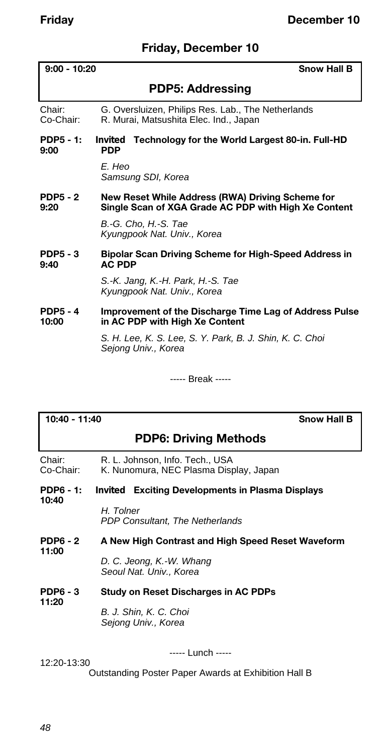## Friday, December 10

**9:00 - 10:20** — **Snow Hall B**

### PDP5: Addressing

Chair: G. Oversluizen, Philips Res. Lab., The Netherlands
Co-Chair: R. Murai, Matsushita Elec. Ind., Japan

**PDP5 - 1: 9:00** — **Invited Technology for the World Largest 80-in. Full-HD PDP**

*E. Heo*
*Samsung SDI, Korea*

**PDP5 - 2 9:20** — **New Reset While Address (RWA) Driving Scheme for Single Scan of XGA Grade AC PDP with High Xe Content**

*B.-G. Cho, H.-S. Tae*
*Kyungpook Nat. Univ., Korea*

**PDP5 - 3 9:40** — **Bipolar Scan Driving Scheme for High-Speed Address in AC PDP**

*S.-K. Jang, K.-H. Park, H.-S. Tae*
*Kyungpook Nat. Univ., Korea*

**PDP5 - 4 10:00** — **Improvement of the Discharge Time Lag of Address Pulse in AC PDP with High Xe Content**

*S. H. Lee, K. S. Lee, S. Y. Park, B. J. Shin, K. C. Choi*
*Sejong Univ., Korea*

----- Break -----

**10:40 - 11:40** — **Snow Hall B**

### PDP6: Driving Methods

Chair: R. L. Johnson, Info. Tech., USA
Co-Chair: K. Nunomura, NEC Plasma Display, Japan

**PDP6 - 1: 10:40** — **Invited Exciting Developments in Plasma Displays**

*H. Tolner*
*PDP Consultant, The Netherlands*

**PDP6 - 2 11:00** — **A New High Contrast and High Speed Reset Waveform**

*D. C. Jeong, K.-W. Whang*
*Seoul Nat. Univ., Korea*

**PDP6 - 3 11:20** — **Study on Reset Discharges in AC PDPs**

*B. J. Shin, K. C. Choi*
*Sejong Univ., Korea*

----- Lunch -----

12:20-13:30
Outstanding Poster Paper Awards at Exhibition Hall B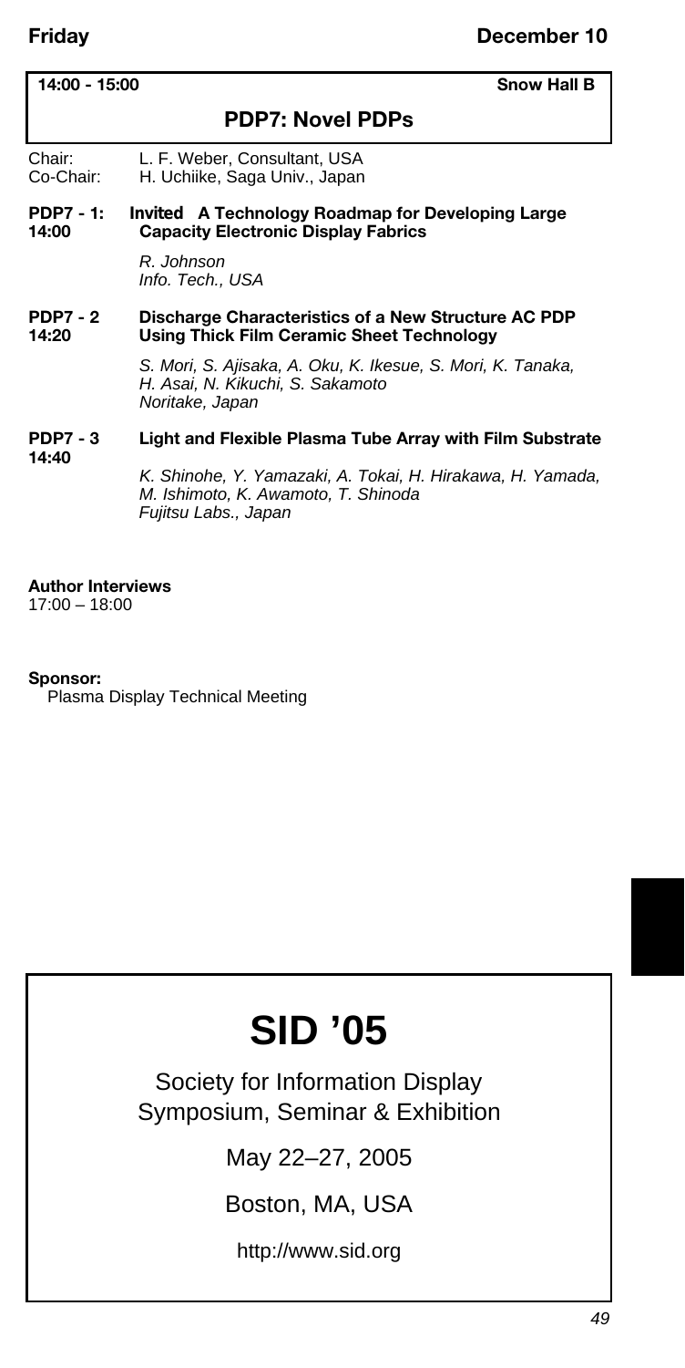**14:00 - 15:00** **Snow Hall B**

## PDP7: Novel PDPs

Chair: L. F. Weber, Consultant, USA
Co-Chair: H. Uchiike, Saga Univ., Japan

**PDP7 - 1: 14:00** **Invited A Technology Roadmap for Developing Large Capacity Electronic Display Fabrics**

*R. Johnson*
*Info. Tech., USA*

**PDP7 - 2 14:20** **Discharge Characteristics of a New Structure AC PDP Using Thick Film Ceramic Sheet Technology**

*S. Mori, S. Ajisaka, A. Oku, K. Ikesue, S. Mori, K. Tanaka, H. Asai, N. Kikuchi, S. Sakamoto*
*Noritake, Japan*

**PDP7 - 3 14:40** **Light and Flexible Plasma Tube Array with Film Substrate**

*K. Shinohe, Y. Yamazaki, A. Tokai, H. Hirakawa, H. Yamada, M. Ishimoto, K. Awamoto, T. Shinoda*
*Fujitsu Labs., Japan*

**Author Interviews**
17:00 – 18:00

**Sponsor:**
Plasma Display Technical Meeting

# SID '05

Society for Information Display
Symposium, Seminar & Exhibition

May 22–27, 2005

Boston, MA, USA

http://www.sid.org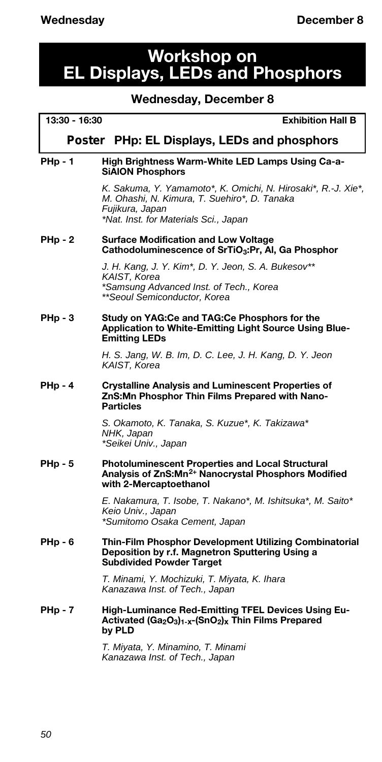# Workshop on EL Displays, LEDs and Phosphors

## Wednesday, December 8

**13:30 - 16:30** **Exhibition Hall B**

### Poster PHp: EL Displays, LEDs and phosphors

**PHp - 1** **High Brightness Warm-White LED Lamps Using Ca-a-SiAlON Phosphors**

*K. Sakuma, Y. Yamamoto\*, K. Omichi, N. Hirosaki\*, R.-J. Xie\*, M. Ohashi, N. Kimura, T. Suehiro\*, D. Tanaka*
*Fujikura, Japan*
*\*Nat. Inst. for Materials Sci., Japan*

**PHp - 2** **Surface Modification and Low Voltage Cathodoluminescence of $SrTiO_3$:Pr, Al, Ga Phosphor**

*J. H. Kang, J. Y. Kim\*, D. Y. Jeon, S. A. Bukesov\*\**
*KAIST, Korea*
*\*Samsung Advanced Inst. of Tech., Korea*
*\*\*Seoul Semiconductor, Korea*

**PHp - 3** **Study on YAG:Ce and TAG:Ce Phosphors for the Application to White-Emitting Light Source Using Blue-Emitting LEDs**

*H. S. Jang, W. B. Im, D. C. Lee, J. H. Kang, D. Y. Jeon*
*KAIST, Korea*

**PHp - 4** **Crystalline Analysis and Luminescent Properties of ZnS:Mn Phosphor Thin Films Prepared with Nano-Particles**

*S. Okamoto, K. Tanaka, S. Kuzue\*, K. Takizawa\**
*NHK, Japan*
*\*Seikei Univ., Japan*

**PHp - 5** **Photoluminescent Properties and Local Structural Analysis of ZnS:$Mn^{2+}$ Nanocrystal Phosphors Modified with 2-Mercaptoethanol**

*E. Nakamura, T. Isobe, T. Nakano\*, M. Ishitsuka\*, M. Saito\**
*Keio Univ., Japan*
*\*Sumitomo Osaka Cement, Japan*

**PHp - 6** **Thin-Film Phosphor Development Utilizing Combinatorial Deposition by r.f. Magnetron Sputtering Using a Subdivided Powder Target**

*T. Minami, Y. Mochizuki, T. Miyata, K. Ihara*
*Kanazawa Inst. of Tech., Japan*

**PHp - 7** **High-Luminance Red-Emitting TFEL Devices Using Eu-Activated $(Ga_2O_3)_{1-x}$-$(SnO_2)_x$ Thin Films Prepared by PLD**

*T. Miyata, Y. Minamino, T. Minami*
*Kanazawa Inst. of Tech., Japan*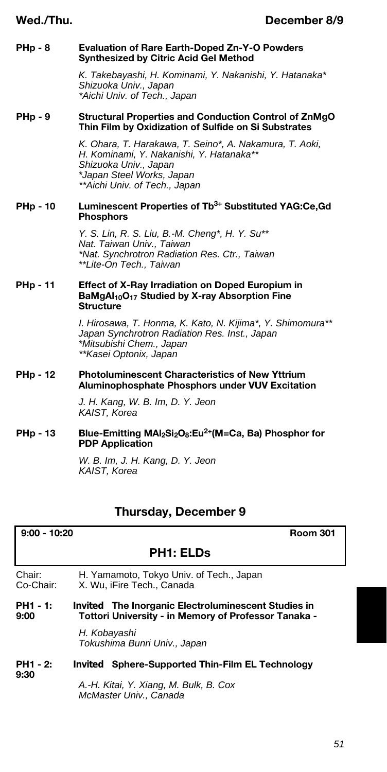**PHp - 8** **Evaluation of Rare Earth-Doped Zn-Y-O Powders Synthesized by Citric Acid Gel Method**

*K. Takebayashi, H. Kominami, Y. Nakanishi, Y. Hatanaka\**
*Shizuoka Univ., Japan*
*\*Aichi Univ. of Tech., Japan*

**PHp - 9** **Structural Properties and Conduction Control of ZnMgO Thin Film by Oxidization of Sulfide on Si Substrates**

*K. Ohara, T. Harakawa, T. Seino\*, A. Nakamura, T. Aoki, H. Kominami, Y. Nakanishi, Y. Hatanaka\*\**
*Shizuoka Univ., Japan*
*\*Japan Steel Works, Japan*
*\*\*Aichi Univ. of Tech., Japan*

**PHp - 10** **Luminescent Properties of $Tb^{3+}$ Substituted YAG:Ce,Gd Phosphors**

*Y. S. Lin, R. S. Liu, B.-M. Cheng\*, H. Y. Su\*\**
*Nat. Taiwan Univ., Taiwan*
*\*Nat. Synchrotron Radiation Res. Ctr., Taiwan*
*\*\*Lite-On Tech., Taiwan*

**PHp - 11** **Effect of X-Ray Irradiation on Doped Europium in $BaMgAl_{10}O_{17}$ Studied by X-ray Absorption Fine Structure**

*I. Hirosawa, T. Honma, K. Kato, N. Kijima\*, Y. Shimomura\*\**
*Japan Synchrotron Radiation Res. Inst., Japan*
*\*Mitsubishi Chem., Japan*
*\*\*Kasei Optonix, Japan*

**PHp - 12** **Photoluminescent Characteristics of New Yttrium Aluminophosphate Phosphors under VUV Excitation**

*J. H. Kang, W. B. Im, D. Y. Jeon*
*KAIST, Korea*

**PHp - 13** **Blue-Emitting $MAl_2Si_2O_8$:$Eu^{2+}$(M=Ca, Ba) Phosphor for PDP Application**

*W. B. Im, J. H. Kang, D. Y. Jeon*
*KAIST, Korea*

## Thursday, December 9

**9:00 - 10:20** **Room 301**

### PH1: ELDs

Chair: H. Yamamoto, Tokyo Univ. of Tech., Japan
Co-Chair: X. Wu, iFire Tech., Canada

**PH1 - 1: 9:00** **Invited The Inorganic Electroluminescent Studies in Tottori University - in Memory of Professor Tanaka -**

*H. Kobayashi*
*Tokushima Bunri Univ., Japan*

**PH1 - 2: 9:30** **Invited Sphere-Supported Thin-Film EL Technology**

*A.-H. Kitai, Y. Xiang, M. Bulk, B. Cox*
*McMaster Univ., Canada*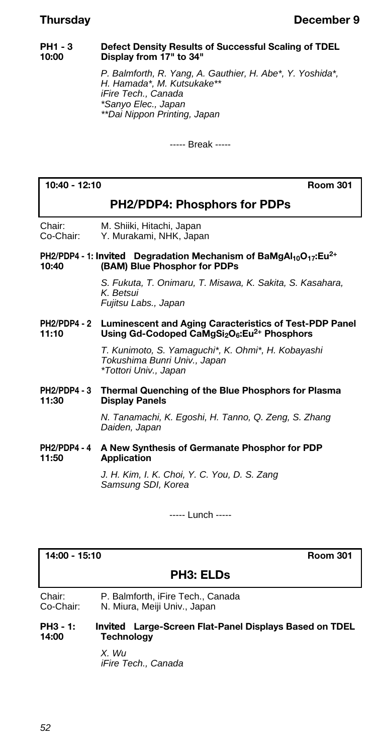**PH1 - 3**
**10:00**
**Defect Density Results of Successful Scaling of TDEL Display from 17" to 34"**

*P. Balmforth, R. Yang, A. Gauthier, H. Abe*, Y. Yoshida*, H. Hamada*, M. Kutsukake***
*iFire Tech., Canada*
**Sanyo Elec., Japan*
***Dai Nippon Printing, Japan*

----- Break -----

**10:40 - 12:10** **Room 301**

## PH2/PDP4: Phosphors for PDPs

Chair: M. Shiiki, Hitachi, Japan
Co-Chair: Y. Murakami, NHK, Japan

**PH2/PDP4 - 1: Invited**
**10:40**
**Degradation Mechanism of $BaMgAl_{10}O_{17}:Eu^{2+}$ (BAM) Blue Phosphor for PDPs**

*S. Fukuta, T. Onimaru, T. Misawa, K. Sakita, S. Kasahara, K. Betsui*
*Fujitsu Labs., Japan*

**PH2/PDP4 - 2**
**11:10**
**Luminescent and Aging Caracteristics of Test-PDP Panel Using Gd-Codoped $CaMgSi_2O_6:Eu^{2+}$ Phosphors**

*T. Kunimoto, S. Yamaguchi*, K. Ohmi*, H. Kobayashi*
*Tokushima Bunri Univ., Japan*
**Tottori Univ., Japan*

**PH2/PDP4 - 3**
**11:30**
**Thermal Quenching of the Blue Phosphors for Plasma Display Panels**

*N. Tanamachi, K. Egoshi, H. Tanno, Q. Zeng, S. Zhang*
*Daiden, Japan*

**PH2/PDP4 - 4**
**11:50**
**A New Synthesis of Germanate Phosphor for PDP Application**

*J. H. Kim, I. K. Choi, Y. C. You, D. S. Zang*
*Samsung SDI, Korea*

----- Lunch -----

**14:00 - 15:10** **Room 301**

## PH3: ELDs

Chair: P. Balmforth, iFire Tech., Canada
Co-Chair: N. Miura, Meiji Univ., Japan

**PH3 - 1: Invited**
**14:00**
**Large-Screen Flat-Panel Displays Based on TDEL Technology**

*X. Wu*
*iFire Tech., Canada*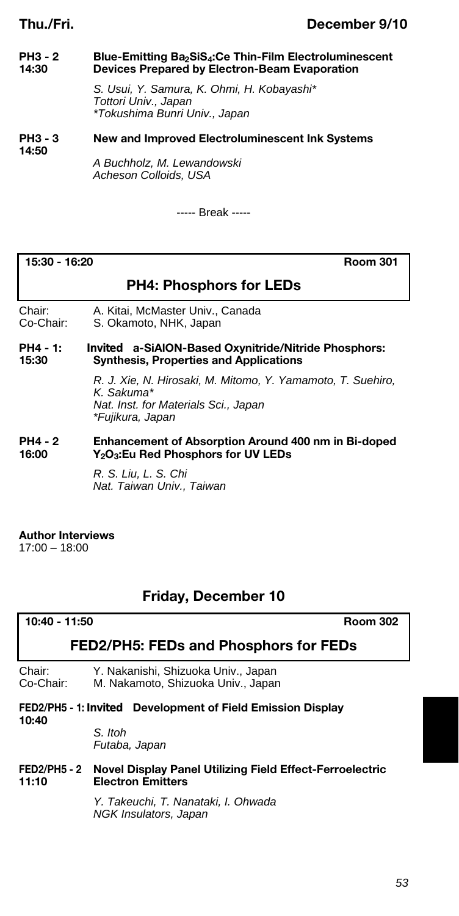**PH3 - 2**
**14:30**
**Blue-Emitting $Ba_2SiS_4$:Ce Thin-Film Electroluminescent Devices Prepared by Electron-Beam Evaporation**

*S. Usui, Y. Samura, K. Ohmi, H. Kobayashi**
*Tottori Univ., Japan*
**Tokushima Bunri Univ., Japan*

**PH3 - 3**
**14:50**
**New and Improved Electroluminescent Ink Systems**

*A Buchholz, M. Lewandowski*
*Acheson Colloids, USA*

----- Break -----

**15:30 - 16:20** **Room 301**

## PH4: Phosphors for LEDs

Chair: A. Kitai, McMaster Univ., Canada
Co-Chair: S. Okamoto, NHK, Japan

**PH4 - 1:**
**15:30**
**Invited a-SiAlON-Based Oxynitride/Nitride Phosphors: Synthesis, Properties and Applications**

*R. J. Xie, N. Hirosaki, M. Mitomo, Y. Yamamoto, T. Suehiro, K. Sakuma**
*Nat. Inst. for Materials Sci., Japan*
**Fujikura, Japan*

**PH4 - 2**
**16:00**
**Enhancement of Absorption Around 400 nm in Bi-doped $Y_2O_3$:Eu Red Phosphors for UV LEDs**

*R. S. Liu, L. S. Chi*
*Nat. Taiwan Univ., Taiwan*

**Author Interviews**
17:00 – 18:00

## Friday, December 10

**10:40 - 11:50** **Room 302**

## FED2/PH5: FEDs and Phosphors for FEDs

Chair: Y. Nakanishi, Shizuoka Univ., Japan
Co-Chair: M. Nakamoto, Shizuoka Univ., Japan

**FED2/PH5 - 1:**
**10:40**
**Invited Development of Field Emission Display**

*S. Itoh*
*Futaba, Japan*

**FED2/PH5 - 2**
**11:10**
**Novel Display Panel Utilizing Field Effect-Ferroelectric Electron Emitters**

*Y. Takeuchi, T. Nanataki, I. Ohwada*
*NGK Insulators, Japan*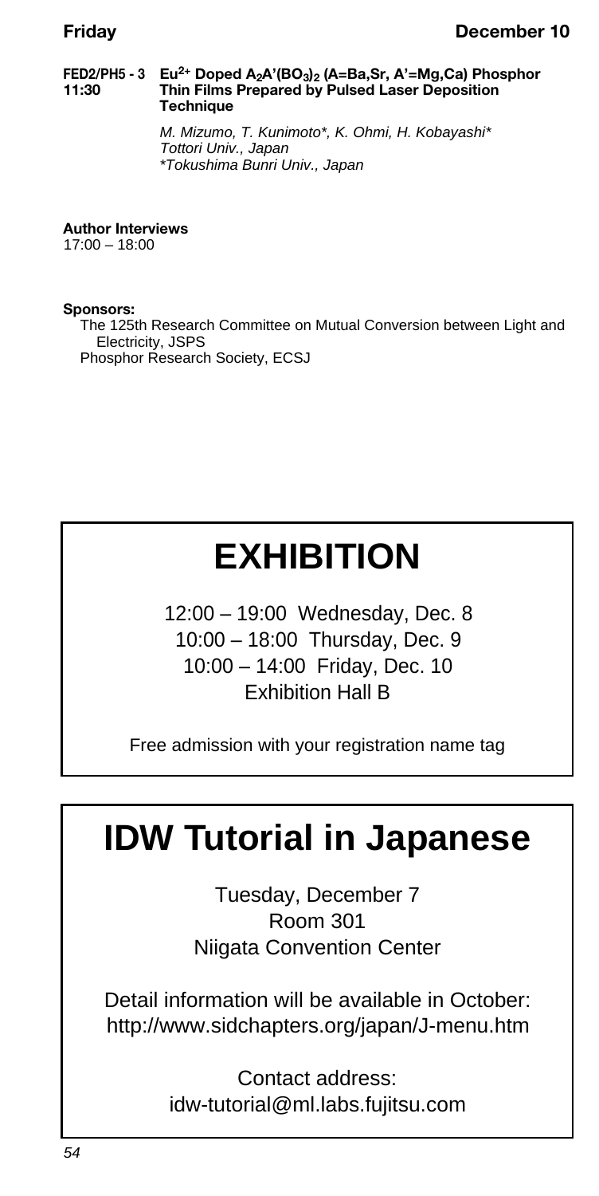**FED2/PH5 - 3** **11:30** **$Eu^{2+}$ Doped $A_2A'(BO_3)_2$ (A=Ba,Sr, A'=Mg,Ca) Phosphor Thin Films Prepared by Pulsed Laser Deposition Technique**

*M. Mizumo, T. Kunimoto\*, K. Ohmi, H. Kobayashi\**
*Tottori Univ., Japan*
*\*Tokushima Bunri Univ., Japan*

**Author Interviews**
17:00 – 18:00

**Sponsors:**
The 125th Research Committee on Mutual Conversion between Light and Electricity, JSPS
Phosphor Research Society, ECSJ

# EXHIBITION

12:00 – 19:00 Wednesday, Dec. 8
10:00 – 18:00 Thursday, Dec. 9
10:00 – 14:00 Friday, Dec. 10
Exhibition Hall B

Free admission with your registration name tag

# IDW Tutorial in Japanese

Tuesday, December 7
Room 301
Niigata Convention Center

Detail information will be available in October:
http://www.sidchapters.org/japan/J-menu.htm

Contact address:
idw-tutorial@ml.labs.fujitsu.com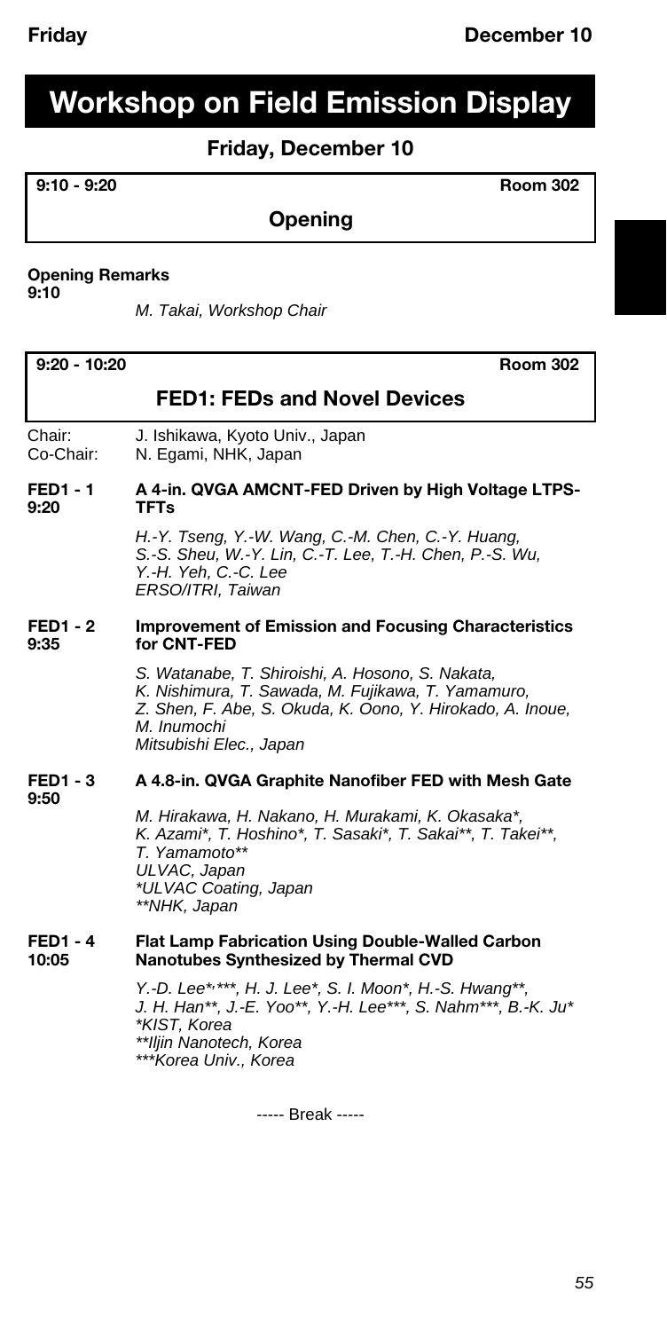# Workshop on Field Emission Display

## Friday, December 10

**9:10 - 9:20** **Room 302**

### Opening

**Opening Remarks**
**9:10**

*M. Takai, Workshop Chair*

**9:20 - 10:20** **Room 302**

### FED1: FEDs and Novel Devices

Chair: J. Ishikawa, Kyoto Univ., Japan
Co-Chair: N. Egami, NHK, Japan

**FED1 - 1**
**9:20**
**A 4-in. QVGA AMCNT-FED Driven by High Voltage LTPS-TFTs**

*H.-Y. Tseng, Y.-W. Wang, C.-M. Chen, C.-Y. Huang, S.-S. Sheu, W.-Y. Lin, C.-T. Lee, T.-H. Chen, P.-S. Wu, Y.-H. Yeh, C.-C. Lee*
*ERSO/ITRI, Taiwan*

**FED1 - 2**
**9:35**
**Improvement of Emission and Focusing Characteristics for CNT-FED**

*S. Watanabe, T. Shiroishi, A. Hosono, S. Nakata, K. Nishimura, T. Sawada, M. Fujikawa, T. Yamamuro, Z. Shen, F. Abe, S. Okuda, K. Oono, Y. Hirokado, A. Inoue, M. Inumochi*
*Mitsubishi Elec., Japan*

**FED1 - 3**
**9:50**
**A 4.8-in. QVGA Graphite Nanofiber FED with Mesh Gate**

*M. Hirakawa, H. Nakano, H. Murakami, K. Okasaka*, K. Azami*, T. Hoshino*, T. Sasaki*, T. Sakai**, T. Takei**, T. Yamamoto***
*ULVAC, Japan*
*\*ULVAC Coating, Japan*
*\*\*NHK, Japan*

**FED1 - 4**
**10:05**
**Flat Lamp Fabrication Using Double-Walled Carbon Nanotubes Synthesized by Thermal CVD**

*Y.-D. Lee*,***, H. J. Lee*, S. I. Moon*, H.-S. Hwang**, J. H. Han**, J.-E. Yoo**, Y.-H. Lee***, S. Nahm***, B.-K. Ju**
*\*KIST, Korea*
*\*\*Iljin Nanotech, Korea*
*\*\*\*Korea Univ., Korea*

----- Break -----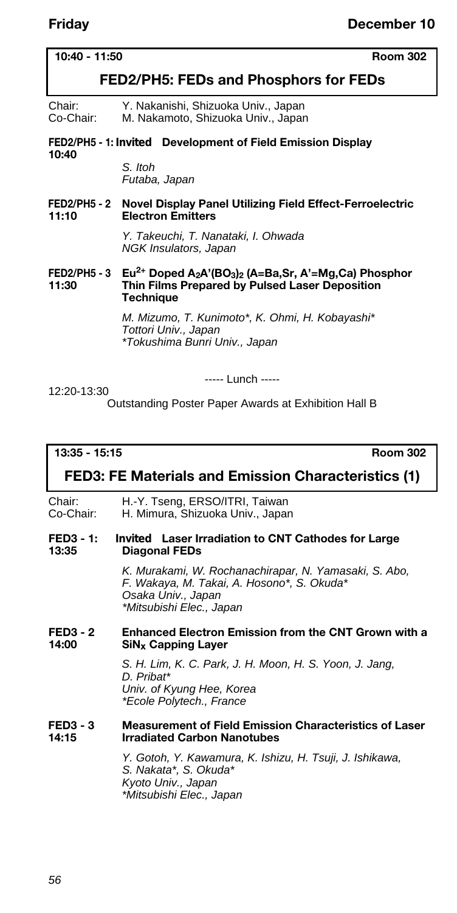**10:40 - 11:50** **Room 302**

## FED2/PH5: FEDs and Phosphors for FEDs

Chair: Y. Nakanishi, Shizuoka Univ., Japan
Co-Chair: M. Nakamoto, Shizuoka Univ., Japan

**FED2/PH5 - 1: Invited Development of Field Emission Display**
**10:40**

*S. Itoh*
*Futaba, Japan*

**FED2/PH5 - 2 Novel Display Panel Utilizing Field Effect-Ferroelectric**
**11:10 Electron Emitters**

*Y. Takeuchi, T. Nanataki, I. Ohwada*
*NGK Insulators, Japan*

**FED2/PH5 - 3 $Eu^{2+}$ Doped $A_2A'(BO_3)_2$ (A=Ba,Sr, A'=Mg,Ca) Phosphor**
**11:30 Thin Films Prepared by Pulsed Laser Deposition Technique**

*M. Mizumo, T. Kunimoto\*, K. Ohmi, H. Kobayashi\**
*Tottori Univ., Japan*
*\*Tokushima Bunri Univ., Japan*

----- Lunch -----

12:20-13:30
Outstanding Poster Paper Awards at Exhibition Hall B

**13:35 - 15:15** **Room 302**

## FED3: FE Materials and Emission Characteristics (1)

Chair: H.-Y. Tseng, ERSO/ITRI, Taiwan
Co-Chair: H. Mimura, Shizuoka Univ., Japan

**FED3 - 1: Invited Laser Irradiation to CNT Cathodes for Large**
**13:35 Diagonal FEDs**

*K. Murakami, W. Rochanachirapar, N. Yamasaki, S. Abo, F. Wakaya, M. Takai, A. Hosono\*, S. Okuda\**
*Osaka Univ., Japan*
*\*Mitsubishi Elec., Japan*

**FED3 - 2 Enhanced Electron Emission from the CNT Grown with a**
**14:00 $SiN_x$ Capping Layer**

*S. H. Lim, K. C. Park, J. H. Moon, H. S. Yoon, J. Jang, D. Pribat\**
*Univ. of Kyung Hee, Korea*
*\*Ecole Polytech., France*

**FED3 - 3 Measurement of Field Emission Characteristics of Laser**
**14:15 Irradiated Carbon Nanotubes**

*Y. Gotoh, Y. Kawamura, K. Ishizu, H. Tsuji, J. Ishikawa, S. Nakata\*, S. Okuda\**
*Kyoto Univ., Japan*
*\*Mitsubishi Elec., Japan*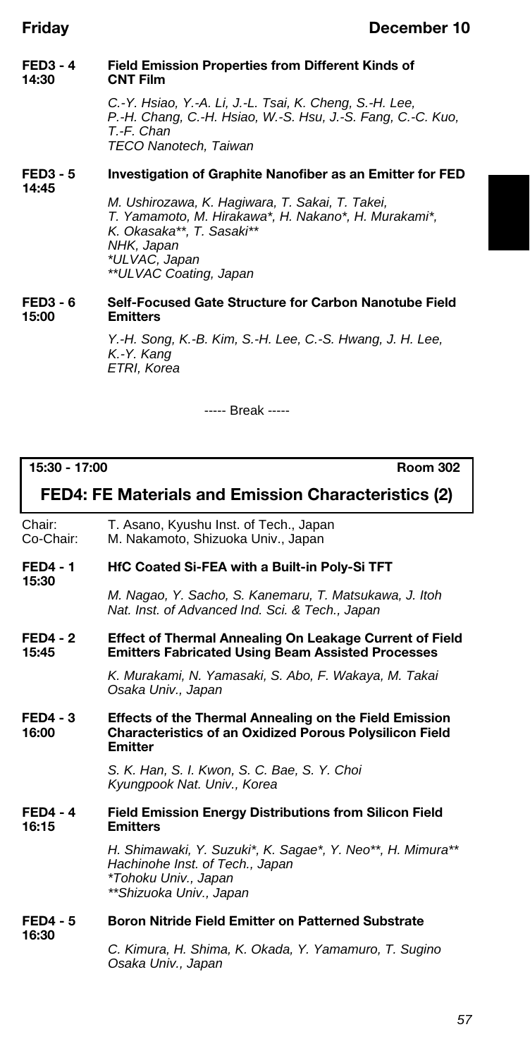**FED3 - 4**
**14:30**

**Field Emission Properties from Different Kinds of CNT Film**

*C.-Y. Hsiao, Y.-A. Li, J.-L. Tsai, K. Cheng, S.-H. Lee, P.-H. Chang, C.-H. Hsiao, W.-S. Hsu, J.-S. Fang, C.-C. Kuo, T.-F. Chan*
*TECO Nanotech, Taiwan*

**FED3 - 5**
**14:45**

**Investigation of Graphite Nanofiber as an Emitter for FED**

*M. Ushirozawa, K. Hagiwara, T. Sakai, T. Takei, T. Yamamoto, M. Hirakawa*, H. Nakano*, H. Murakami*, K. Okasaka**, T. Sasaki***
*NHK, Japan*
**ULVAC, Japan*
***ULVAC Coating, Japan*

**FED3 - 6**
**15:00**

**Self-Focused Gate Structure for Carbon Nanotube Field Emitters**

*Y.-H. Song, K.-B. Kim, S.-H. Lee, C.-S. Hwang, J. H. Lee, K.-Y. Kang*
*ETRI, Korea*

----- Break -----

**15:30 - 17:00** **Room 302**

## FED4: FE Materials and Emission Characteristics (2)

Chair: T. Asano, Kyushu Inst. of Tech., Japan
Co-Chair: M. Nakamoto, Shizuoka Univ., Japan

**FED4 - 1**
**15:30**

**HfC Coated Si-FEA with a Built-in Poly-Si TFT**

*M. Nagao, Y. Sacho, S. Kanemaru, T. Matsukawa, J. Itoh*
*Nat. Inst. of Advanced Ind. Sci. & Tech., Japan*

**FED4 - 2**
**15:45**

**Effect of Thermal Annealing On Leakage Current of Field Emitters Fabricated Using Beam Assisted Processes**

*K. Murakami, N. Yamasaki, S. Abo, F. Wakaya, M. Takai*
*Osaka Univ., Japan*

**FED4 - 3**
**16:00**

**Effects of the Thermal Annealing on the Field Emission Characteristics of an Oxidized Porous Polysilicon Field Emitter**

*S. K. Han, S. I. Kwon, S. C. Bae, S. Y. Choi*
*Kyungpook Nat. Univ., Korea*

**FED4 - 4**
**16:15**

**Field Emission Energy Distributions from Silicon Field Emitters**

*H. Shimawaki, Y. Suzuki*, K. Sagae*, Y. Neo**, H. Mimura***
*Hachinohe Inst. of Tech., Japan*
**Tohoku Univ., Japan*
***Shizuoka Univ., Japan*

**FED4 - 5**
**16:30**

**Boron Nitride Field Emitter on Patterned Substrate**

*C. Kimura, H. Shima, K. Okada, Y. Yamamuro, T. Sugino*
*Osaka Univ., Japan*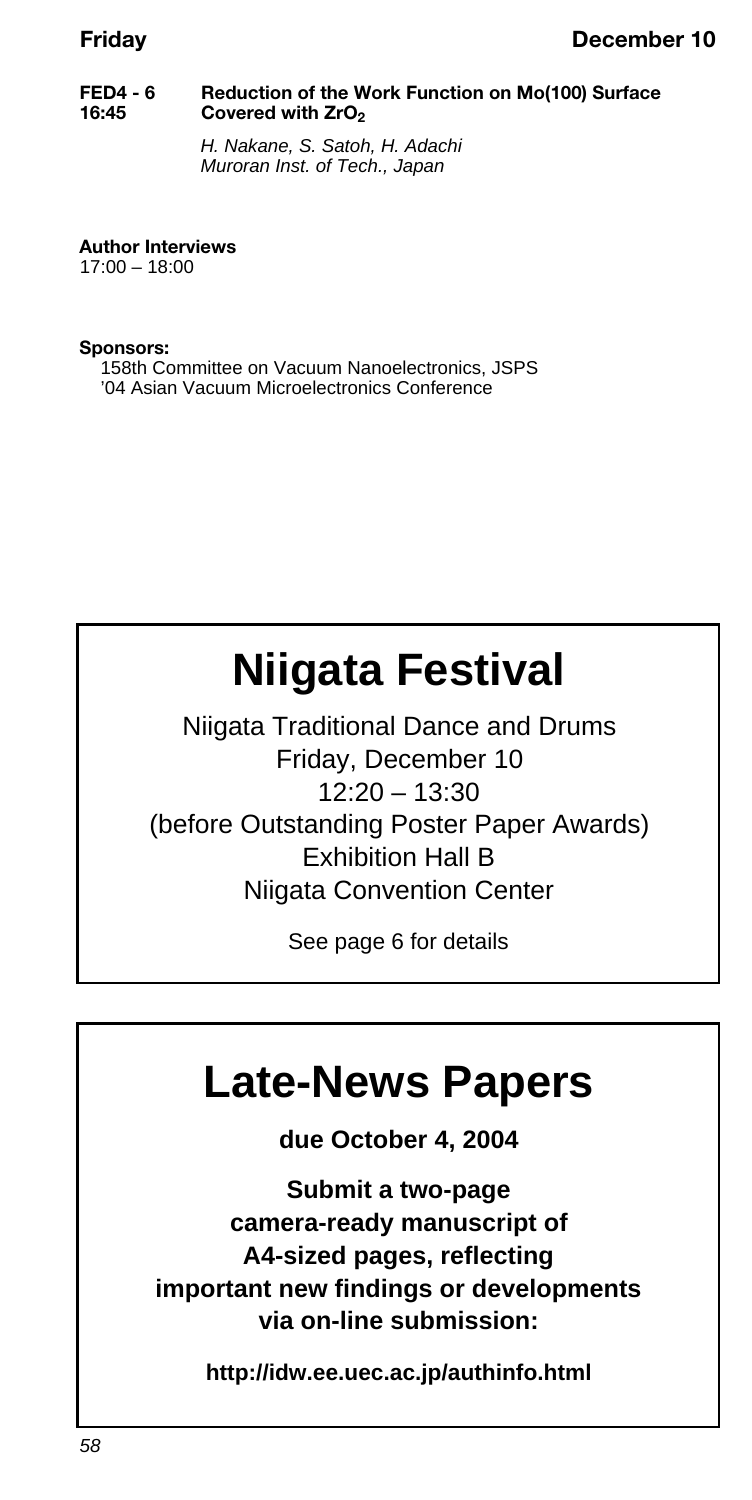**FED4 - 6** **Reduction of the Work Function on Mo(100) Surface**
**16:45** **Covered with $ZrO_2$**

*H. Nakane, S. Satoh, H. Adachi*
*Muroran Inst. of Tech., Japan*

**Author Interviews**
17:00 – 18:00

**Sponsors:**
158th Committee on Vacuum Nanoelectronics, JSPS
'04 Asian Vacuum Microelectronics Conference

# Niigata Festival

Niigata Traditional Dance and Drums
Friday, December 10
12:20 – 13:30
(before Outstanding Poster Paper Awards)
Exhibition Hall B
Niigata Convention Center

See page 6 for details

# Late-News Papers

**due October 4, 2004**

**Submit a two-page camera-ready manuscript of A4-sized pages, reflecting important new findings or developments via on-line submission:**

**http://idw.ee.uec.ac.jp/authinfo.html**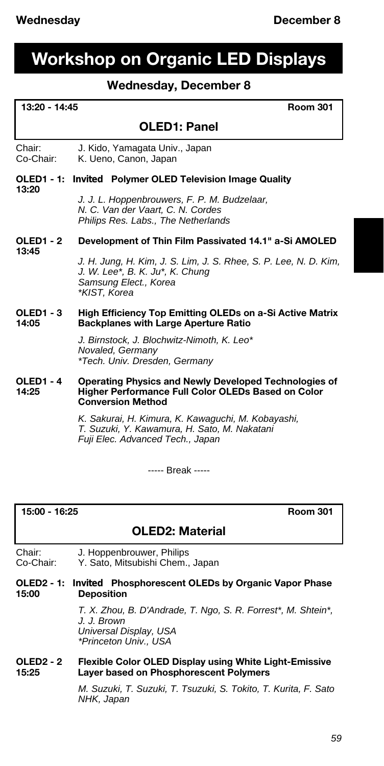# Workshop on Organic LED Displays

## Wednesday, December 8

**13:20 - 14:45** **Room 301**

### OLED1: Panel

Chair: J. Kido, Yamagata Univ., Japan
Co-Chair: K. Ueno, Canon, Japan

**OLED1 - 1: Invited Polymer OLED Television Image Quality**
**13:20**

*J. J. L. Hoppenbrouwers, F. P. M. Budzelaar, N. C. Van der Vaart, C. N. Cordes*
*Philips Res. Labs., The Netherlands*

**OLED1 - 2 Development of Thin Film Passivated 14.1" a-Si AMOLED**
**13:45**

*J. H. Jung, H. Kim, J. S. Lim, J. S. Rhee, S. P. Lee, N. D. Kim, J. W. Lee*, B. K. Ju*, K. Chung*
*Samsung Elect., Korea*
**KIST, Korea*

**OLED1 - 3 High Efficiency Top Emitting OLEDs on a-Si Active Matrix Backplanes with Large Aperture Ratio**
**14:05**

*J. Birnstock, J. Blochwitz-Nimoth, K. Leo**
*Novaled, Germany*
**Tech. Univ. Dresden, Germany*

**OLED1 - 4 Operating Physics and Newly Developed Technologies of Higher Performance Full Color OLEDs Based on Color Conversion Method**
**14:25**

*K. Sakurai, H. Kimura, K. Kawaguchi, M. Kobayashi, T. Suzuki, Y. Kawamura, H. Sato, M. Nakatani*
*Fuji Elec. Advanced Tech., Japan*

----- Break -----

**15:00 - 16:25** **Room 301**

### OLED2: Material

Chair: J. Hoppenbrouwer, Philips
Co-Chair: Y. Sato, Mitsubishi Chem., Japan

**OLED2 - 1: Invited Phosphorescent OLEDs by Organic Vapor Phase Deposition**
**15:00**

*T. X. Zhou, B. D'Andrade, T. Ngo, S. R. Forrest*, M. Shtein*, J. J. Brown*
*Universal Display, USA*
**Princeton Univ., USA*

**OLED2 - 2 Flexible Color OLED Display using White Light-Emissive Layer based on Phosphorescent Polymers**
**15:25**

*M. Suzuki, T. Suzuki, T. Tsuzuki, S. Tokito, T. Kurita, F. Sato*
*NHK, Japan*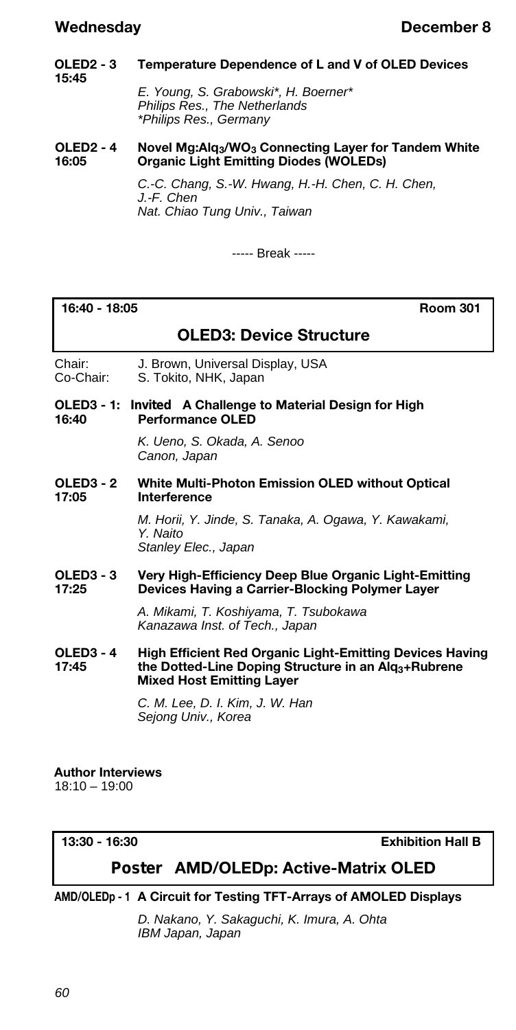**OLED2 - 3** **Temperature Dependence of L and V of OLED Devices**
**15:45**

*E. Young, S. Grabowski\*, H. Boerner\**
*Philips Res., The Netherlands*
*\*Philips Res., Germany*

**OLED2 - 4** **Novel Mg:$Alq_3$/$WO_3$ Connecting Layer for Tandem White Organic Light Emitting Diodes (WOLEDs)**
**16:05**

*C.-C. Chang, S.-W. Hwang, H.-H. Chen, C. H. Chen, J.-F. Chen*
*Nat. Chiao Tung Univ., Taiwan*

----- Break -----

**16:40 - 18:05** **Room 301**

## OLED3: Device Structure

Chair: J. Brown, Universal Display, USA
Co-Chair: S. Tokito, NHK, Japan

**OLED3 - 1:** **Invited** **A Challenge to Material Design for High Performance OLED**
**16:40**

*K. Ueno, S. Okada, A. Senoo*
*Canon, Japan*

**OLED3 - 2** **White Multi-Photon Emission OLED without Optical Interference**
**17:05**

*M. Horii, Y. Jinde, S. Tanaka, A. Ogawa, Y. Kawakami, Y. Naito*
*Stanley Elec., Japan*

**OLED3 - 3** **Very High-Efficiency Deep Blue Organic Light-Emitting Devices Having a Carrier-Blocking Polymer Layer**
**17:25**

*A. Mikami, T. Koshiyama, T. Tsubokawa*
*Kanazawa Inst. of Tech., Japan*

**OLED3 - 4** **High Efficient Red Organic Light-Emitting Devices Having the Dotted-Line Doping Structure in an $Alq_3$+Rubrene Mixed Host Emitting Layer**
**17:45**

*C. M. Lee, D. I. Kim, J. W. Han*
*Sejong Univ., Korea*

**Author Interviews**
18:10 – 19:00

**13:30 - 16:30** **Exhibition Hall B**

## Poster AMD/OLEDp: Active-Matrix OLED

**AMD/OLEDp - 1** **A Circuit for Testing TFT-Arrays of AMOLED Displays**

*D. Nakano, Y. Sakaguchi, K. Imura, A. Ohta*
*IBM Japan, Japan*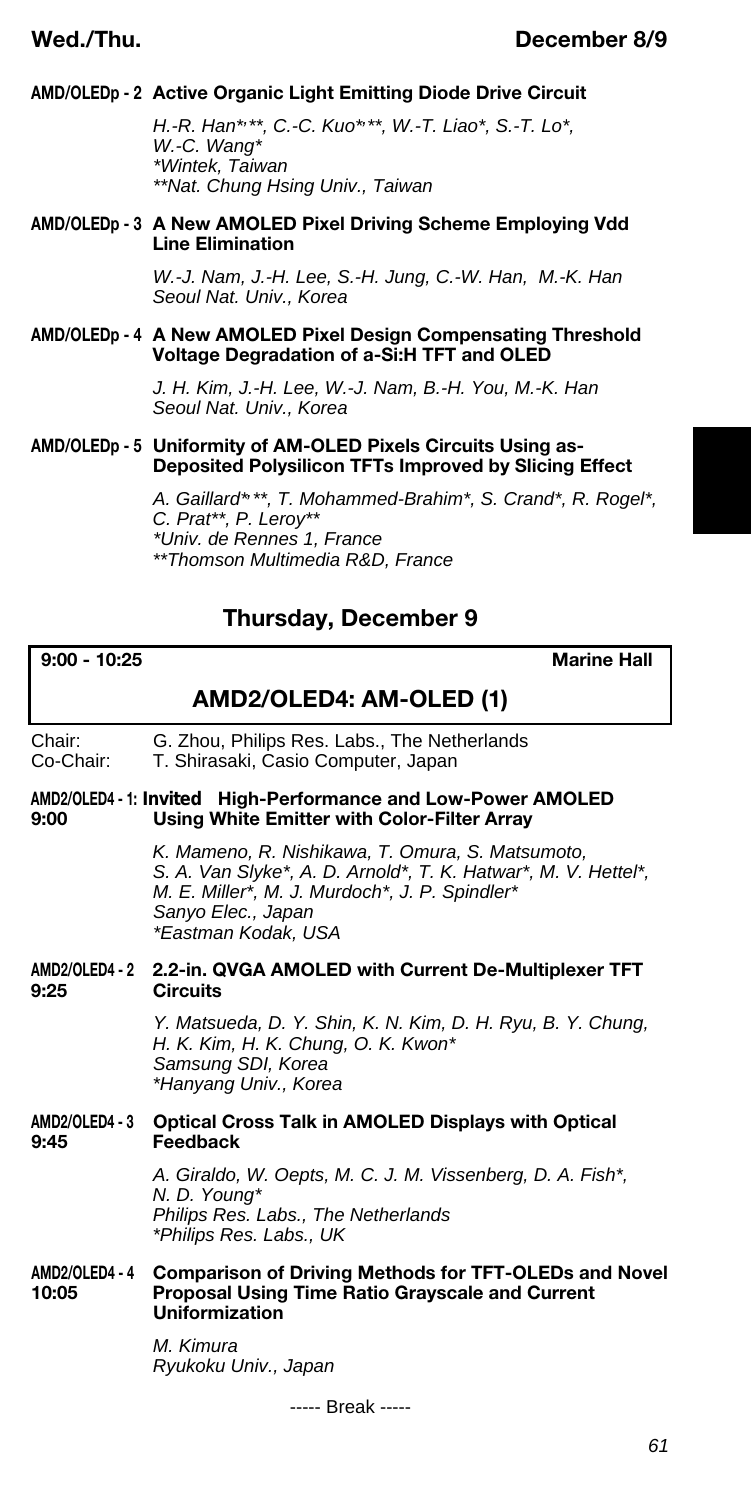**AMD/OLEDp - 2 Active Organic Light Emitting Diode Drive Circuit**

*H.-R. Han*,**, C.-C. Kuo*,**, W.-T. Liao*, S.-T. Lo*, W.-C. Wang**
**Wintek, Taiwan*
***Nat. Chung Hsing Univ., Taiwan*

**AMD/OLEDp - 3 A New AMOLED Pixel Driving Scheme Employing Vdd Line Elimination**

*W.-J. Nam, J.-H. Lee, S.-H. Jung, C.-W. Han, M.-K. Han*
*Seoul Nat. Univ., Korea*

**AMD/OLEDp - 4 A New AMOLED Pixel Design Compensating Threshold Voltage Degradation of a-Si:H TFT and OLED**

*J. H. Kim, J.-H. Lee, W.-J. Nam, B.-H. You, M.-K. Han*
*Seoul Nat. Univ., Korea*

**AMD/OLEDp - 5 Uniformity of AM-OLED Pixels Circuits Using as-Deposited Polysilicon TFTs Improved by Slicing Effect**

*A. Gaillard*,**, T. Mohammed-Brahim*, S. Crand*, R. Rogel*, C. Prat**, P. Leroy***
**Univ. de Rennes 1, France*
***Thomson Multimedia R&D, France*

## Thursday, December 9

**9:00 - 10:25** **Marine Hall**

### AMD2/OLED4: AM-OLED (1)

Chair: G. Zhou, Philips Res. Labs., The Netherlands
Co-Chair: T. Shirasaki, Casio Computer, Japan

**AMD2/OLED4 - 1: Invited High-Performance and Low-Power AMOLED Using White Emitter with Color-Filter Array**
**9:00**

*K. Mameno, R. Nishikawa, T. Omura, S. Matsumoto, S. A. Van Slyke*, A. D. Arnold*, T. K. Hatwar*, M. V. Hettel*, M. E. Miller*, M. J. Murdoch*, J. P. Spindler**
*Sanyo Elec., Japan*
**Eastman Kodak, USA*

**AMD2/OLED4 - 2 2.2-in. QVGA AMOLED with Current De-Multiplexer TFT Circuits**
**9:25**

*Y. Matsueda, D. Y. Shin, K. N. Kim, D. H. Ryu, B. Y. Chung, H. K. Kim, H. K. Chung, O. K. Kwon**
*Samsung SDI, Korea*
**Hanyang Univ., Korea*

**AMD2/OLED4 - 3 Optical Cross Talk in AMOLED Displays with Optical Feedback**
**9:45**

*A. Giraldo, W. Oepts, M. C. J. M. Vissenberg, D. A. Fish*, N. D. Young**
*Philips Res. Labs., The Netherlands*
**Philips Res. Labs., UK*

**AMD2/OLED4 - 4 Comparison of Driving Methods for TFT-OLEDs and Novel Proposal Using Time Ratio Grayscale and Current Uniformization**
**10:05**

*M. Kimura*
*Ryukoku Univ., Japan*

----- Break -----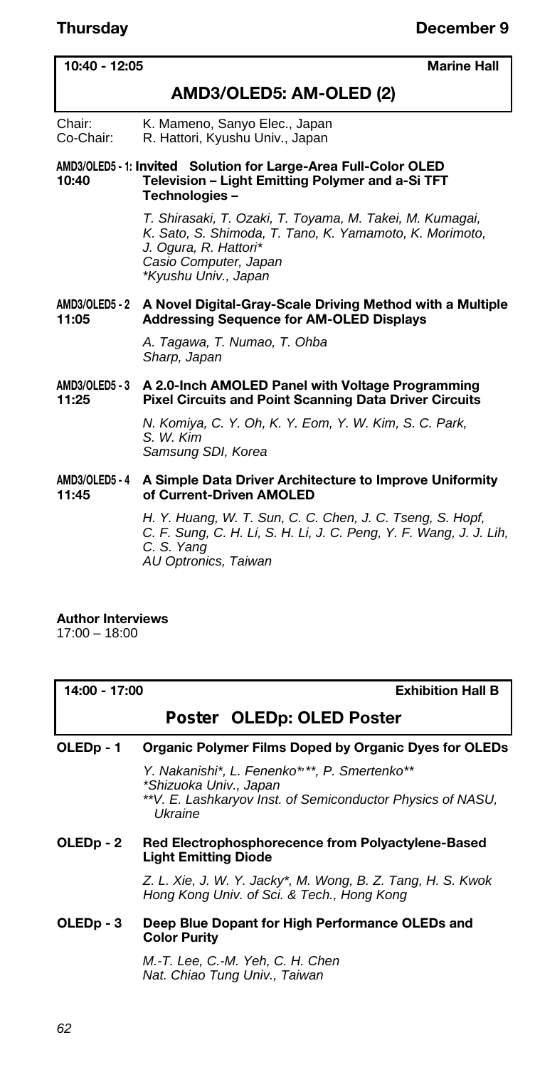**Thursday** **December 9**

**10:40 - 12:05** **Marine Hall**

## AMD3/OLED5: AM-OLED (2)

Chair: K. Mameno, Sanyo Elec., Japan
Co-Chair: R. Hattori, Kyushu Univ., Japan

**AMD3/OLED5 - 1: Invited Solution for Large-Area Full-Color OLED**
**10:40 Television – Light Emitting Polymer and a-Si TFT Technologies –**

*T. Shirasaki, T. Ozaki, T. Toyama, M. Takei, M. Kumagai, K. Sato, S. Shimoda, T. Tano, K. Yamamoto, K. Morimoto, J. Ogura, R. Hattori\**
*Casio Computer, Japan*
*\*Kyushu Univ., Japan*

**AMD3/OLED5 - 2 A Novel Digital-Gray-Scale Driving Method with a Multiple**
**11:05 Addressing Sequence for AM-OLED Displays**

*A. Tagawa, T. Numao, T. Ohba*
*Sharp, Japan*

**AMD3/OLED5 - 3 A 2.0-Inch AMOLED Panel with Voltage Programming**
**11:25 Pixel Circuits and Point Scanning Data Driver Circuits**

*N. Komiya, C. Y. Oh, K. Y. Eom, Y. W. Kim, S. C. Park, S. W. Kim*
*Samsung SDI, Korea*

**AMD3/OLED5 - 4 A Simple Data Driver Architecture to Improve Uniformity**
**11:45 of Current-Driven AMOLED**

*H. Y. Huang, W. T. Sun, C. C. Chen, J. C. Tseng, S. Hopf, C. F. Sung, C. H. Li, S. H. Li, J. C. Peng, Y. F. Wang, J. J. Lih, C. S. Yang*
*AU Optronics, Taiwan*

**Author Interviews**
17:00 – 18:00

**14:00 - 17:00** **Exhibition Hall B**

## Poster OLEDp: OLED Poster

**OLEDp - 1 Organic Polymer Films Doped by Organic Dyes for OLEDs**

*Y. Nakanishi\*, L. Fenenko\*,\*\*, P. Smertenko\*\**
*\*Shizuoka Univ., Japan*
*\*\*V. E. Lashkaryov Inst. of Semiconductor Physics of NASU, Ukraine*

**OLEDp - 2 Red Electrophosphorecence from Polyactylene-Based Light Emitting Diode**

*Z. L. Xie, J. W. Y. Jacky\*, M. Wong, B. Z. Tang, H. S. Kwok*
*Hong Kong Univ. of Sci. & Tech., Hong Kong*

**OLEDp - 3 Deep Blue Dopant for High Performance OLEDs and Color Purity**

*M.-T. Lee, C.-M. Yeh, C. H. Chen*
*Nat. Chiao Tung Univ., Taiwan*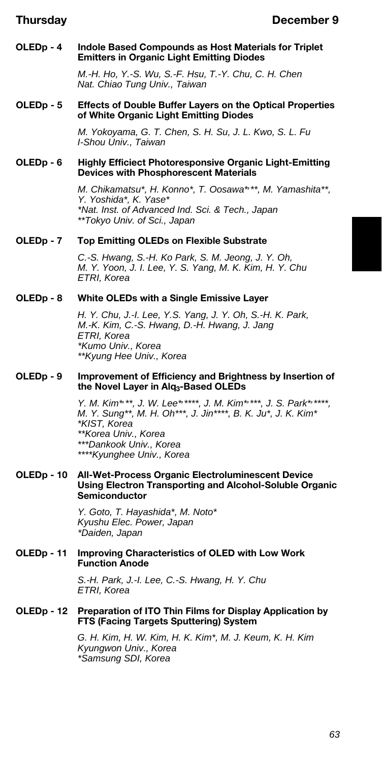**OLEDp - 4 Indole Based Compounds as Host Materials for Triplet Emitters in Organic Light Emitting Diodes**

*M.-H. Ho, Y.-S. Wu, S.-F. Hsu, T.-Y. Chu, C. H. Chen*
*Nat. Chiao Tung Univ., Taiwan*

**OLEDp - 5 Effects of Double Buffer Layers on the Optical Properties of White Organic Light Emitting Diodes**

*M. Yokoyama, G. T. Chen, S. H. Su, J. L. Kwo, S. L. Fu*
*I-Shou Univ., Taiwan*

**OLEDp - 6 Highly Efficiect Photoresponsive Organic Light-Emitting Devices with Phosphorescent Materials**

*M. Chikamatsu*, H. Konno*, T. Oosawa*,**, M. Yamashita**, Y. Yoshida*, K. Yase**
*\*Nat. Inst. of Advanced Ind. Sci. & Tech., Japan*
*\*\*Tokyo Univ. of Sci., Japan*

**OLEDp - 7 Top Emitting OLEDs on Flexible Substrate**

*C.-S. Hwang, S.-H. Ko Park, S. M. Jeong, J. Y. Oh, M. Y. Yoon, J. I. Lee, Y. S. Yang, M. K. Kim, H. Y. Chu*
*ETRI, Korea*

**OLEDp - 8 White OLEDs with a Single Emissive Layer**

*H. Y. Chu, J.-I. Lee, Y.S. Yang, J. Y. Oh, S.-H. K. Park, M.-K. Kim, C.-S. Hwang, D.-H. Hwang, J. Jang*
*ETRI, Korea*
*\*Kumo Univ., Korea*
*\*\*Kyung Hee Univ., Korea*

**OLEDp - 9 Improvement of Efficiency and Brightness by Insertion of the Novel Layer in $Alq_3$-Based OLEDs**

*Y. M. Kim*,**, J. W. Lee*,****, J. M. Kim*,***, J. S. Park*,****, M. Y. Sung**, M. H. Oh***, J. Jin****, B. K. Ju*, J. K. Kim**
*\*KIST, Korea*
*\*\*Korea Univ., Korea*
*\*\*\*Dankook Univ., Korea*
*\*\*\*\*Kyunghee Univ., Korea*

**OLEDp - 10 All-Wet-Process Organic Electroluminescent Device Using Electron Transporting and Alcohol-Soluble Organic Semiconductor**

*Y. Goto, T. Hayashida*, M. Noto**
*Kyushu Elec. Power, Japan*
*\*Daiden, Japan*

**OLEDp - 11 Improving Characteristics of OLED with Low Work Function Anode**

*S.-H. Park, J.-I. Lee, C.-S. Hwang, H. Y. Chu*
*ETRI, Korea*

**OLEDp - 12 Preparation of ITO Thin Films for Display Application by FTS (Facing Targets Sputtering) System**

*G. H. Kim, H. W. Kim, H. K. Kim*, M. J. Keum, K. H. Kim*
*Kyungwon Univ., Korea*
*\*Samsung SDI, Korea*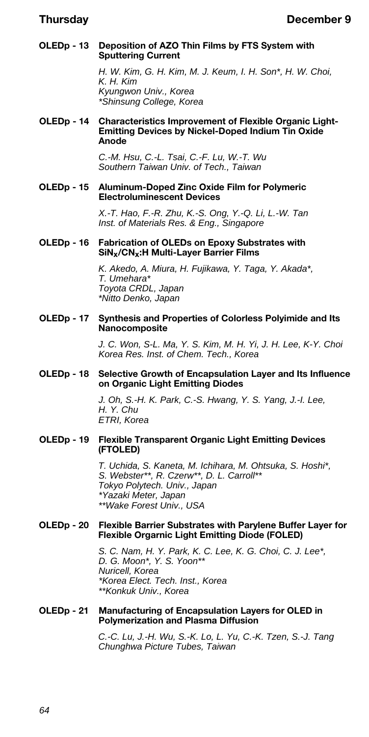**OLEDp - 13 Deposition of AZO Thin Films by FTS System with Sputtering Current**

*H. W. Kim, G. H. Kim, M. J. Keum, I. H. Son\*, H. W. Choi, K. H. Kim*
*Kyungwon Univ., Korea*
*\*Shinsung College, Korea*

**OLEDp - 14 Characteristics Improvement of Flexible Organic Light-Emitting Devices by Nickel-Doped Indium Tin Oxide Anode**

*C.-M. Hsu, C.-L. Tsai, C.-F. Lu, W.-T. Wu*
*Southern Taiwan Univ. of Tech., Taiwan*

**OLEDp - 15 Aluminum-Doped Zinc Oxide Film for Polymeric Electroluminescent Devices**

*X.-T. Hao, F.-R. Zhu, K.-S. Ong, Y.-Q. Li, L.-W. Tan*
*Inst. of Materials Res. & Eng., Singapore*

**OLEDp - 16 Fabrication of OLEDs on Epoxy Substrates with $SiN_x/CN_x$:H Multi-Layer Barrier Films**

*K. Akedo, A. Miura, H. Fujikawa, Y. Taga, Y. Akada\*, T. Umehara\**
*Toyota CRDL, Japan*
*\*Nitto Denko, Japan*

**OLEDp - 17 Synthesis and Properties of Colorless Polyimide and Its Nanocomposite**

*J. C. Won, S-L. Ma, Y. S. Kim, M. H. Yi, J. H. Lee, K-Y. Choi*
*Korea Res. Inst. of Chem. Tech., Korea*

**OLEDp - 18 Selective Growth of Encapsulation Layer and Its Influence on Organic Light Emitting Diodes**

*J. Oh, S.-H. K. Park, C.-S. Hwang, Y. S. Yang, J.-I. Lee, H. Y. Chu*
*ETRI, Korea*

**OLEDp - 19 Flexible Transparent Organic Light Emitting Devices (FTOLED)**

*T. Uchida, S. Kaneta, M. Ichihara, M. Ohtsuka, S. Hoshi\*, S. Webster\*\*, R. Czerw\*\*, D. L. Carroll\*\**
*Tokyo Polytech. Univ., Japan*
*\*Yazaki Meter, Japan*
*\*\*Wake Forest Univ., USA*

**OLEDp - 20 Flexible Barrier Substrates with Parylene Buffer Layer for Flexible Orgarnic Light Emitting Diode (FOLED)**

*S. C. Nam, H. Y. Park, K. C. Lee, K. G. Choi, C. J. Lee\*, D. G. Moon\*, Y. S. Yoon\*\**
*Nuricell, Korea*
*\*Korea Elect. Tech. Inst., Korea*
*\*\*Konkuk Univ., Korea*

**OLEDp - 21 Manufacturing of Encapsulation Layers for OLED in Polymerization and Plasma Diffusion**

*C.-C. Lu, J.-H. Wu, S.-K. Lo, L. Yu, C.-K. Tzen, S.-J. Tang*
*Chunghwa Picture Tubes, Taiwan*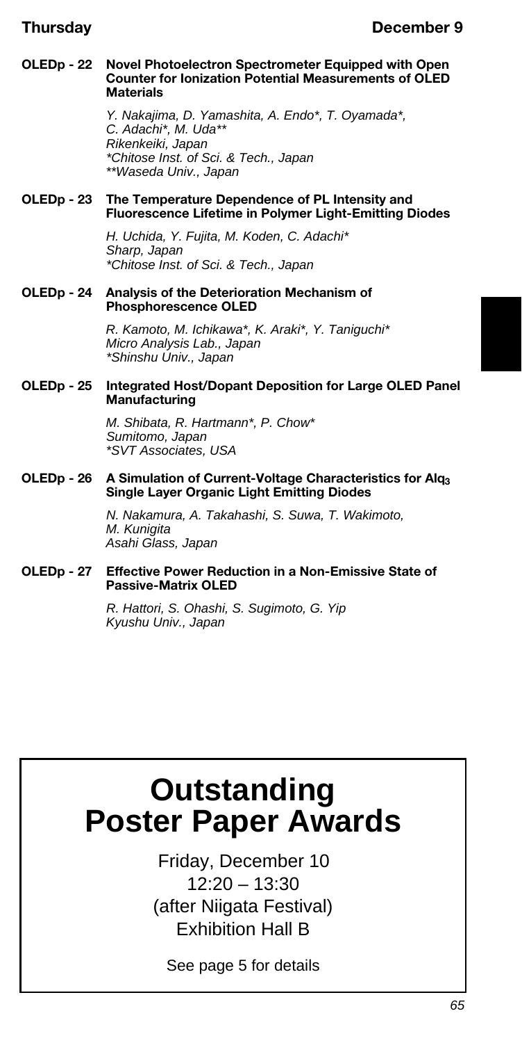**OLEDp - 22 Novel Photoelectron Spectrometer Equipped with Open Counter for Ionization Potential Measurements of OLED Materials**

*Y. Nakajima, D. Yamashita, A. Endo*, T. Oyamada*, C. Adachi*, M. Uda***
*Rikenkeiki, Japan*
*\*Chitose Inst. of Sci. & Tech., Japan*
*\*\*Waseda Univ., Japan*

**OLEDp - 23 The Temperature Dependence of PL Intensity and Fluorescence Lifetime in Polymer Light-Emitting Diodes**

*H. Uchida, Y. Fujita, M. Koden, C. Adachi**
*Sharp, Japan*
*\*Chitose Inst. of Sci. & Tech., Japan*

**OLEDp - 24 Analysis of the Deterioration Mechanism of Phosphorescence OLED**

*R. Kamoto, M. Ichikawa*, K. Araki*, Y. Taniguchi**
*Micro Analysis Lab., Japan*
*\*Shinshu Univ., Japan*

**OLEDp - 25 Integrated Host/Dopant Deposition for Large OLED Panel Manufacturing**

*M. Shibata, R. Hartmann*, P. Chow**
*Sumitomo, Japan*
*\*SVT Associates, USA*

**OLEDp - 26 A Simulation of Current-Voltage Characteristics for $Alq_3$ Single Layer Organic Light Emitting Diodes**

*N. Nakamura, A. Takahashi, S. Suwa, T. Wakimoto, M. Kunigita*
*Asahi Glass, Japan*

**OLEDp - 27 Effective Power Reduction in a Non-Emissive State of Passive-Matrix OLED**

*R. Hattori, S. Ohashi, S. Sugimoto, G. Yip*
*Kyushu Univ., Japan*

# Outstanding Poster Paper Awards

Friday, December 10
12:20 – 13:30
(after Niigata Festival)
Exhibition Hall B

See page 5 for details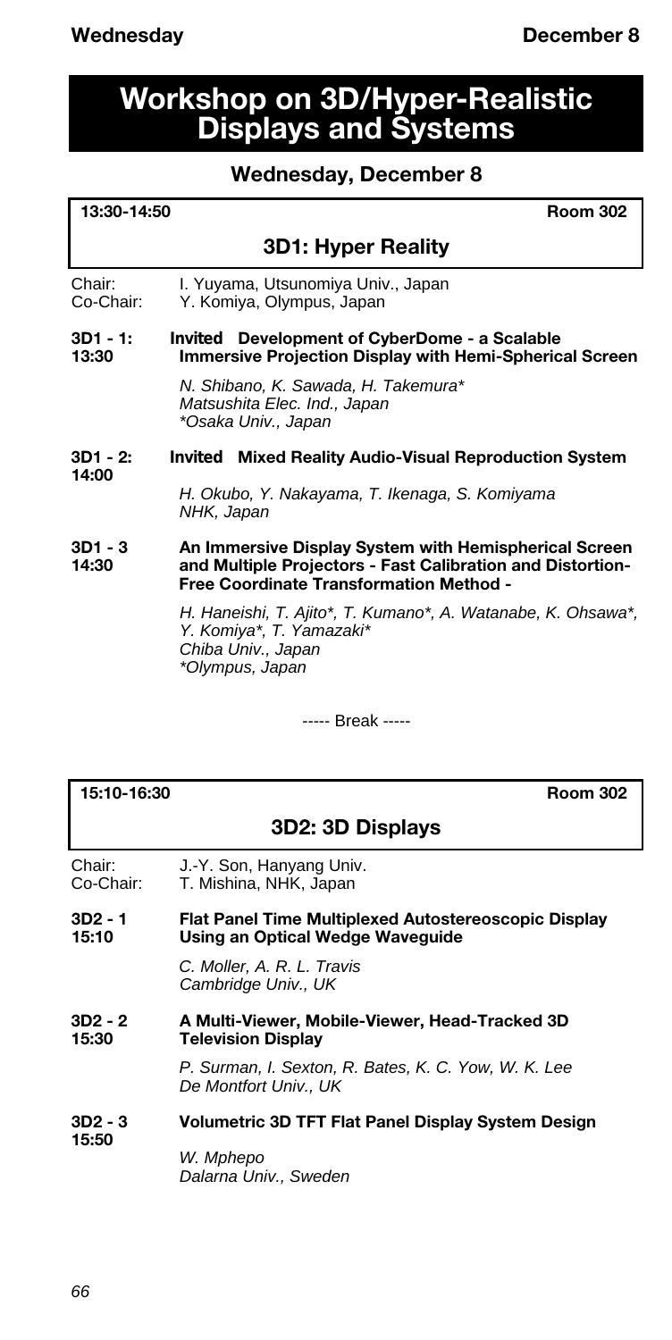# Workshop on 3D/Hyper-Realistic Displays and Systems

## Wednesday, December 8

**13:30-14:50** **Room 302**

### 3D1: Hyper Reality

Chair: I. Yuyama, Utsunomiya Univ., Japan
Co-Chair: Y. Komiya, Olympus, Japan

**3D1 - 1: 13:30** **Invited Development of CyberDome - a Scalable Immersive Projection Display with Hemi-Spherical Screen**

*N. Shibano, K. Sawada, H. Takemura\**
*Matsushita Elec. Ind., Japan*
*\*Osaka Univ., Japan*

**3D1 - 2: 14:00** **Invited Mixed Reality Audio-Visual Reproduction System**

*H. Okubo, Y. Nakayama, T. Ikenaga, S. Komiyama*
*NHK, Japan*

**3D1 - 3 14:30** **An Immersive Display System with Hemispherical Screen and Multiple Projectors - Fast Calibration and Distortion-Free Coordinate Transformation Method -**

*H. Haneishi, T. Ajito\*, T. Kumano\*, A. Watanabe, K. Ohsawa\*, Y. Komiya\*, T. Yamazaki\**
*Chiba Univ., Japan*
*\*Olympus, Japan*

----- Break -----

**15:10-16:30** **Room 302**

### 3D2: 3D Displays

Chair: J.-Y. Son, Hanyang Univ.
Co-Chair: T. Mishina, NHK, Japan

**3D2 - 1 15:10** **Flat Panel Time Multiplexed Autostereoscopic Display Using an Optical Wedge Waveguide**

*C. Moller, A. R. L. Travis*
*Cambridge Univ., UK*

**3D2 - 2 15:30** **A Multi-Viewer, Mobile-Viewer, Head-Tracked 3D Television Display**

*P. Surman, I. Sexton, R. Bates, K. C. Yow, W. K. Lee*
*De Montfort Univ., UK*

**3D2 - 3 15:50** **Volumetric 3D TFT Flat Panel Display System Design**

*W. Mphepo*
*Dalarna Univ., Sweden*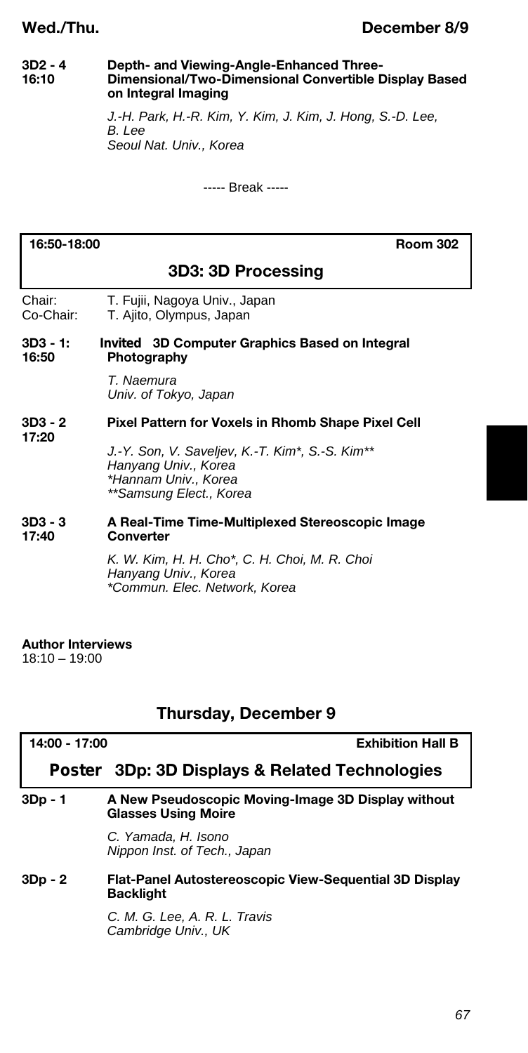**3D2 - 4**
**16:10**

**Depth- and Viewing-Angle-Enhanced Three-Dimensional/Two-Dimensional Convertible Display Based on Integral Imaging**

*J.-H. Park, H.-R. Kim, Y. Kim, J. Kim, J. Hong, S.-D. Lee, B. Lee*
*Seoul Nat. Univ., Korea*

----- Break -----

**16:50-18:00** **Room 302**

## 3D3: 3D Processing

Chair: T. Fujii, Nagoya Univ., Japan
Co-Chair: T. Ajito, Olympus, Japan

**3D3 - 1:**
**16:50**

**Invited 3D Computer Graphics Based on Integral Photography**

*T. Naemura*
*Univ. of Tokyo, Japan*

**3D3 - 2**
**17:20**

**Pixel Pattern for Voxels in Rhomb Shape Pixel Cell**

*J.-Y. Son, V. Saveljev, K.-T. Kim\*, S.-S. Kim\*\**
*Hanyang Univ., Korea*
*\*Hannam Univ., Korea*
*\*\*Samsung Elect., Korea*

**3D3 - 3**
**17:40**

**A Real-Time Time-Multiplexed Stereoscopic Image Converter**

*K. W. Kim, H. H. Cho\*, C. H. Choi, M. R. Choi*
*Hanyang Univ., Korea*
*\*Commun. Elec. Network, Korea*

**Author Interviews**
18:10 – 19:00

## Thursday, December 9

**14:00 - 17:00** **Exhibition Hall B**

## Poster 3Dp: 3D Displays & Related Technologies

**3Dp - 1**

**A New Pseudoscopic Moving-Image 3D Display without Glasses Using Moire**

*C. Yamada, H. Isono*
*Nippon Inst. of Tech., Japan*

**3Dp - 2**

**Flat-Panel Autostereoscopic View-Sequential 3D Display Backlight**

*C. M. G. Lee, A. R. L. Travis*
*Cambridge Univ., UK*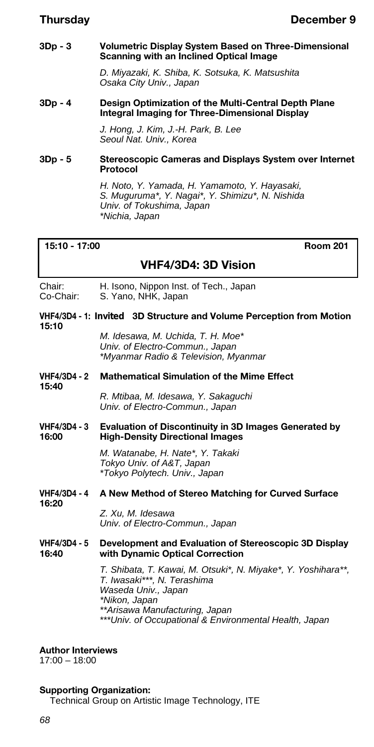**3Dp - 3** **Volumetric Display System Based on Three-Dimensional Scanning with an Inclined Optical Image**

*D. Miyazaki, K. Shiba, K. Sotsuka, K. Matsushita*
*Osaka City Univ., Japan*

**3Dp - 4** **Design Optimization of the Multi-Central Depth Plane Integral Imaging for Three-Dimensional Display**

*J. Hong, J. Kim, J.-H. Park, B. Lee*
*Seoul Nat. Univ., Korea*

**3Dp - 5** **Stereoscopic Cameras and Displays System over Internet Protocol**

*H. Noto, Y. Yamada, H. Yamamoto, Y. Hayasaki, S. Muguruma*, Y. Nagai*, Y. Shimizu*, N. Nishida*
*Univ. of Tokushima, Japan*
*\*Nichia, Japan*

---

**15:10 - 17:00** **Room 201**

## VHF4/3D4: 3D Vision

Chair: H. Isono, Nippon Inst. of Tech., Japan
Co-Chair: S. Yano, NHK, Japan

**VHF4/3D4 - 1: Invited** **3D Structure and Volume Perception from Motion**
**15:10**

*M. Idesawa, M. Uchida, T. H. Moe**
*Univ. of Electro-Commun., Japan*
*\*Myanmar Radio & Television, Myanmar*

**VHF4/3D4 - 2** **Mathematical Simulation of the Mime Effect**
**15:40**

*R. Mtibaa, M. Idesawa, Y. Sakaguchi*
*Univ. of Electro-Commun., Japan*

**VHF4/3D4 - 3** **Evaluation of Discontinuity in 3D Images Generated by High-Density Directional Images**
**16:00**

*M. Watanabe, H. Nate*, Y. Takaki*
*Tokyo Univ. of A&T, Japan*
*\*Tokyo Polytech. Univ., Japan*

**VHF4/3D4 - 4** **A New Method of Stereo Matching for Curved Surface**
**16:20**

*Z. Xu, M. Idesawa*
*Univ. of Electro-Commun., Japan*

**VHF4/3D4 - 5** **Development and Evaluation of Stereoscopic 3D Display with Dynamic Optical Correction**
**16:40**

*T. Shibata, T. Kawai, M. Otsuki*, N. Miyake*, Y. Yoshihara**, T. Iwasaki***, N. Terashima*
*Waseda Univ., Japan*
*\*Nikon, Japan*
*\*\*Arisawa Manufacturing, Japan*
*\*\*\*Univ. of Occupational & Environmental Health, Japan*

**Author Interviews**
17:00 – 18:00

**Supporting Organization:**
Technical Group on Artistic Image Technology, ITE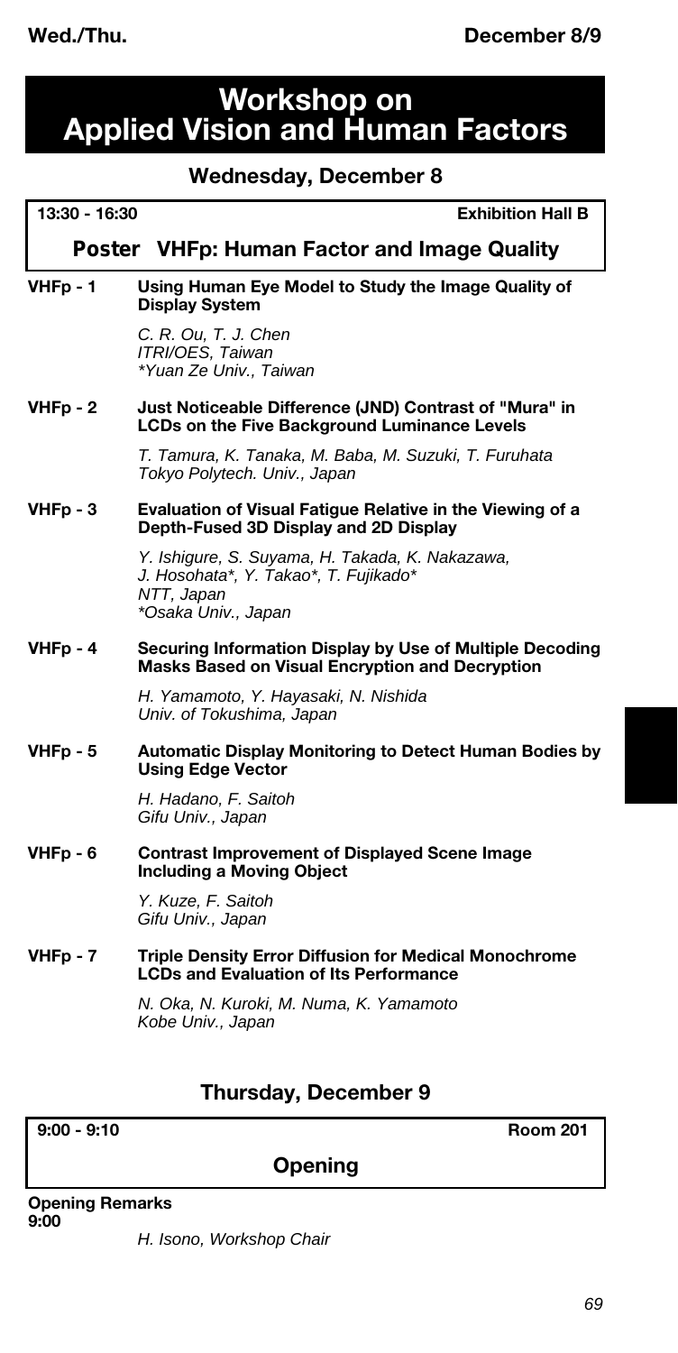# Workshop on Applied Vision and Human Factors

## Wednesday, December 8

**13:30 - 16:30** **Exhibition Hall B**

### Poster VHFp: Human Factor and Image Quality

**VHFp - 1** **Using Human Eye Model to Study the Image Quality of Display System**

*C. R. Ou, T. J. Chen*
*ITRI/OES, Taiwan*
*\*Yuan Ze Univ., Taiwan*

**VHFp - 2** **Just Noticeable Difference (JND) Contrast of "Mura" in LCDs on the Five Background Luminance Levels**

*T. Tamura, K. Tanaka, M. Baba, M. Suzuki, T. Furuhata*
*Tokyo Polytech. Univ., Japan*

**VHFp - 3** **Evaluation of Visual Fatigue Relative in the Viewing of a Depth-Fused 3D Display and 2D Display**

*Y. Ishigure, S. Suyama, H. Takada, K. Nakazawa, J. Hosohata\*, Y. Takao\*, T. Fujikado\**
*NTT, Japan*
*\*Osaka Univ., Japan*

**VHFp - 4** **Securing Information Display by Use of Multiple Decoding Masks Based on Visual Encryption and Decryption**

*H. Yamamoto, Y. Hayasaki, N. Nishida*
*Univ. of Tokushima, Japan*

**VHFp - 5** **Automatic Display Monitoring to Detect Human Bodies by Using Edge Vector**

*H. Hadano, F. Saitoh*
*Gifu Univ., Japan*

**VHFp - 6** **Contrast Improvement of Displayed Scene Image Including a Moving Object**

*Y. Kuze, F. Saitoh*
*Gifu Univ., Japan*

**VHFp - 7** **Triple Density Error Diffusion for Medical Monochrome LCDs and Evaluation of Its Performance**

*N. Oka, N. Kuroki, M. Numa, K. Yamamoto*
*Kobe Univ., Japan*

## Thursday, December 9

**9:00 - 9:10** **Room 201**

### Opening

**Opening Remarks**
**9:00**

*H. Isono, Workshop Chair*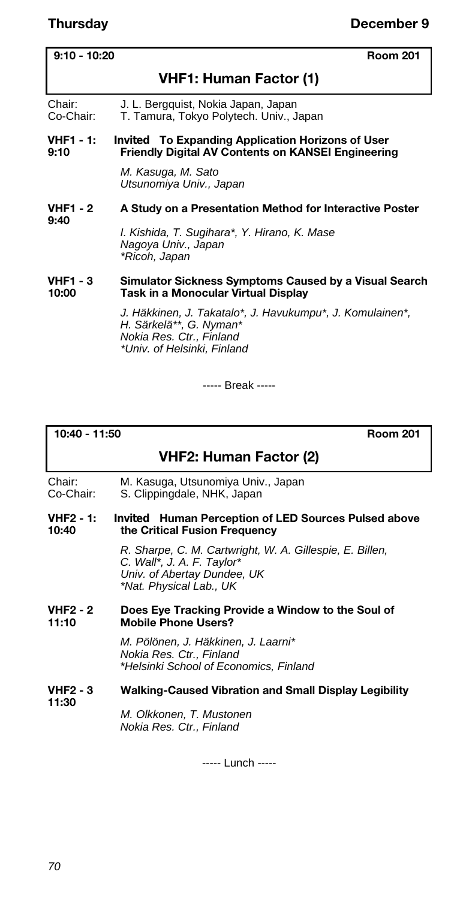**Thursday** **December 9**

**9:10 - 10:20** **Room 201**

## VHF1: Human Factor (1)

Chair: J. L. Bergquist, Nokia Japan, Japan
Co-Chair: T. Tamura, Tokyo Polytech. Univ., Japan

**VHF1 - 1: 9:10** **Invited To Expanding Application Horizons of User Friendly Digital AV Contents on KANSEI Engineering**

*M. Kasuga, M. Sato*
*Utsunomiya Univ., Japan*

**VHF1 - 2 9:40** **A Study on a Presentation Method for Interactive Poster**

*I. Kishida, T. Sugihara*, Y. Hirano, K. Mase*
*Nagoya Univ., Japan*
*\*Ricoh, Japan*

**VHF1 - 3 10:00** **Simulator Sickness Symptoms Caused by a Visual Search Task in a Monocular Virtual Display**

*J. Häkkinen, J. Takatalo*, J. Havukumpu*, J. Komulainen*, H. Särkelä**, G. Nyman**
*Nokia Res. Ctr., Finland*
*\*Univ. of Helsinki, Finland*

----- Break -----

**10:40 - 11:50** **Room 201**

## VHF2: Human Factor (2)

Chair: M. Kasuga, Utsunomiya Univ., Japan
Co-Chair: S. Clippingdale, NHK, Japan

**VHF2 - 1: 10:40** **Invited Human Perception of LED Sources Pulsed above the Critical Fusion Frequency**

*R. Sharpe, C. M. Cartwright, W. A. Gillespie, E. Billen, C. Wall*, J. A. F. Taylor**
*Univ. of Abertay Dundee, UK*
*\*Nat. Physical Lab., UK*

**VHF2 - 2 11:10** **Does Eye Tracking Provide a Window to the Soul of Mobile Phone Users?**

*M. Pölönen, J. Häkkinen, J. Laarni**
*Nokia Res. Ctr., Finland*
*\*Helsinki School of Economics, Finland*

**VHF2 - 3 11:30** **Walking-Caused Vibration and Small Display Legibility**

*M. Olkkonen, T. Mustonen*
*Nokia Res. Ctr., Finland*

----- Lunch -----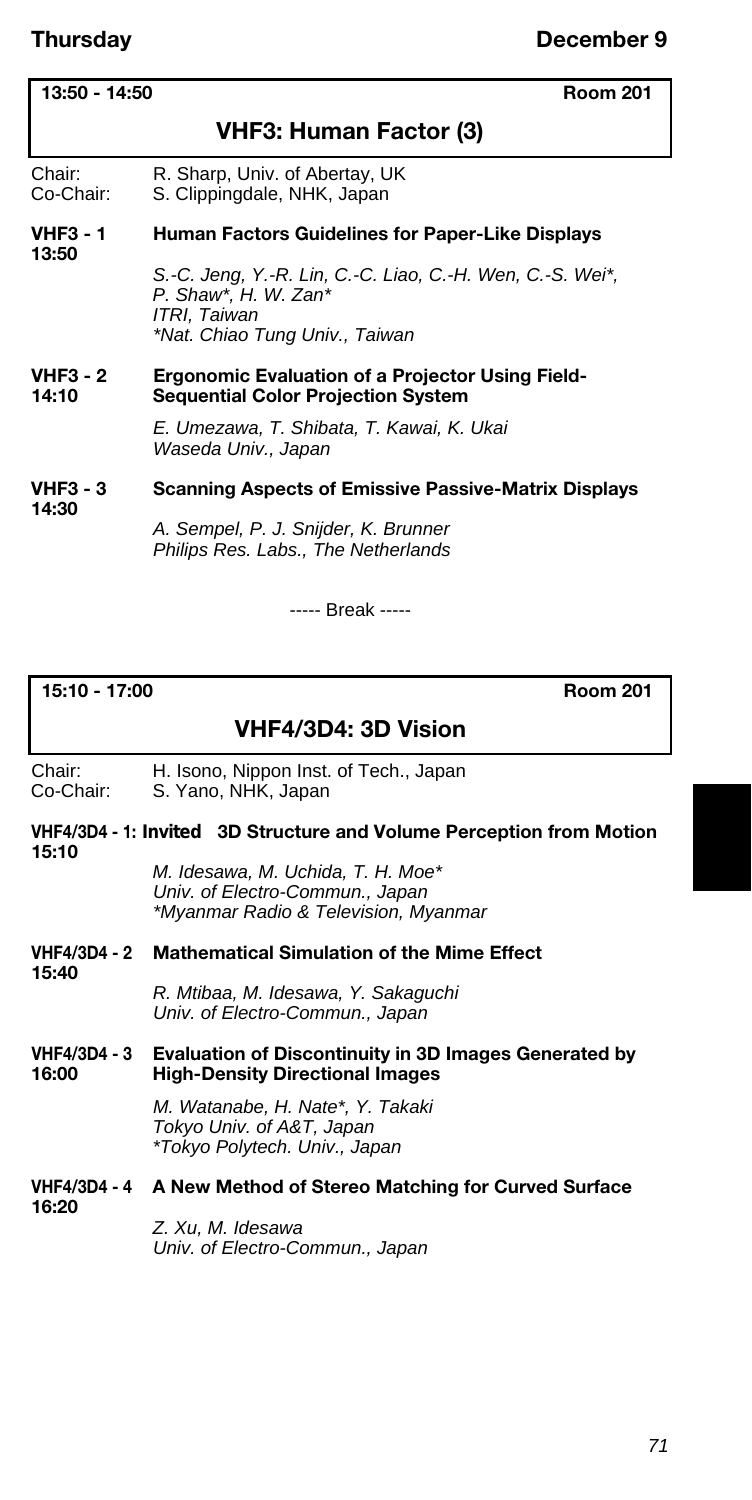## 13:50 - 14:50 Room 201

## VHF3: Human Factor (3)

Chair: R. Sharp, Univ. of Abertay, UK
Co-Chair: S. Clippingdale, NHK, Japan

**VHF3 - 1** **Human Factors Guidelines for Paper-Like Displays**
**13:50**

*S.-C. Jeng, Y.-R. Lin, C.-C. Liao, C.-H. Wen, C.-S. Wei\*, P. Shaw\*, H. W. Zan\**
*ITRI, Taiwan*
*\*Nat. Chiao Tung Univ., Taiwan*

**VHF3 - 2** **Ergonomic Evaluation of a Projector Using Field-Sequential Color Projection System**
**14:10**

*E. Umezawa, T. Shibata, T. Kawai, K. Ukai*
*Waseda Univ., Japan*

**VHF3 - 3** **Scanning Aspects of Emissive Passive-Matrix Displays**
**14:30**

*A. Sempel, P. J. Snijder, K. Brunner*
*Philips Res. Labs., The Netherlands*

----- Break -----

## 15:10 - 17:00 Room 201

## VHF4/3D4: 3D Vision

Chair: H. Isono, Nippon Inst. of Tech., Japan
Co-Chair: S. Yano, NHK, Japan

**VHF4/3D4 - 1: Invited** **3D Structure and Volume Perception from Motion**
**15:10**

*M. Idesawa, M. Uchida, T. H. Moe\**
*Univ. of Electro-Commun., Japan*
*\*Myanmar Radio & Television, Myanmar*

**VHF4/3D4 - 2** **Mathematical Simulation of the Mime Effect**
**15:40**

*R. Mtibaa, M. Idesawa, Y. Sakaguchi*
*Univ. of Electro-Commun., Japan*

**VHF4/3D4 - 3** **Evaluation of Discontinuity in 3D Images Generated by High-Density Directional Images**
**16:00**

*M. Watanabe, H. Nate\*, Y. Takaki*
*Tokyo Univ. of A&T, Japan*
*\*Tokyo Polytech. Univ., Japan*

**VHF4/3D4 - 4** **A New Method of Stereo Matching for Curved Surface**
**16:20**

*Z. Xu, M. Idesawa*
*Univ. of Electro-Commun., Japan*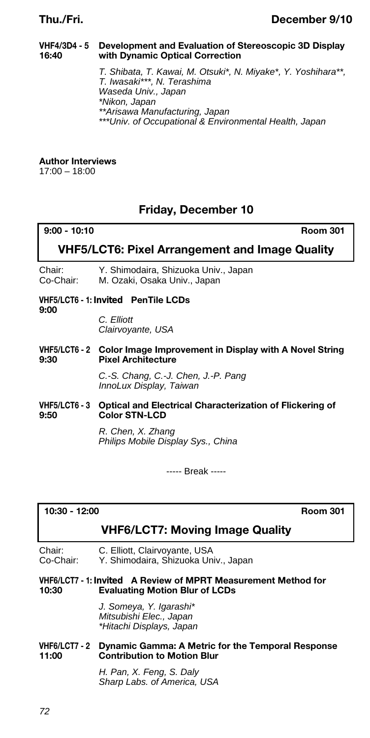**VHF4/3D4 - 5**
**16:40**
**Development and Evaluation of Stereoscopic 3D Display with Dynamic Optical Correction**

*T. Shibata, T. Kawai, M. Otsuki*, N. Miyake*, Y. Yoshihara**, T. Iwasaki***, N. Terashima*
*Waseda Univ., Japan*
*\*Nikon, Japan*
*\*\*Arisawa Manufacturing, Japan*
*\*\*\*Univ. of Occupational & Environmental Health, Japan*

**Author Interviews**
17:00 – 18:00

## Friday, December 10

**9:00 - 10:10** **Room 301**

### VHF5/LCT6: Pixel Arrangement and Image Quality

Chair: Y. Shimodaira, Shizuoka Univ., Japan
Co-Chair: M. Ozaki, Osaka Univ., Japan

**VHF5/LCT6 - 1: Invited PenTile LCDs**
**9:00**

*C. Elliott*
*Clairvoyante, USA*

**VHF5/LCT6 - 2**
**9:30**
**Color Image Improvement in Display with A Novel String Pixel Architecture**

*C.-S. Chang, C.-J. Chen, J.-P. Pang*
*InnoLux Display, Taiwan*

**VHF5/LCT6 - 3**
**9:50**
**Optical and Electrical Characterization of Flickering of Color STN-LCD**

*R. Chen, X. Zhang*
*Philips Mobile Display Sys., China*

----- Break -----

**10:30 - 12:00** **Room 301**

### VHF6/LCT7: Moving Image Quality

Chair: C. Elliott, Clairvoyante, USA
Co-Chair: Y. Shimodaira, Shizuoka Univ., Japan

**VHF6/LCT7 - 1: Invited A Review of MPRT Measurement Method for Evaluating Motion Blur of LCDs**
**10:30**

*J. Someya, Y. Igarashi**
*Mitsubishi Elec., Japan*
*\*Hitachi Displays, Japan*

**VHF6/LCT7 - 2**
**11:00**
**Dynamic Gamma: A Metric for the Temporal Response Contribution to Motion Blur**

*H. Pan, X. Feng, S. Daly*
*Sharp Labs. of America, USA*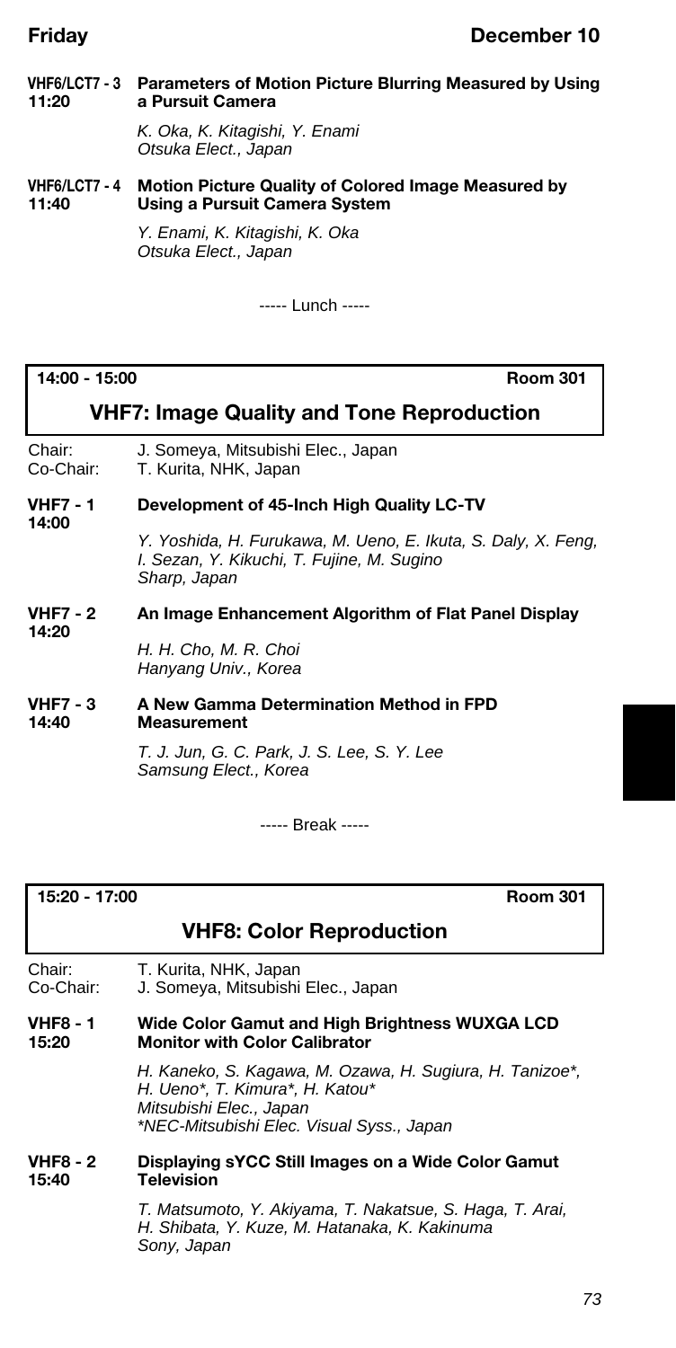**VHF6/LCT7 - 3**
**11:20**
**Parameters of Motion Picture Blurring Measured by Using a Pursuit Camera**

*K. Oka, K. Kitagishi, Y. Enami*
*Otsuka Elect., Japan*

**VHF6/LCT7 - 4**
**11:40**
**Motion Picture Quality of Colored Image Measured by Using a Pursuit Camera System**

*Y. Enami, K. Kitagishi, K. Oka*
*Otsuka Elect., Japan*

----- Lunch -----

**14:00 - 15:00** **Room 301**

## VHF7: Image Quality and Tone Reproduction

Chair: J. Someya, Mitsubishi Elec., Japan
Co-Chair: T. Kurita, NHK, Japan

**VHF7 - 1**
**14:00**
**Development of 45-Inch High Quality LC-TV**

*Y. Yoshida, H. Furukawa, M. Ueno, E. Ikuta, S. Daly, X. Feng, I. Sezan, Y. Kikuchi, T. Fujine, M. Sugino*
*Sharp, Japan*

**VHF7 - 2**
**14:20**
**An Image Enhancement Algorithm of Flat Panel Display**

*H. H. Cho, M. R. Choi*
*Hanyang Univ., Korea*

**VHF7 - 3**
**14:40**
**A New Gamma Determination Method in FPD Measurement**

*T. J. Jun, G. C. Park, J. S. Lee, S. Y. Lee*
*Samsung Elect., Korea*

----- Break -----

**15:20 - 17:00** **Room 301**

## VHF8: Color Reproduction

Chair: T. Kurita, NHK, Japan
Co-Chair: J. Someya, Mitsubishi Elec., Japan

**VHF8 - 1**
**15:20**
**Wide Color Gamut and High Brightness WUXGA LCD Monitor with Color Calibrator**

*H. Kaneko, S. Kagawa, M. Ozawa, H. Sugiura, H. Tanizoe\*, H. Ueno\*, T. Kimura\*, H. Katou\**
*Mitsubishi Elec., Japan*
*\*NEC-Mitsubishi Elec. Visual Syss., Japan*

**VHF8 - 2**
**15:40**
**Displaying sYCC Still Images on a Wide Color Gamut Television**

*T. Matsumoto, Y. Akiyama, T. Nakatsue, S. Haga, T. Arai, H. Shibata, Y. Kuze, M. Hatanaka, K. Kakinuma*
*Sony, Japan*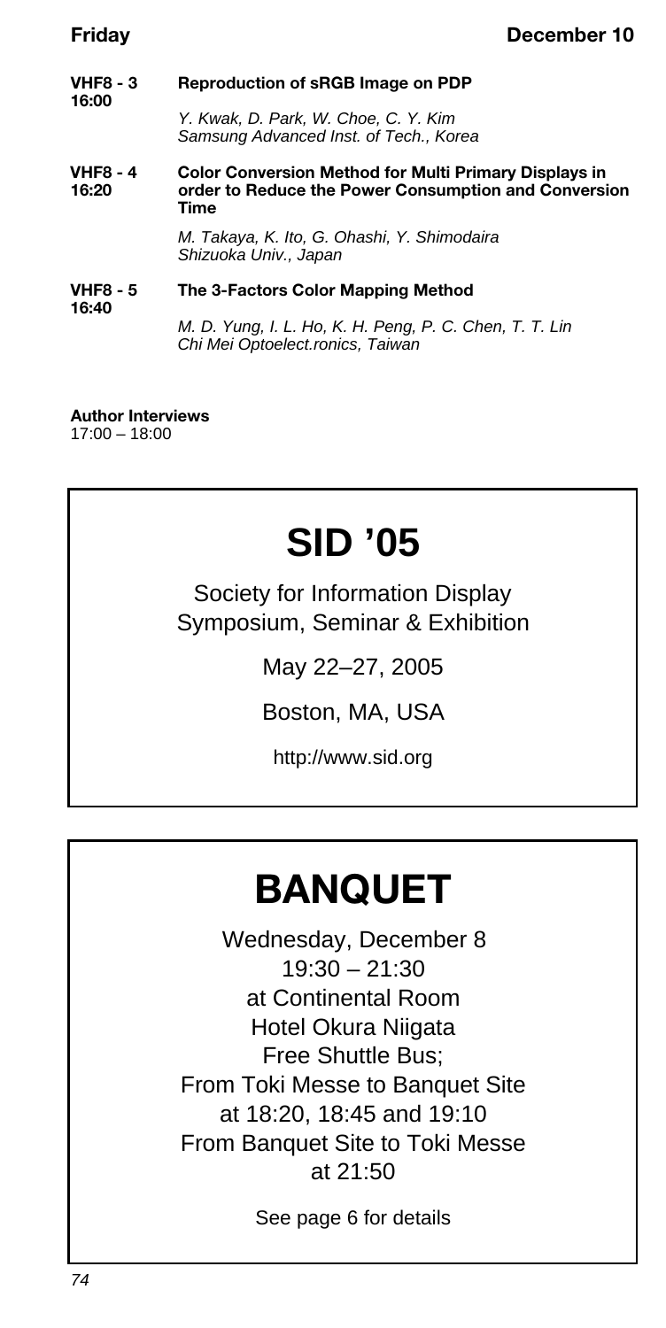**VHF8 - 3**
**16:00**

**Reproduction of sRGB Image on PDP**

*Y. Kwak, D. Park, W. Choe, C. Y. Kim*
*Samsung Advanced Inst. of Tech., Korea*

**VHF8 - 4**
**16:20**

**Color Conversion Method for Multi Primary Displays in order to Reduce the Power Consumption and Conversion Time**

*M. Takaya, K. Ito, G. Ohashi, Y. Shimodaira*
*Shizuoka Univ., Japan*

**VHF8 - 5**
**16:40**

**The 3-Factors Color Mapping Method**

*M. D. Yung, I. L. Ho, K. H. Peng, P. C. Chen, T. T. Lin*
*Chi Mei Optoelect.ronics, Taiwan*

**Author Interviews**
17:00 – 18:00

# SID '05

Society for Information Display
Symposium, Seminar & Exhibition

May 22–27, 2005

Boston, MA, USA

http://www.sid.org

# BANQUET

Wednesday, December 8
19:30 – 21:30
at Continental Room
Hotel Okura Niigata
Free Shuttle Bus;
From Toki Messe to Banquet Site
at 18:20, 18:45 and 19:10
From Banquet Site to Toki Messe
at 21:50

See page 6 for details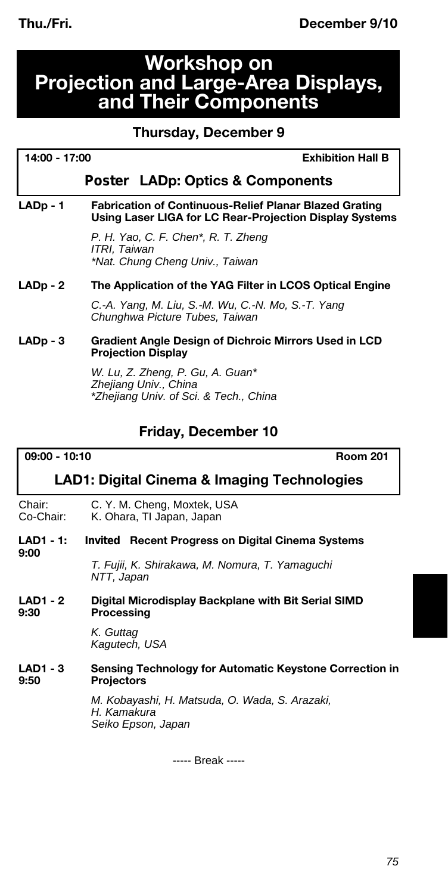# Workshop on Projection and Large-Area Displays, and Their Components

## Thursday, December 9

**14:00 - 17:00** **Exhibition Hall B**

### Poster LADp: Optics & Components

**LADp - 1** **Fabrication of Continuous-Relief Planar Blazed Grating Using Laser LIGA for LC Rear-Projection Display Systems**

*P. H. Yao, C. F. Chen\*, R. T. Zheng*
*ITRI, Taiwan*
*\*Nat. Chung Cheng Univ., Taiwan*

**LADp - 2** **The Application of the YAG Filter in LCOS Optical Engine**

*C.-A. Yang, M. Liu, S.-M. Wu, C.-N. Mo, S.-T. Yang*
*Chunghwa Picture Tubes, Taiwan*

**LADp - 3** **Gradient Angle Design of Dichroic Mirrors Used in LCD Projection Display**

*W. Lu, Z. Zheng, P. Gu, A. Guan\**
*Zhejiang Univ., China*
*\*Zhejiang Univ. of Sci. & Tech., China*

## Friday, December 10

**09:00 - 10:10** **Room 201**

### LAD1: Digital Cinema & Imaging Technologies

Chair: C. Y. M. Cheng, Moxtek, USA
Co-Chair: K. Ohara, TI Japan, Japan

**LAD1 - 1: 9:00** ***Invited*** **Recent Progress on Digital Cinema Systems**

*T. Fujii, K. Shirakawa, M. Nomura, T. Yamaguchi*
*NTT, Japan*

**LAD1 - 2 9:30** **Digital Microdisplay Backplane with Bit Serial SIMD Processing**

*K. Guttag*
*Kagutech, USA*

**LAD1 - 3 9:50** **Sensing Technology for Automatic Keystone Correction in Projectors**

*M. Kobayashi, H. Matsuda, O. Wada, S. Arazaki, H. Kamakura*
*Seiko Epson, Japan*

----- Break -----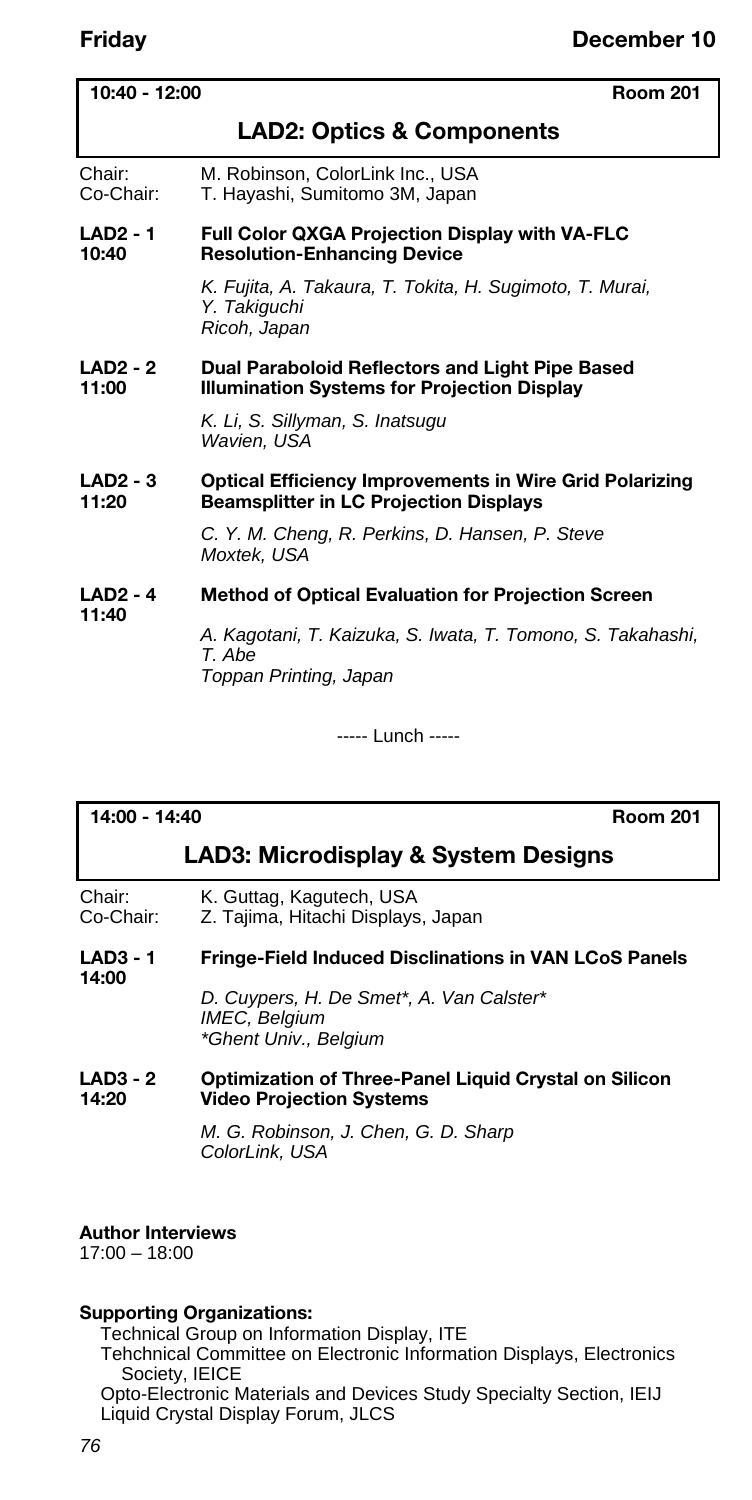**10:40 - 12:00** **Room 201**

## LAD2: Optics & Components

Chair: M. Robinson, ColorLink Inc., USA
Co-Chair: T. Hayashi, Sumitomo 3M, Japan

**LAD2 - 1**
**10:40**
**Full Color QXGA Projection Display with VA-FLC Resolution-Enhancing Device**

*K. Fujita, A. Takaura, T. Tokita, H. Sugimoto, T. Murai, Y. Takiguchi*
*Ricoh, Japan*

**LAD2 - 2**
**11:00**
**Dual Paraboloid Reflectors and Light Pipe Based Illumination Systems for Projection Display**

*K. Li, S. Sillyman, S. Inatsugu*
*Wavien, USA*

**LAD2 - 3**
**11:20**
**Optical Efficiency Improvements in Wire Grid Polarizing Beamsplitter in LC Projection Displays**

*C. Y. M. Cheng, R. Perkins, D. Hansen, P. Steve*
*Moxtek, USA*

**LAD2 - 4**
**11:40**
**Method of Optical Evaluation for Projection Screen**

*A. Kagotani, T. Kaizuka, S. Iwata, T. Tomono, S. Takahashi, T. Abe*
*Toppan Printing, Japan*

----- Lunch -----

**14:00 - 14:40** **Room 201**

## LAD3: Microdisplay & System Designs

Chair: K. Guttag, Kagutech, USA
Co-Chair: Z. Tajima, Hitachi Displays, Japan

**LAD3 - 1**
**14:00**
**Fringe-Field Induced Disclinations in VAN LCoS Panels**

*D. Cuypers, H. De Smet*, A. Van Calster**
*IMEC, Belgium*
**Ghent Univ., Belgium*

**LAD3 - 2**
**14:20**
**Optimization of Three-Panel Liquid Crystal on Silicon Video Projection Systems**

*M. G. Robinson, J. Chen, G. D. Sharp*
*ColorLink, USA*

**Author Interviews**
17:00 – 18:00

**Supporting Organizations:**
Technical Group on Information Display, ITE
Tehchnical Committee on Electronic Information Displays, Electronics Society, IEICE
Opto-Electronic Materials and Devices Study Specialty Section, IEIJ
Liquid Crystal Display Forum, JLCS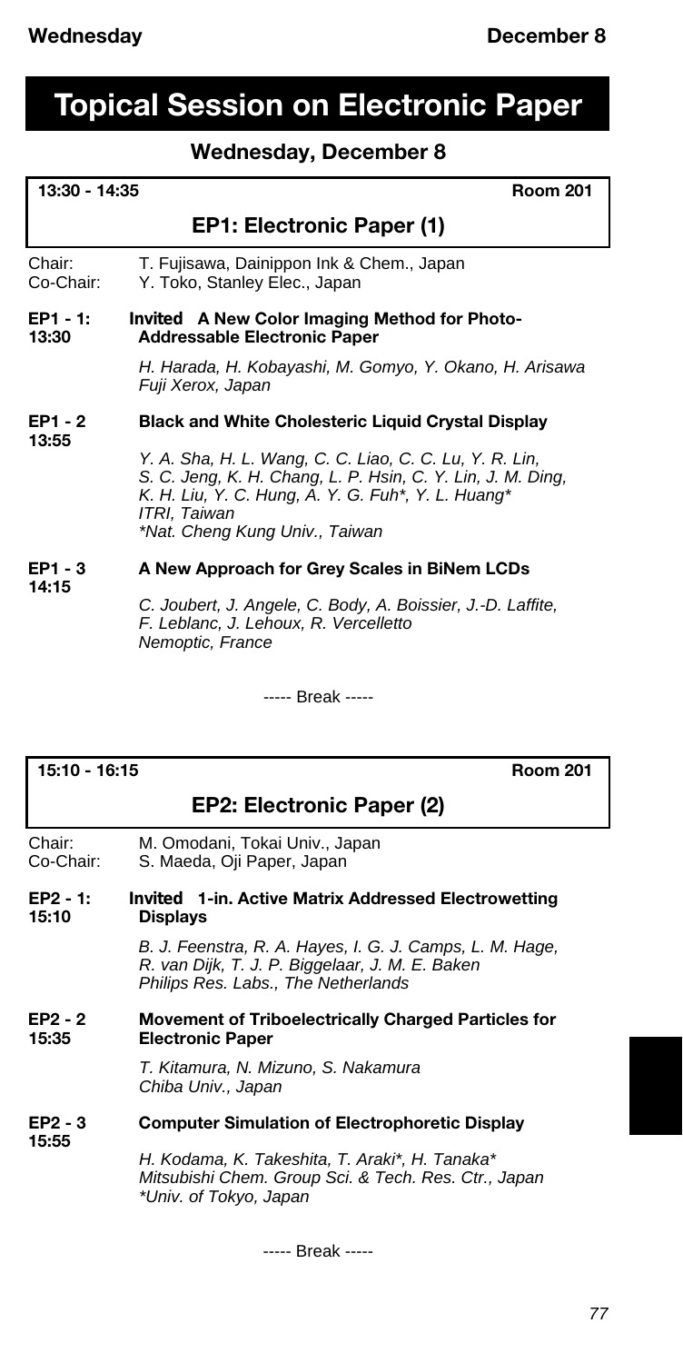# Topical Session on Electronic Paper

## Wednesday, December 8

**13:30 - 14:35** **Room 201**

### EP1: Electronic Paper (1)

Chair: T. Fujisawa, Dainippon Ink & Chem., Japan
Co-Chair: Y. Toko, Stanley Elec., Japan

**EP1 - 1: 13:30** **Invited A New Color Imaging Method for Photo-Addressable Electronic Paper**

*H. Harada, H. Kobayashi, M. Gomyo, Y. Okano, H. Arisawa*
*Fuji Xerox, Japan*

**EP1 - 2 13:55** **Black and White Cholesteric Liquid Crystal Display**

*Y. A. Sha, H. L. Wang, C. C. Liao, C. C. Lu, Y. R. Lin, S. C. Jeng, K. H. Chang, L. P. Hsin, C. Y. Lin, J. M. Ding, K. H. Liu, Y. C. Hung, A. Y. G. Fuh*, Y. L. Huang**
*ITRI, Taiwan*
*\*Nat. Cheng Kung Univ., Taiwan*

**EP1 - 3 14:15** **A New Approach for Grey Scales in BiNem LCDs**

*C. Joubert, J. Angele, C. Body, A. Boissier, J.-D. Laffite, F. Leblanc, J. Lehoux, R. Vercelletto*
*Nemoptic, France*

----- Break -----

**15:10 - 16:15** **Room 201**

### EP2: Electronic Paper (2)

Chair: M. Omodani, Tokai Univ., Japan
Co-Chair: S. Maeda, Oji Paper, Japan

**EP2 - 1: 15:10** **Invited 1-in. Active Matrix Addressed Electrowetting Displays**

*B. J. Feenstra, R. A. Hayes, I. G. J. Camps, L. M. Hage, R. van Dijk, T. J. P. Biggelaar, J. M. E. Baken*
*Philips Res. Labs., The Netherlands*

**EP2 - 2 15:35** **Movement of Triboelectrically Charged Particles for Electronic Paper**

*T. Kitamura, N. Mizuno, S. Nakamura*
*Chiba Univ., Japan*

**EP2 - 3 15:55** **Computer Simulation of Electrophoretic Display**

*H. Kodama, K. Takeshita, T. Araki*, H. Tanaka**
*Mitsubishi Chem. Group Sci. & Tech. Res. Ctr., Japan*
*\*Univ. of Tokyo, Japan*

----- Break -----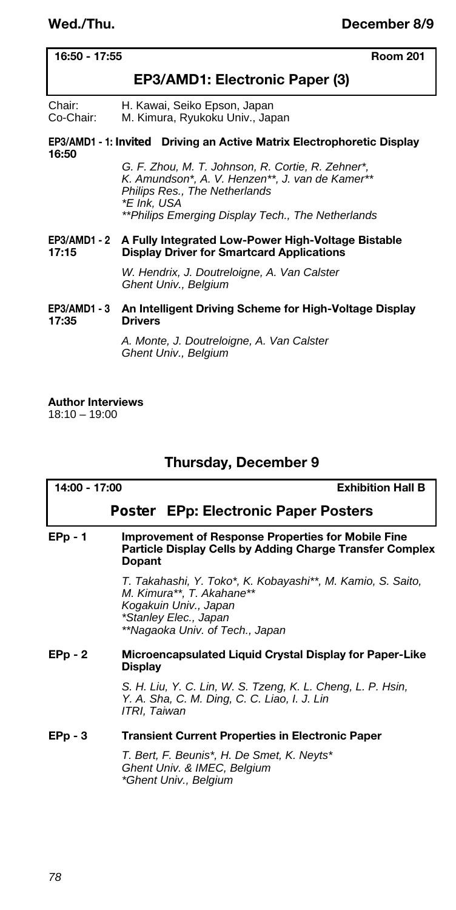**16:50 - 17:55** **Room 201**

## EP3/AMD1: Electronic Paper (3)

Chair: H. Kawai, Seiko Epson, Japan
Co-Chair: M. Kimura, Ryukoku Univ., Japan

**EP3/AMD1 - 1: Invited** **Driving an Active Matrix Electrophoretic Display**
**16:50**

*G. F. Zhou, M. T. Johnson, R. Cortie, R. Zehner*, K. Amundson*, A. V. Henzen**, J. van de Kamer***
*Philips Res., The Netherlands*
**E Ink, USA*
***Philips Emerging Display Tech., The Netherlands*

**EP3/AMD1 - 2** **A Fully Integrated Low-Power High-Voltage Bistable Display Driver for Smartcard Applications**
**17:15**

*W. Hendrix, J. Doutreloigne, A. Van Calster*
*Ghent Univ., Belgium*

**EP3/AMD1 - 3** **An Intelligent Driving Scheme for High-Voltage Display Drivers**
**17:35**

*A. Monte, J. Doutreloigne, A. Van Calster*
*Ghent Univ., Belgium*

**Author Interviews**
18:10 – 19:00

# Thursday, December 9

**14:00 - 17:00** **Exhibition Hall B**

## Poster EPp: Electronic Paper Posters

**EPp - 1** **Improvement of Response Properties for Mobile Fine Particle Display Cells by Adding Charge Transfer Complex Dopant**

*T. Takahashi, Y. Toko*, K. Kobayashi**, M. Kamio, S. Saito, M. Kimura**, T. Akahane***
*Kogakuin Univ., Japan*
**Stanley Elec., Japan*
***Nagaoka Univ. of Tech., Japan*

**EPp - 2** **Microencapsulated Liquid Crystal Display for Paper-Like Display**

*S. H. Liu, Y. C. Lin, W. S. Tzeng, K. L. Cheng, L. P. Hsin, Y. A. Sha, C. M. Ding, C. C. Liao, I. J. Lin*
*ITRI, Taiwan*

**EPp - 3** **Transient Current Properties in Electronic Paper**

*T. Bert, F. Beunis*, H. De Smet, K. Neyts**
*Ghent Univ. & IMEC, Belgium*
**Ghent Univ., Belgium*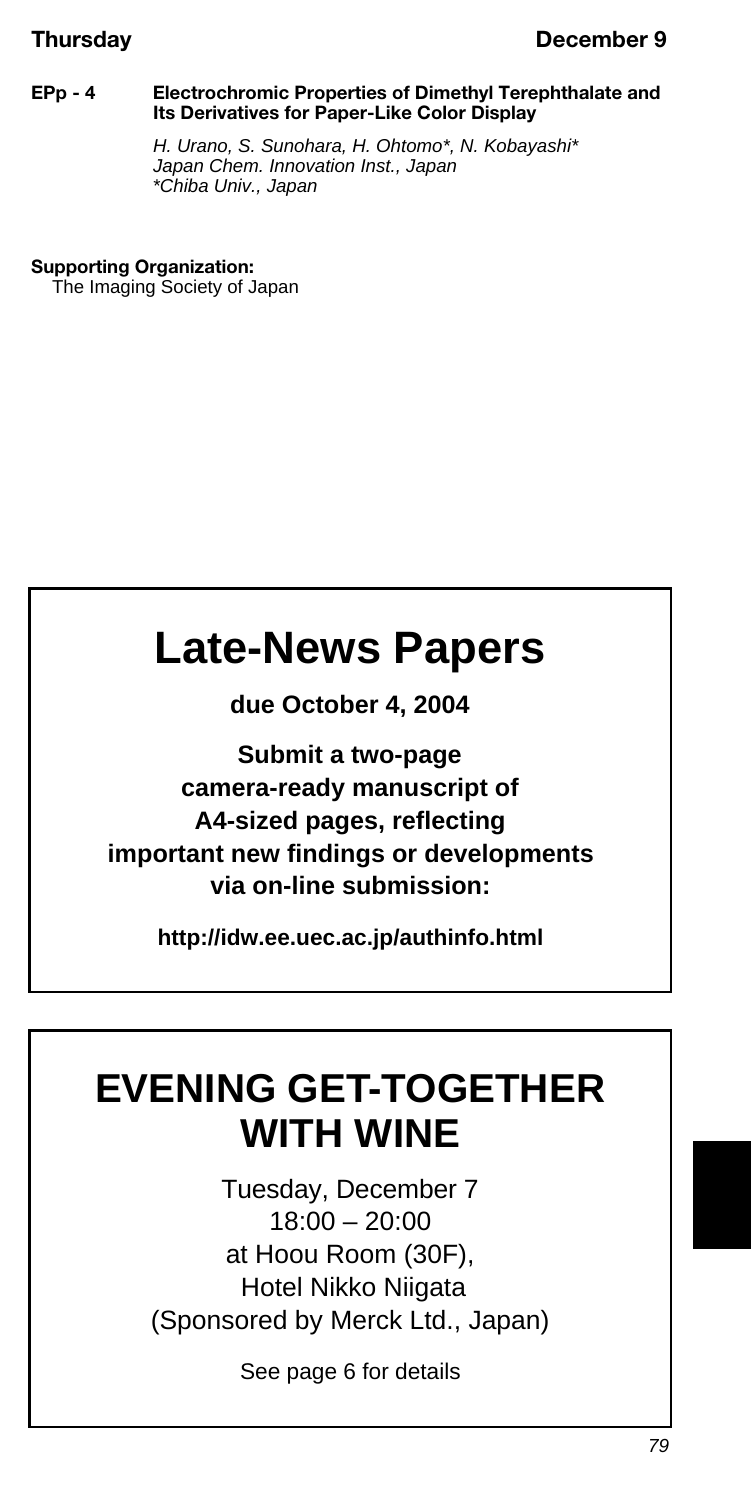**EPp - 4** **Electrochromic Properties of Dimethyl Terephthalate and Its Derivatives for Paper-Like Color Display**

*H. Urano, S. Sunohara, H. Ohtomo\*, N. Kobayashi\**
*Japan Chem. Innovation Inst., Japan*
*\*Chiba Univ., Japan*

**Supporting Organization:**
The Imaging Society of Japan

# Late-News Papers

**due October 4, 2004**

**Submit a two-page camera-ready manuscript of A4-sized pages, reflecting important new findings or developments via on-line submission:**

**http://idw.ee.uec.ac.jp/authinfo.html**

# EVENING GET-TOGETHER WITH WINE

Tuesday, December 7
18:00 – 20:00
at Hoou Room (30F),
Hotel Nikko Niigata
(Sponsored by Merck Ltd., Japan)

See page 6 for details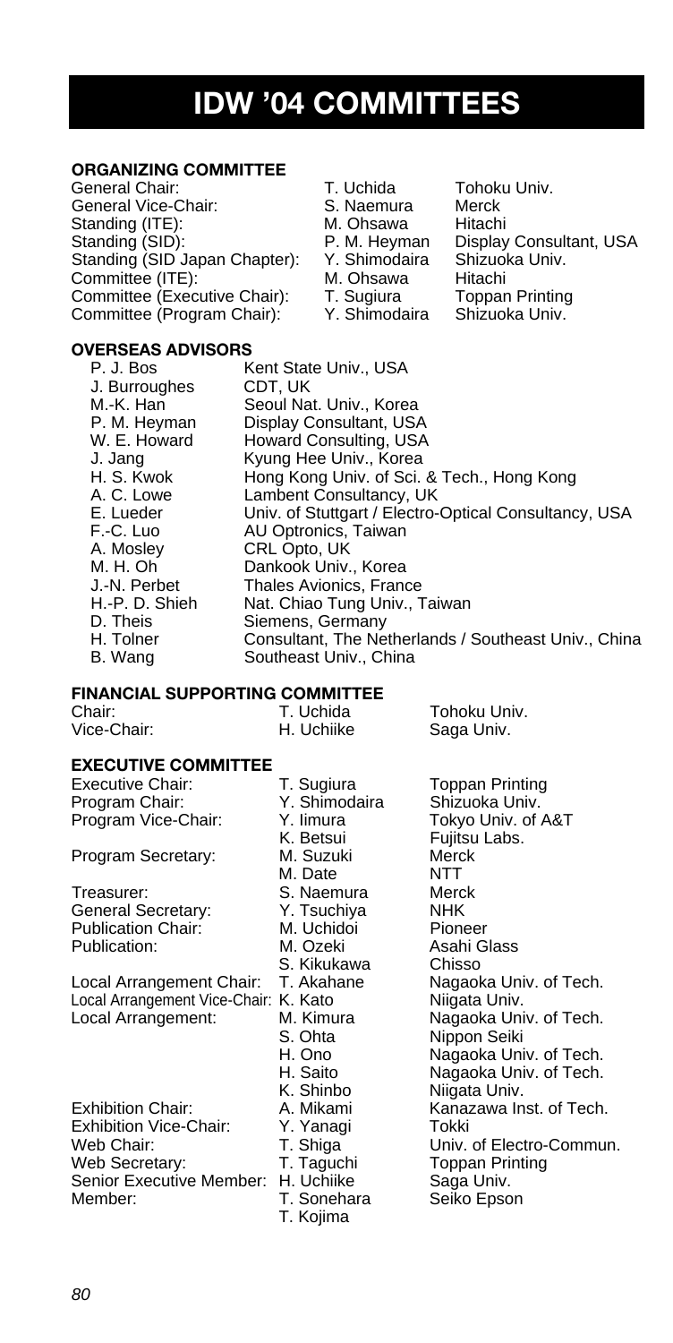# IDW '04 COMMITTEES

## ORGANIZING COMMITTEE

| | | |
|---|---|---|
| General Chair: | T. Uchida | Tohoku Univ. |
| General Vice-Chair: | S. Naemura | Merck |
| Standing (ITE): | M. Ohsawa | Hitachi |
| Standing (SID): | P. M. Heyman | Display Consultant, USA |
| Standing (SID Japan Chapter): | Y. Shimodaira | Shizuoka Univ. |
| Committee (ITE): | M. Ohsawa | Hitachi |
| Committee (Executive Chair): | T. Sugiura | Toppan Printing |
| Committee (Program Chair): | Y. Shimodaira | Shizuoka Univ. |

## OVERSEAS ADVISORS

| | |
|---|---|
| P. J. Bos | Kent State Univ., USA |
| J. Burroughes | CDT, UK |
| M.-K. Han | Seoul Nat. Univ., Korea |
| P. M. Heyman | Display Consultant, USA |
| W. E. Howard | Howard Consulting, USA |
| J. Jang | Kyung Hee Univ., Korea |
| H. S. Kwok | Hong Kong Univ. of Sci. & Tech., Hong Kong |
| A. C. Lowe | Lambent Consultancy, UK |
| E. Lueder | Univ. of Stuttgart / Electro-Optical Consultancy, USA |
| F.-C. Luo | AU Optronics, Taiwan |
| A. Mosley | CRL Opto, UK |
| M. H. Oh | Dankook Univ., Korea |
| J.-N. Perbet | Thales Avionics, France |
| H.-P. D. Shieh | Nat. Chiao Tung Univ., Taiwan |
| D. Theis | Siemens, Germany |
| H. Tolner | Consultant, The Netherlands / Southeast Univ., China |
| B. Wang | Southeast Univ., China |

## FINANCIAL SUPPORTING COMMITTEE

| | | |
|---|---|---|
| Chair: | T. Uchida | Tohoku Univ. |
| Vice-Chair: | H. Uchiike | Saga Univ. |

## EXECUTIVE COMMITTEE

| | | |
|---|---|---|
| Executive Chair: | T. Sugiura | Toppan Printing |
| Program Chair: | Y. Shimodaira | Shizuoka Univ. |
| Program Vice-Chair: | Y. Iimura | Tokyo Univ. of A&T |
| | K. Betsui | Fujitsu Labs. |
| Program Secretary: | M. Suzuki | Merck |
| | M. Date | NTT |
| Treasurer: | S. Naemura | Merck |
| General Secretary: | Y. Tsuchiya | NHK |
| Publication Chair: | M. Uchidoi | Pioneer |
| Publication: | M. Ozeki | Asahi Glass |
| | S. Kikukawa | Chisso |
| Local Arrangement Chair: | T. Akahane | Nagaoka Univ. of Tech. |
| Local Arrangement Vice-Chair: | K. Kato | Niigata Univ. |
| Local Arrangement: | M. Kimura | Nagaoka Univ. of Tech. |
| | S. Ohta | Nippon Seiki |
| | H. Ono | Nagaoka Univ. of Tech. |
| | H. Saito | Nagaoka Univ. of Tech. |
| | K. Shinbo | Niigata Univ. |
| Exhibition Chair: | A. Mikami | Kanazawa Inst. of Tech. |
| Exhibition Vice-Chair: | Y. Yanagi | Tokki |
| Web Chair: | T. Shiga | Univ. of Electro-Commun. |
| Web Secretary: | T. Taguchi | Toppan Printing |
| Senior Executive Member: | H. Uchiike | Saga Univ. |
| Member: | T. Sonehara | Seiko Epson |
| | T. Kojima | |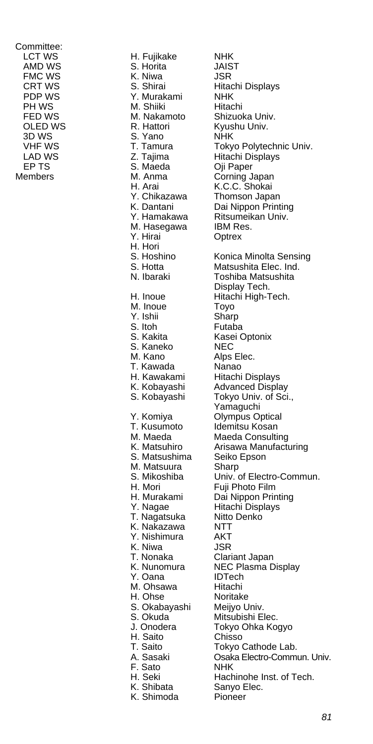| Committee: | | |
|---|---|---|
| LCT WS | H. Fujikake | NHK |
| AMD WS | S. Horita | JAIST |
| FMC WS | K. Niwa | JSR |
| CRT WS | S. Shirai | Hitachi Displays |
| PDP WS | Y. Murakami | NHK |
| PH WS | M. Shiiki | Hitachi |
| FED WS | M. Nakamoto | Shizuoka Univ. |
| OLED WS | R. Hattori | Kyushu Univ. |
| 3D WS | S. Yano | NHK |
| VHF WS | T. Tamura | Tokyo Polytechnic Univ. |
| LAD WS | Z. Tajima | Hitachi Displays |
| EP TS | S. Maeda | Oji Paper |
| Members | M. Anma | Corning Japan |
| | H. Arai | K.C.C. Shokai |
| | Y. Chikazawa | Thomson Japan |
| | K. Dantani | Dai Nippon Printing |
| | Y. Hamakawa | Ritsumeikan Univ. |
| | M. Hasegawa | IBM Res. |
| | Y. Hirai | Optrex |
| | H. Hori | |
| | S. Hoshino | Konica Minolta Sensing |
| | S. Hotta | Matsushita Elec. Ind. |
| | N. Ibaraki | Toshiba Matsushita Display Tech. |
| | H. Inoue | Hitachi High-Tech. |
| | M. Inoue | Toyo |
| | Y. Ishii | Sharp |
| | S. Itoh | Futaba |
| | S. Kakita | Kasei Optonix |
| | S. Kaneko | NEC |
| | M. Kano | Alps Elec. |
| | T. Kawada | Nanao |
| | H. Kawakami | Hitachi Displays |
| | K. Kobayashi | Advanced Display |
| | S. Kobayashi | Tokyo Univ. of Sci., Yamaguchi |
| | Y. Komiya | Olympus Optical |
| | T. Kusumoto | Idemitsu Kosan |
| | M. Maeda | Maeda Consulting |
| | K. Matsuhiro | Arisawa Manufacturing |
| | S. Matsushima | Seiko Epson |
| | M. Matsuura | Sharp |
| | S. Mikoshiba | Univ. of Electro-Commun. |
| | H. Mori | Fuji Photo Film |
| | H. Murakami | Dai Nippon Printing |
| | Y. Nagae | Hitachi Displays |
| | T. Nagatsuka | Nitto Denko |
| | K. Nakazawa | NTT |
| | Y. Nishimura | AKT |
| | K. Niwa | JSR |
| | T. Nonaka | Clariant Japan |
| | K. Nunomura | NEC Plasma Display |
| | Y. Oana | IDTech |
| | M. Ohsawa | Hitachi |
| | H. Ohse | Noritake |
| | S. Okabayashi | Meijyo Univ. |
| | S. Okuda | Mitsubishi Elec. |
| | J. Onodera | Tokyo Ohka Kogyo |
| | H. Saito | Chisso |
| | T. Saito | Tokyo Cathode Lab. |
| | A. Sasaki | Osaka Electro-Commun. Univ. |
| | F. Sato | NHK |
| | H. Seki | Hachinohe Inst. of Tech. |
| | K. Shibata | Sanyo Elec. |
| | K. Shimoda | Pioneer |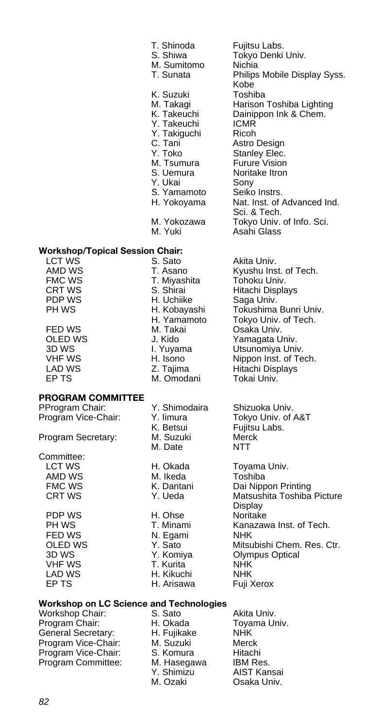| | | |
|---|---|---|
| | T. Shinoda | Fujitsu Labs. |
| | S. Shiwa | Tokyo Denki Univ. |
| | M. Sumitomo | Nichia |
| | T. Sunata | Philips Mobile Display Syss. Kobe |
| | K. Suzuki | Toshiba |
| | M. Takagi | Harison Toshiba Lighting |
| | K. Takeuchi | Dainippon Ink & Chem. |
| | Y. Takeuchi | ICMR |
| | Y. Takiguchi | Ricoh |
| | C. Tani | Astro Design |
| | Y. Toko | Stanley Elec. |
| | M. Tsumura | Furure Vision |
| | S. Uemura | Noritake Itron |
| | Y. Ukai | Sony |
| | S. Yamamoto | Seiko Instrs. |
| | H. Yokoyama | Nat. Inst. of Advanced Ind. Sci. & Tech. |
| | M. Yokozawa | Tokyo Univ. of Info. Sci. |
| | M. Yuki | Asahi Glass |

**Workshop/Topical Session Chair:**

| | | |
|---|---|---|
| LCT WS | S. Sato | Akita Univ. |
| AMD WS | T. Asano | Kyushu Inst. of Tech. |
| FMC WS | T. Miyashita | Tohoku Univ. |
| CRT WS | S. Shirai | Hitachi Displays |
| PDP WS | H. Uchiike | Saga Univ. |
| PH WS | H. Kobayashi | Tokushima Bunri Univ. |
| | H. Yamamoto | Tokyo Univ. of Tech. |
| FED WS | M. Takai | Osaka Univ. |
| OLED WS | J. Kido | Yamagata Univ. |
| 3D WS | I. Yuyama | Utsunomiya Univ. |
| VHF WS | H. Isono | Nippon Inst. of Tech. |
| LAD WS | Z. Tajima | Hitachi Displays |
| EP TS | M. Omodani | Tokai Univ. |

**PROGRAM COMMITTEE**

| | | |
|---|---|---|
| PProgram Chair: | Y. Shimodaira | Shizuoka Univ. |
| Program Vice-Chair: | Y. Iimura | Tokyo Univ. of A&T |
| | K. Betsui | Fujitsu Labs. |
| Program Secretary: | M. Suzuki | Merck |
| | M. Date | NTT |
| Committee: | | |
| LCT WS | H. Okada | Toyama Univ. |
| AMD WS | M. Ikeda | Toshiba |
| FMC WS | K. Dantani | Dai Nippon Printing |
| CRT WS | Y. Ueda | Matsushita Toshiba Picture Display |
| PDP WS | H. Ohse | Noritake |
| PH WS | T. Minami | Kanazawa Inst. of Tech. |
| FED WS | N. Egami | NHK |
| OLED WS | Y. Sato | Mitsubishi Chem. Res. Ctr. |
| 3D WS | Y. Komiya | Olympus Optical |
| VHF WS | T. Kurita | NHK |
| LAD WS | H. Kikuchi | NHK |
| EP TS | H. Arisawa | Fuji Xerox |

**Workshop on LC Science and Technologies**

| | | |
|---|---|---|
| Workshop Chair: | S. Sato | Akita Univ. |
| Program Chair: | H. Okada | Toyama Univ. |
| General Secretary: | H. Fujikake | NHK |
| Program Vice-Chair: | M. Suzuki | Merck |
| Program Vice-Chair: | S. Komura | Hitachi |
| Program Committee: | M. Hasegawa | IBM Res. |
| | Y. Shimizu | AIST Kansai |
| | M. Ozaki | Osaka Univ. |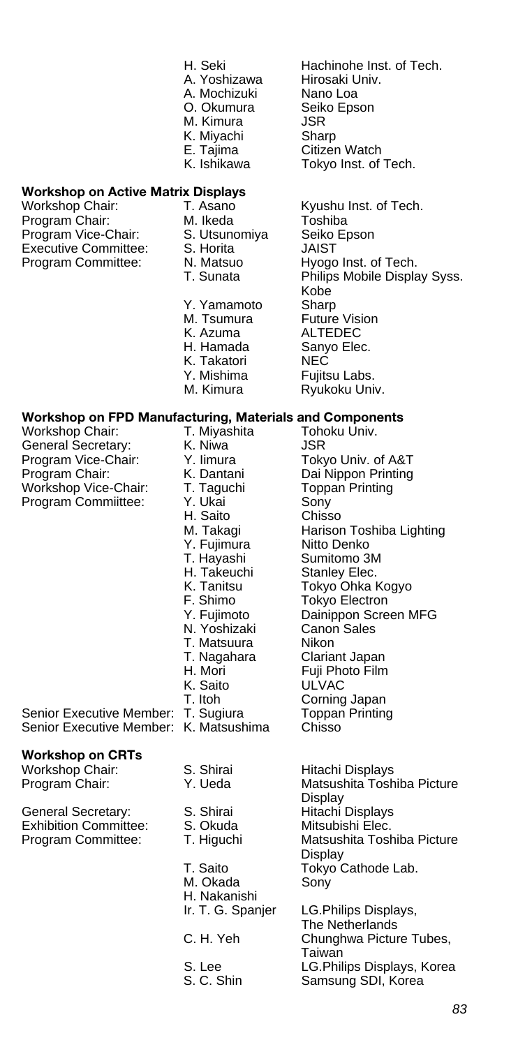| | | |
|---|---|---|
| | H. Seki | Hachinohe Inst. of Tech. |
| | A. Yoshizawa | Hirosaki Univ. |
| | A. Mochizuki | Nano Loa |
| | O. Okumura | Seiko Epson |
| | M. Kimura | JSR |
| | K. Miyachi | Sharp |
| | E. Tajima | Citizen Watch |
| | K. Ishikawa | Tokyo Inst. of Tech. |

**Workshop on Active Matrix Displays**

| | | |
|---|---|---|
| Workshop Chair: | T. Asano | Kyushu Inst. of Tech. |
| Program Chair: | M. Ikeda | Toshiba |
| Program Vice-Chair: | S. Utsunomiya | Seiko Epson |
| Executive Committee: | S. Horita | JAIST |
| Program Committee: | N. Matsuo | Hyogo Inst. of Tech. |
| | T. Sunata | Philips Mobile Display Syss. Kobe |
| | Y. Yamamoto | Sharp |
| | M. Tsumura | Future Vision |
| | K. Azuma | ALTEDEC |
| | H. Hamada | Sanyo Elec. |
| | K. Takatori | NEC |
| | Y. Mishima | Fujitsu Labs. |
| | M. Kimura | Ryukoku Univ. |

**Workshop on FPD Manufacturing, Materials and Components**

| | | |
|---|---|---|
| Workshop Chair: | T. Miyashita | Tohoku Univ. |
| General Secretary: | K. Niwa | JSR |
| Program Vice-Chair: | Y. Iimura | Tokyo Univ. of A&T |
| Program Chair: | K. Dantani | Dai Nippon Printing |
| Workshop Vice-Chair: | T. Taguchi | Toppan Printing |
| Program Commiittee: | Y. Ukai | Sony |
| | H. Saito | Chisso |
| | M. Takagi | Harison Toshiba Lighting |
| | Y. Fujimura | Nitto Denko |
| | T. Hayashi | Sumitomo 3M |
| | H. Takeuchi | Stanley Elec. |
| | K. Tanitsu | Tokyo Ohka Kogyo |
| | F. Shimo | Tokyo Electron |
| | Y. Fujimoto | Dainippon Screen MFG |
| | N. Yoshizaki | Canon Sales |
| | T. Matsuura | Nikon |
| | T. Nagahara | Clariant Japan |
| | H. Mori | Fuji Photo Film |
| | K. Saito | ULVAC |
| | T. Itoh | Corning Japan |
| Senior Executive Member: | T. Sugiura | Toppan Printing |
| Senior Executive Member: | K. Matsushima | Chisso |

**Workshop on CRTs**

| | | |
|---|---|---|
| Workshop Chair: | S. Shirai | Hitachi Displays |
| Program Chair: | Y. Ueda | Matsushita Toshiba Picture Display |
| General Secretary: | S. Shirai | Hitachi Displays |
| Exhibition Committee: | S. Okuda | Mitsubishi Elec. |
| Program Committee: | T. Higuchi | Matsushita Toshiba Picture Display |
| | T. Saito | Tokyo Cathode Lab. |
| | M. Okada | Sony |
| | H. Nakanishi | |
| | Ir. T. G. Spanjer | LG.Philips Displays, The Netherlands |
| | C. H. Yeh | Chunghwa Picture Tubes, Taiwan |
| | S. Lee | LG.Philips Displays, Korea |
| | S. C. Shin | Samsung SDI, Korea |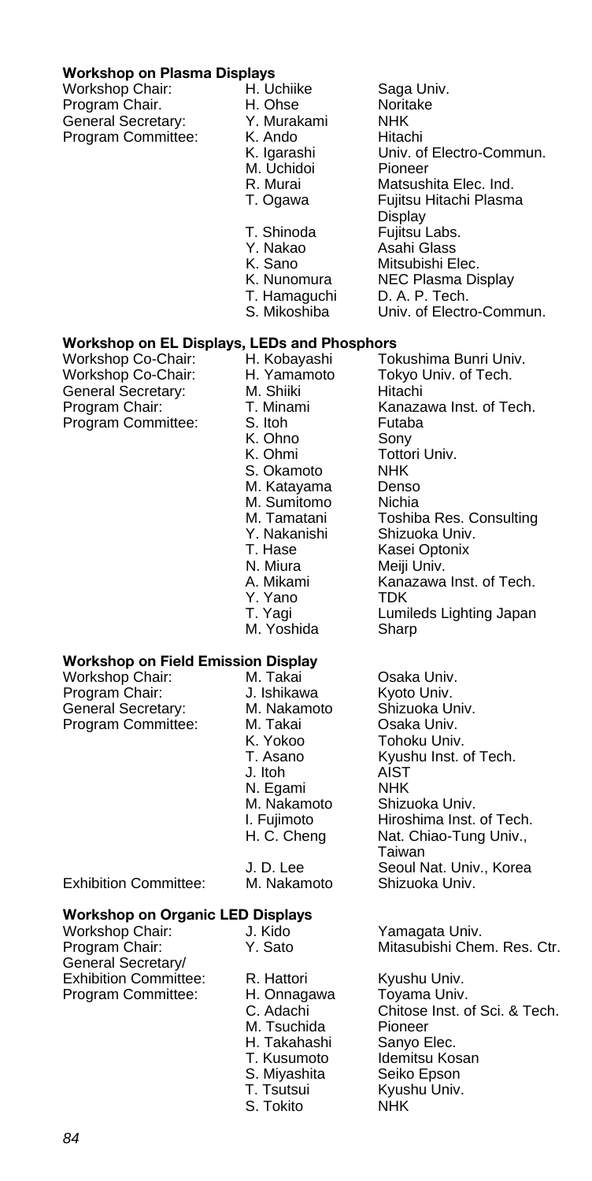### Workshop on Plasma Displays

| | | |
|---|---|---|
| Workshop Chair: | H. Uchiike | Saga Univ. |
| Program Chair. | H. Ohse | Noritake |
| General Secretary: | Y. Murakami | NHK |
| Program Committee: | K. Ando | Hitachi |
| | K. Igarashi | Univ. of Electro-Commun. |
| | M. Uchidoi | Pioneer |
| | R. Murai | Matsushita Elec. Ind. |
| | T. Ogawa | Fujitsu Hitachi Plasma Display |
| | T. Shinoda | Fujitsu Labs. |
| | Y. Nakao | Asahi Glass |
| | K. Sano | Mitsubishi Elec. |
| | K. Nunomura | NEC Plasma Display |
| | T. Hamaguchi | D. A. P. Tech. |
| | S. Mikoshiba | Univ. of Electro-Commun. |

### Workshop on EL Displays, LEDs and Phosphors

| | | |
|---|---|---|
| Workshop Co-Chair: | H. Kobayashi | Tokushima Bunri Univ. |
| Workshop Co-Chair: | H. Yamamoto | Tokyo Univ. of Tech. |
| General Secretary: | M. Shiiki | Hitachi |
| Program Chair: | T. Minami | Kanazawa Inst. of Tech. |
| Program Committee: | S. Itoh | Futaba |
| | K. Ohno | Sony |
| | K. Ohmi | Tottori Univ. |
| | S. Okamoto | NHK |
| | M. Katayama | Denso |
| | M. Sumitomo | Nichia |
| | M. Tamatani | Toshiba Res. Consulting |
| | Y. Nakanishi | Shizuoka Univ. |
| | T. Hase | Kasei Optonix |
| | N. Miura | Meiji Univ. |
| | A. Mikami | Kanazawa Inst. of Tech. |
| | Y. Yano | TDK |
| | T. Yagi | Lumileds Lighting Japan |
| | M. Yoshida | Sharp |

### Workshop on Field Emission Display

| | | |
|---|---|---|
| Workshop Chair: | M. Takai | Osaka Univ. |
| Program Chair: | J. Ishikawa | Kyoto Univ. |
| General Secretary: | M. Nakamoto | Shizuoka Univ. |
| Program Committee: | M. Takai | Osaka Univ. |
| | K. Yokoo | Tohoku Univ. |
| | T. Asano | Kyushu Inst. of Tech. |
| | J. Itoh | AIST |
| | N. Egami | NHK |
| | M. Nakamoto | Shizuoka Univ. |
| | I. Fujimoto | Hiroshima Inst. of Tech. |
| | H. C. Cheng | Nat. Chiao-Tung Univ., Taiwan |
| | J. D. Lee | Seoul Nat. Univ., Korea |
| Exhibition Committee: | M. Nakamoto | Shizuoka Univ. |

### Workshop on Organic LED Displays

| | | |
|---|---|---|
| Workshop Chair: | J. Kido | Yamagata Univ. |
| Program Chair: | Y. Sato | Mitasubishi Chem. Res. Ctr. |
| General Secretary/ Exhibition Committee: | R. Hattori | Kyushu Univ. |
| Program Committee: | H. Onnagawa | Toyama Univ. |
| | C. Adachi | Chitose Inst. of Sci. & Tech. |
| | M. Tsuchida | Pioneer |
| | H. Takahashi | Sanyo Elec. |
| | T. Kusumoto | Idemitsu Kosan |
| | S. Miyashita | Seiko Epson |
| | T. Tsutsui | Kyushu Univ. |
| | S. Tokito | NHK |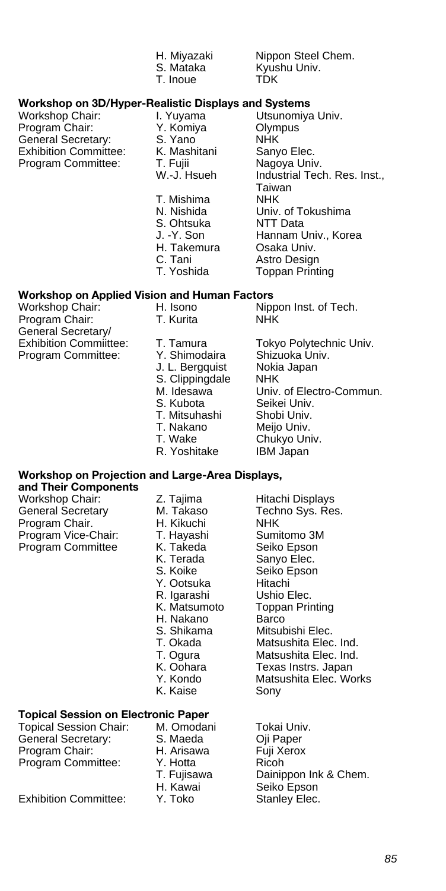| | | |
|---|---|---|
| | H. Miyazaki | Nippon Steel Chem. |
| | S. Mataka | Kyushu Univ. |
| | T. Inoue | TDK |

**Workshop on 3D/Hyper-Realistic Displays and Systems**

| | | |
|---|---|---|
| Workshop Chair: | I. Yuyama | Utsunomiya Univ. |
| Program Chair: | Y. Komiya | Olympus |
| General Secretary: | S. Yano | NHK |
| Exhibition Committee: | K. Mashitani | Sanyo Elec. |
| Program Committee: | T. Fujii | Nagoya Univ. |
| | W.-J. Hsueh | Industrial Tech. Res. Inst., Taiwan |
| | T. Mishima | NHK |
| | N. Nishida | Univ. of Tokushima |
| | S. Ohtsuka | NTT Data |
| | J. -Y. Son | Hannam Univ., Korea |
| | H. Takemura | Osaka Univ. |
| | C. Tani | Astro Design |
| | T. Yoshida | Toppan Printing |

**Workshop on Applied Vision and Human Factors**

| | | |
|---|---|---|
| Workshop Chair: | H. Isono | Nippon Inst. of Tech. |
| Program Chair: | T. Kurita | NHK |
| General Secretary/ Exhibition Commiittee: | T. Tamura | Tokyo Polytechnic Univ. |
| Program Committee: | Y. Shimodaira | Shizuoka Univ. |
| | J. L. Bergquist | Nokia Japan |
| | S. Clippingdale | NHK |
| | M. Idesawa | Univ. of Electro-Commun. |
| | S. Kubota | Seikei Univ. |
| | T. Mitsuhashi | Shobi Univ. |
| | T. Nakano | Meijo Univ. |
| | T. Wake | Chukyo Univ. |
| | R. Yoshitake | IBM Japan |

**Workshop on Projection and Large-Area Displays, and Their Components**

| | | |
|---|---|---|
| Workshop Chair: | Z. Tajima | Hitachi Displays |
| General Secretary | M. Takaso | Techno Sys. Res. |
| Program Chair. | H. Kikuchi | NHK |
| Program Vice-Chair: | T. Hayashi | Sumitomo 3M |
| Program Committee | K. Takeda | Seiko Epson |
| | K. Terada | Sanyo Elec. |
| | S. Koike | Seiko Epson |
| | Y. Ootsuka | Hitachi |
| | R. Igarashi | Ushio Elec. |
| | K. Matsumoto | Toppan Printing |
| | H. Nakano | Barco |
| | S. Shikama | Mitsubishi Elec. |
| | T. Okada | Matsushita Elec. Ind. |
| | T. Ogura | Matsushita Elec. Ind. |
| | K. Oohara | Texas Instrs. Japan |
| | Y. Kondo | Matsushita Elec. Works |
| | K. Kaise | Sony |

**Topical Session on Electronic Paper**

| | | |
|---|---|---|
| Topical Session Chair: | M. Omodani | Tokai Univ. |
| General Secretary: | S. Maeda | Oji Paper |
| Program Chair: | H. Arisawa | Fuji Xerox |
| Program Committee: | Y. Hotta | Ricoh |
| | T. Fujisawa | Dainippon Ink & Chem. |
| | H. Kawai | Seiko Epson |
| Exhibition Committee: | Y. Toko | Stanley Elec. |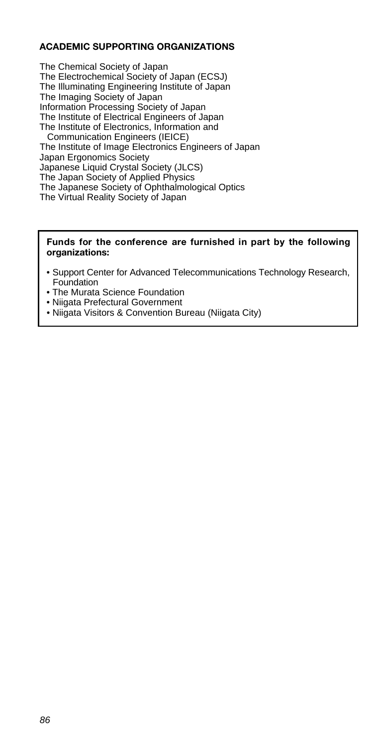## ACADEMIC SUPPORTING ORGANIZATIONS

The Chemical Society of Japan
The Electrochemical Society of Japan (ECSJ)
The Illuminating Engineering Institute of Japan
The Imaging Society of Japan
Information Processing Society of Japan
The Institute of Electrical Engineers of Japan
The Institute of Electronics, Information and Communication Engineers (IEICE)
The Institute of Image Electronics Engineers of Japan
Japan Ergonomics Society
Japanese Liquid Crystal Society (JLCS)
The Japan Society of Applied Physics
The Japanese Society of Ophthalmological Optics
The Virtual Reality Society of Japan

**Funds for the conference are furnished in part by the following organizations:**

- Support Center for Advanced Telecommunications Technology Research, Foundation
- The Murata Science Foundation
- Niigata Prefectural Government
- Niigata Visitors & Convention Bureau (Niigata City)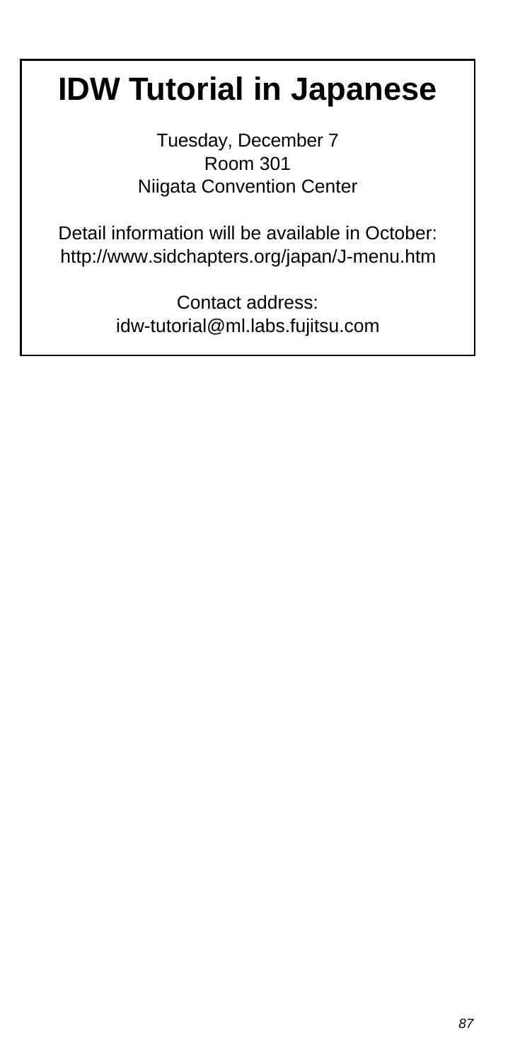# IDW Tutorial in Japanese

Tuesday, December 7
Room 301
Niigata Convention Center

Detail information will be available in October:
http://www.sidchapters.org/japan/J-menu.htm

Contact address:
idw-tutorial@ml.labs.fujitsu.com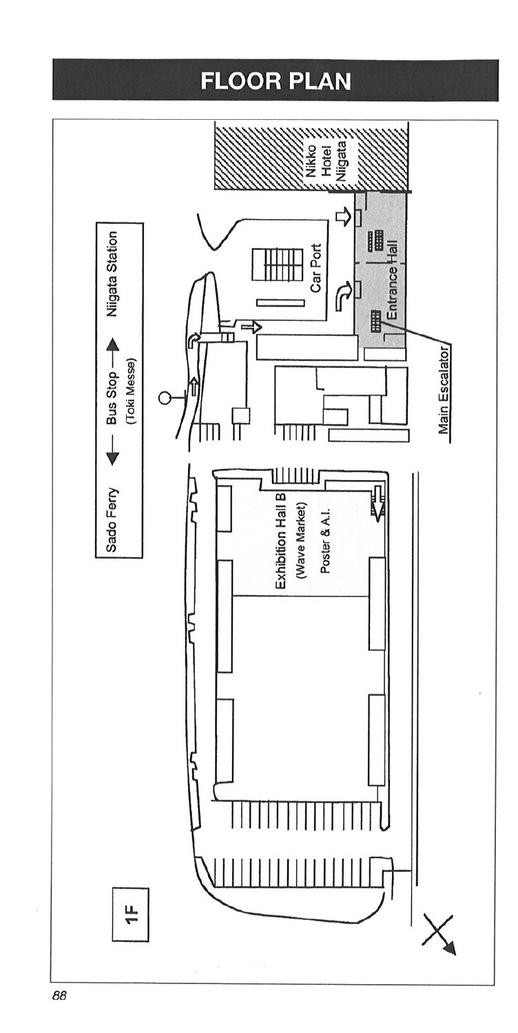# FLOOR PLAN

1F

Sado Ferry ← Bus Stop (Toki Messe) → Niigata Station

Nikko Hotel Niigata

Car Port

Entrance Hall

Main Escalator

Exhibition Hall B (Wave Market) Poster & A.I.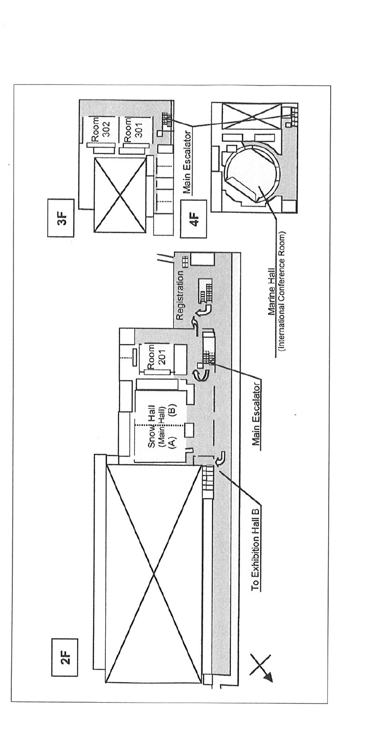2F

3F

4F

Room 302

Room 301

Main Escalator

Marine Hall
(International Conference Room)

Registration

Room 201

Snow Hall
(Main Hall)
(A) (B)

Main Escalator

To Exhibition Hall B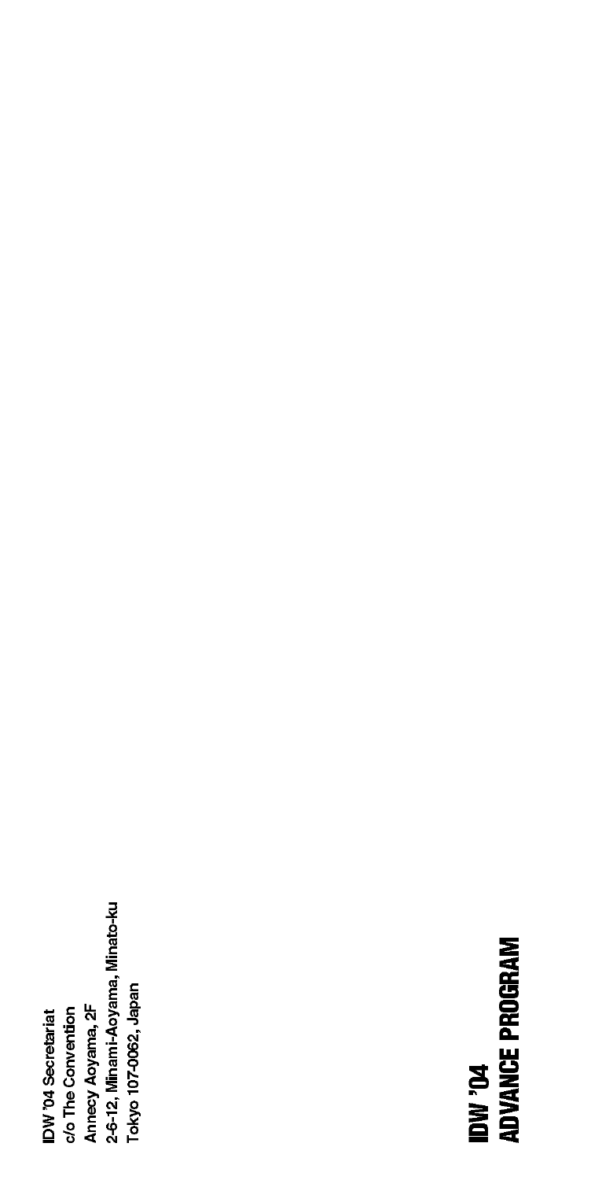IDW '04 Secretariat
c/o The Convention
Annecy Aoyama, 2F
2-6-12, Minami-Aoyama, Minato-ku
Tokyo 107-0062, Japan

# IDW '04
# ADVANCE PROGRAM